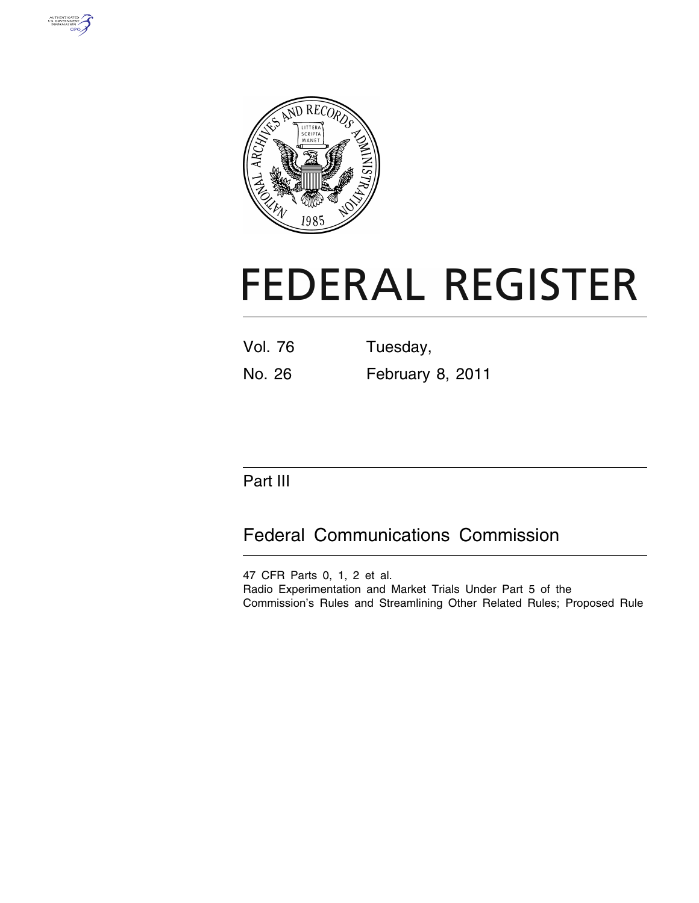# FEDERAL REGISTER

Vol. 76 Tuesday,

No. 26 February 8, 2011

## Part III

## Federal Communications Commission

47 CFR Parts 0, 1, 2 et al.

Radio Experimentation and Market Trials Under Part 5 of the Commission's Rules and Streamlining Other Related Rules; Proposed Rule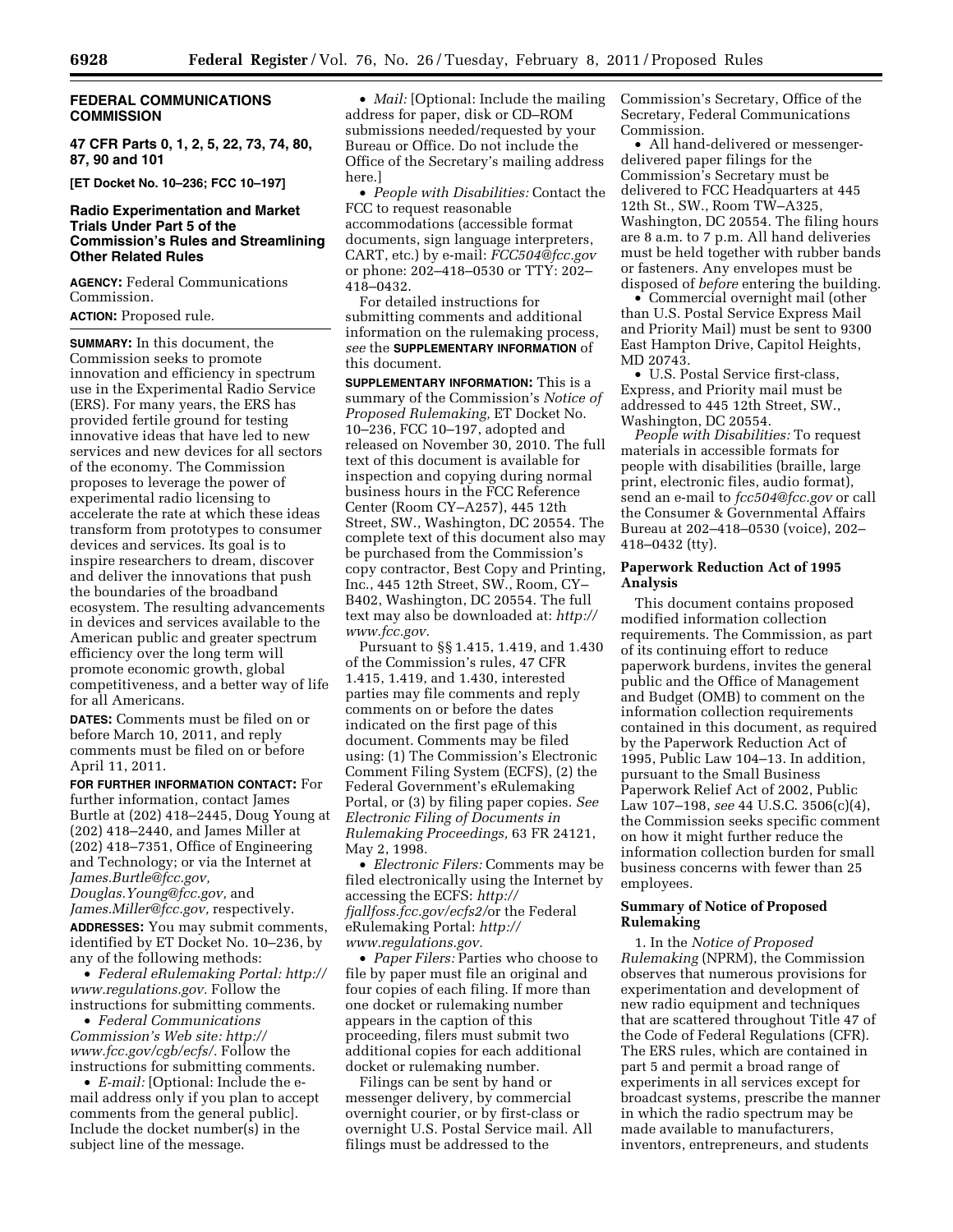**FEDERAL COMMUNICATIONS COMMISSION**

**47 CFR Parts 0, 1, 2, 5, 22, 73, 74, 80, 87, 90 and 101**

**[ET Docket No. 10–236; FCC 10–197]**

## Radio Experimentation and Market Trials Under Part 5 of the Commission's Rules and Streamlining Other Related Rules

**AGENCY:** Federal Communications Commission.

**ACTION:** Proposed rule.

**SUMMARY:** In this document, the Commission seeks to promote innovation and efficiency in spectrum use in the Experimental Radio Service (ERS). For many years, the ERS has provided fertile ground for testing innovative ideas that have led to new services and new devices for all sectors of the economy. The Commission proposes to leverage the power of experimental radio licensing to accelerate the rate at which these ideas transform from prototypes to consumer devices and services. Its goal is to inspire researchers to dream, discover and deliver the innovations that push the boundaries of the broadband ecosystem. The resulting advancements in devices and services available to the American public and greater spectrum efficiency over the long term will promote economic growth, global competitiveness, and a better way of life for all Americans.

**DATES:** Comments must be filed on or before March 10, 2011, and reply comments must be filed on or before April 11, 2011.

**FOR FURTHER INFORMATION CONTACT:** For further information, contact James Burtle at (202) 418–2445, Doug Young at (202) 418–2440, and James Miller at (202) 418–7351, Office of Engineering and Technology; or via the Internet at *James.Burtle@fcc.gov, Douglas.Young@fcc.gov,* and *James.Miller@fcc.gov,* respectively.

**ADDRESSES:** You may submit comments, identified by ET Docket No. 10–236, by any of the following methods:

- *Federal eRulemaking Portal: http://www.regulations.gov.* Follow the instructions for submitting comments.
- *Federal Communications Commission's Web site: http://www.fcc.gov/cgb/ecfs/.* Follow the instructions for submitting comments.
- *E-mail:* [Optional: Include the e-mail address only if you plan to accept comments from the general public]. Include the docket number(s) in the subject line of the message.
- *Mail:* [Optional: Include the mailing address for paper, disk or CD–ROM submissions needed/requested by your Bureau or Office. Do not include the Office of the Secretary's mailing address here.]
- *People with Disabilities:* Contact the FCC to request reasonable accommodations (accessible format documents, sign language interpreters, CART, etc.) by e-mail: *FCC504@fcc.gov* or phone: 202–418–0530 or TTY: 202–418–0432.

For detailed instructions for submitting comments and additional information on the rulemaking process, *see* the **SUPPLEMENTARY INFORMATION** of this document.

**SUPPLEMENTARY INFORMATION:** This is a summary of the Commission's *Notice of Proposed Rulemaking,* ET Docket No. 10–236, FCC 10–197, adopted and released on November 30, 2010. The full text of this document is available for inspection and copying during normal business hours in the FCC Reference Center (Room CY–A257), 445 12th Street, SW., Washington, DC 20554. The complete text of this document also may be purchased from the Commission's copy contractor, Best Copy and Printing, Inc., 445 12th Street, SW., Room, CY–B402, Washington, DC 20554. The full text may also be downloaded at: *http://www.fcc.gov.*

Pursuant to §§ 1.415, 1.419, and 1.430 of the Commission's rules, 47 CFR 1.415, 1.419, and 1.430, interested parties may file comments and reply comments on or before the dates indicated on the first page of this document. Comments may be filed using: (1) The Commission's Electronic Comment Filing System (ECFS), (2) the Federal Government's eRulemaking Portal, or (3) by filing paper copies. *See Electronic Filing of Documents in Rulemaking Proceedings,* 63 FR 24121, May 2, 1998.

- *Electronic Filers:* Comments may be filed electronically using the Internet by accessing the ECFS: *http://fjallfoss.fcc.gov/ecfs2/*or the Federal eRulemaking Portal: *http://www.regulations.gov.*
- *Paper Filers:* Parties who choose to file by paper must file an original and four copies of each filing. If more than one docket or rulemaking number appears in the caption of this proceeding, filers must submit two additional copies for each additional docket or rulemaking number.

Filings can be sent by hand or messenger delivery, by commercial overnight courier, or by first-class or overnight U.S. Postal Service mail. All filings must be addressed to the Commission's Secretary, Office of the Secretary, Federal Communications Commission.

- All hand-delivered or messenger-delivered paper filings for the Commission's Secretary must be delivered to FCC Headquarters at 445 12th St., SW., Room TW–A325, Washington, DC 20554. The filing hours are 8 a.m. to 7 p.m. All hand deliveries must be held together with rubber bands or fasteners. Any envelopes must be disposed of *before* entering the building.
- Commercial overnight mail (other than U.S. Postal Service Express Mail and Priority Mail) must be sent to 9300 East Hampton Drive, Capitol Heights, MD 20743.
- U.S. Postal Service first-class, Express, and Priority mail must be addressed to 445 12th Street, SW., Washington, DC 20554.

*People with Disabilities:* To request materials in accessible formats for people with disabilities (braille, large print, electronic files, audio format), send an e-mail to *fcc504@fcc.gov* or call the Consumer & Governmental Affairs Bureau at 202–418–0530 (voice), 202–418–0432 (tty).

### Paperwork Reduction Act of 1995 Analysis

This document contains proposed modified information collection requirements. The Commission, as part of its continuing effort to reduce paperwork burdens, invites the general public and the Office of Management and Budget (OMB) to comment on the information collection requirements contained in this document, as required by the Paperwork Reduction Act of 1995, Public Law 104–13. In addition, pursuant to the Small Business Paperwork Relief Act of 2002, Public Law 107–198, *see* 44 U.S.C. 3506(c)(4), the Commission seeks specific comment on how it might further reduce the information collection burden for small business concerns with fewer than 25 employees.

### Summary of Notice of Proposed Rulemaking

1. In the *Notice of Proposed Rulemaking* (NPRM), the Commission observes that numerous provisions for experimentation and development of new radio equipment and techniques that are scattered throughout Title 47 of the Code of Federal Regulations (CFR). The ERS rules, which are contained in part 5 and permit a broad range of experiments in all services except for broadcast systems, prescribe the manner in which the radio spectrum may be made available to manufacturers, inventors, entrepreneurs, and students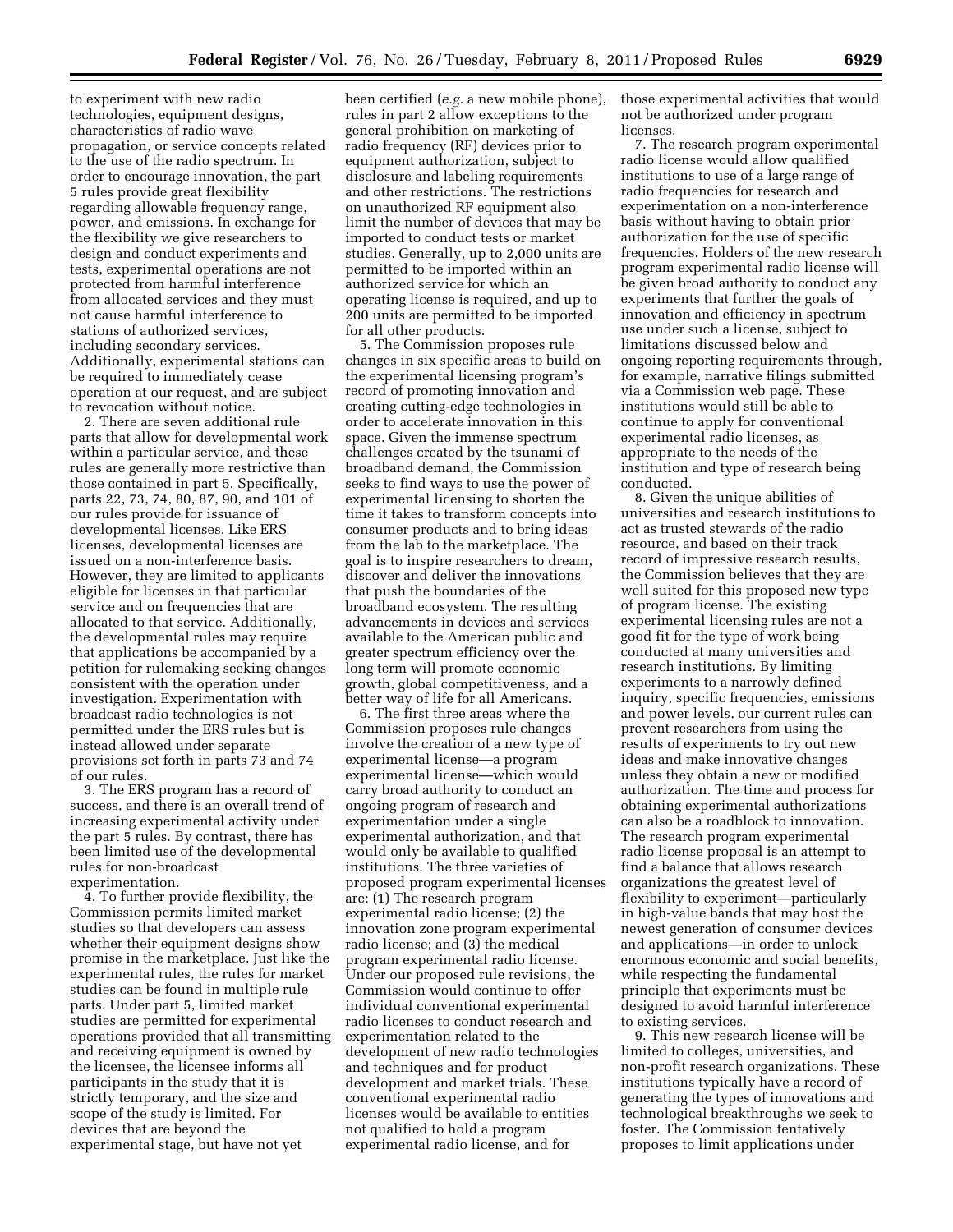to experiment with new radio technologies, equipment designs, characteristics of radio wave propagation, or service concepts related to the use of the radio spectrum. In order to encourage innovation, the part 5 rules provide great flexibility regarding allowable frequency range, power, and emissions. In exchange for the flexibility we give researchers to design and conduct experiments and tests, experimental operations are not protected from harmful interference from allocated services and they must not cause harmful interference to stations of authorized services, including secondary services. Additionally, experimental stations can be required to immediately cease operation at our request, and are subject to revocation without notice.

2. There are seven additional rule parts that allow for developmental work within a particular service, and these rules are generally more restrictive than those contained in part 5. Specifically, parts 22, 73, 74, 80, 87, 90, and 101 of our rules provide for issuance of developmental licenses. Like ERS licenses, developmental licenses are issued on a non-interference basis. However, they are limited to applicants eligible for licenses in that particular service and on frequencies that are allocated to that service. Additionally, the developmental rules may require that applications be accompanied by a petition for rulemaking seeking changes consistent with the operation under investigation. Experimentation with broadcast radio technologies is not permitted under the ERS rules but is instead allowed under separate provisions set forth in parts 73 and 74 of our rules.

3. The ERS program has a record of success, and there is an overall trend of increasing experimental activity under the part 5 rules. By contrast, there has been limited use of the developmental rules for non-broadcast experimentation.

4. To further provide flexibility, the Commission permits limited market studies so that developers can assess whether their equipment designs show promise in the marketplace. Just like the experimental rules, the rules for market studies can be found in multiple rule parts. Under part 5, limited market studies are permitted for experimental operations provided that all transmitting and receiving equipment is owned by the licensee, the licensee informs all participants in the study that it is strictly temporary, and the size and scope of the study is limited. For devices that are beyond the experimental stage, but have not yet been certified (*e.g.* a new mobile phone), rules in part 2 allow exceptions to the general prohibition on marketing of radio frequency (RF) devices prior to equipment authorization, subject to disclosure and labeling requirements and other restrictions. The restrictions on unauthorized RF equipment also limit the number of devices that may be imported to conduct tests or market studies. Generally, up to 2,000 units are permitted to be imported within an authorized service for which an operating license is required, and up to 200 units are permitted to be imported for all other products.

5. The Commission proposes rule changes in six specific areas to build on the experimental licensing program's record of promoting innovation and creating cutting-edge technologies in order to accelerate innovation in this space. Given the immense spectrum challenges created by the tsunami of broadband demand, the Commission seeks to find ways to use the power of experimental licensing to shorten the time it takes to transform concepts into consumer products and to bring ideas from the lab to the marketplace. The goal is to inspire researchers to dream, discover and deliver the innovations that push the boundaries of the broadband ecosystem. The resulting advancements in devices and services available to the American public and greater spectrum efficiency over the long term will promote economic growth, global competitiveness, and a better way of life for all Americans.

6. The first three areas where the Commission proposes rule changes involve the creation of a new type of experimental license—a program experimental license—which would carry broad authority to conduct an ongoing program of research and experimentation under a single experimental authorization, and that would only be available to qualified institutions. The three varieties of proposed program experimental licenses are: (1) The research program experimental radio license; (2) the innovation zone program experimental radio license; and (3) the medical program experimental radio license. Under our proposed rule revisions, the Commission would continue to offer individual conventional experimental radio licenses to conduct research and experimentation related to the development of new radio technologies and techniques and for product development and market trials. These conventional experimental radio licenses would be available to entities not qualified to hold a program experimental radio license, and for those experimental activities that would not be authorized under program licenses.

7. The research program experimental radio license would allow qualified institutions to use of a large range of radio frequencies for research and experimentation on a non-interference basis without having to obtain prior authorization for the use of specific frequencies. Holders of the new research program experimental radio license will be given broad authority to conduct any experiments that further the goals of innovation and efficiency in spectrum use under such a license, subject to limitations discussed below and ongoing reporting requirements through, for example, narrative filings submitted via a Commission web page. These institutions would still be able to continue to apply for conventional experimental radio licenses, as appropriate to the needs of the institution and type of research being conducted.

8. Given the unique abilities of universities and research institutions to act as trusted stewards of the radio resource, and based on their track record of impressive research results, the Commission believes that they are well suited for this proposed new type of program license. The existing experimental licensing rules are not a good fit for the type of work being conducted at many universities and research institutions. By limiting experiments to a narrowly defined inquiry, specific frequencies, emissions and power levels, our current rules can prevent researchers from using the results of experiments to try out new ideas and make innovative changes unless they obtain a new or modified authorization. The time and process for obtaining experimental authorizations can also be a roadblock to innovation. The research program experimental radio license proposal is an attempt to find a balance that allows research organizations the greatest level of flexibility to experiment—particularly in high-value bands that may host the newest generation of consumer devices and applications—in order to unlock enormous economic and social benefits, while respecting the fundamental principle that experiments must be designed to avoid harmful interference to existing services.

9. This new research license will be limited to colleges, universities, and non-profit research organizations. These institutions typically have a record of generating the types of innovations and technological breakthroughs we seek to foster. The Commission tentatively proposes to limit applications under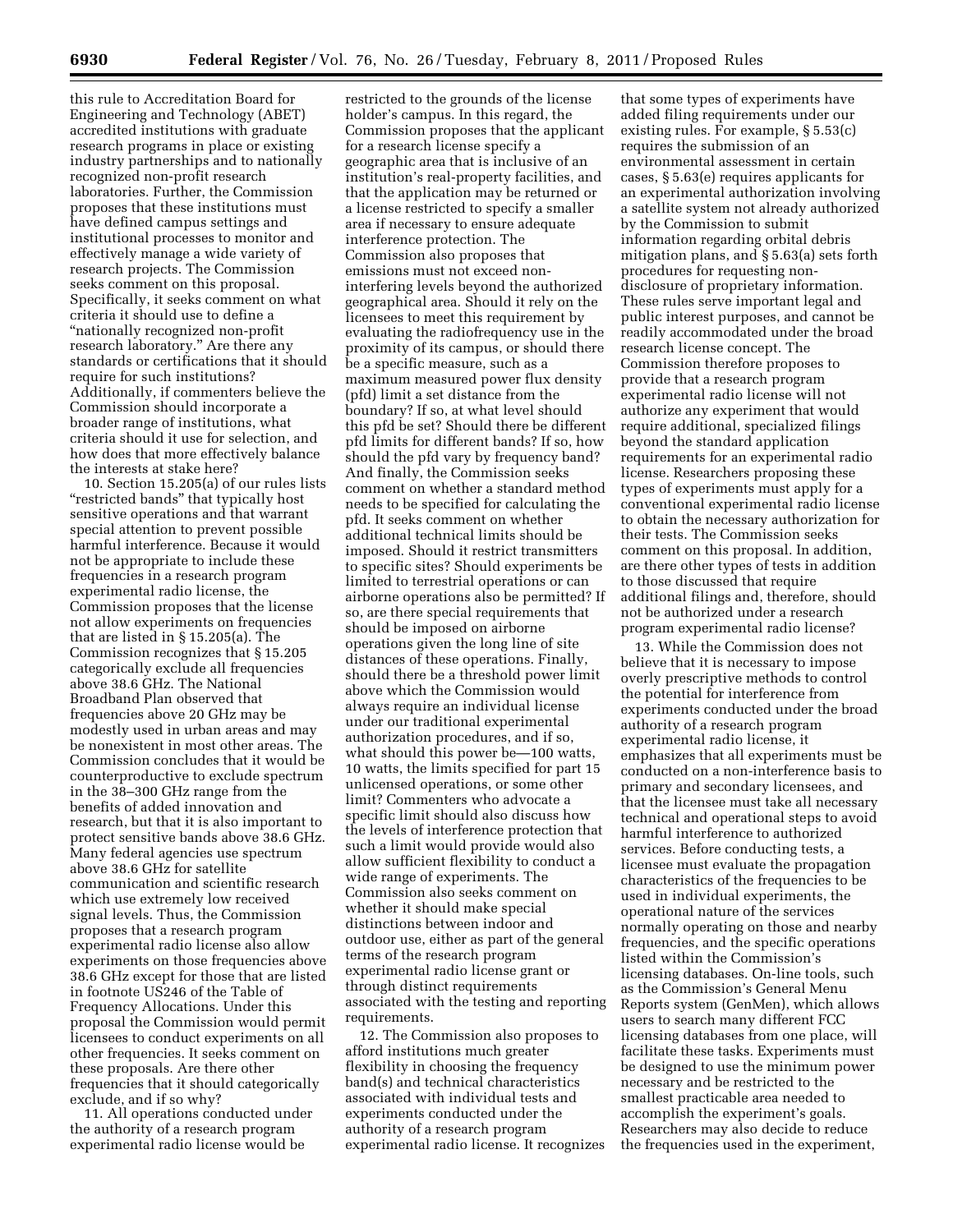this rule to Accreditation Board for Engineering and Technology (ABET) accredited institutions with graduate research programs in place or existing industry partnerships and to nationally recognized non-profit research laboratories. Further, the Commission proposes that these institutions must have defined campus settings and institutional processes to monitor and effectively manage a wide variety of research projects. The Commission seeks comment on this proposal. Specifically, it seeks comment on what criteria it should use to define a "nationally recognized non-profit research laboratory." Are there any standards or certifications that it should require for such institutions? Additionally, if commenters believe the Commission should incorporate a broader range of institutions, what criteria should it use for selection, and how does that more effectively balance the interests at stake here?

10. Section 15.205(a) of our rules lists "restricted bands" that typically host sensitive operations and that warrant special attention to prevent possible harmful interference. Because it would not be appropriate to include these frequencies in a research program experimental radio license, the Commission proposes that the license not allow experiments on frequencies that are listed in § 15.205(a). The Commission recognizes that § 15.205 categorically exclude all frequencies above 38.6 GHz. The National Broadband Plan observed that frequencies above 20 GHz may be modestly used in urban areas and may be nonexistent in most other areas. The Commission concludes that it would be counterproductive to exclude spectrum in the 38–300 GHz range from the benefits of added innovation and research, but that it is also important to protect sensitive bands above 38.6 GHz. Many federal agencies use spectrum above 38.6 GHz for satellite communication and scientific research which use extremely low received signal levels. Thus, the Commission proposes that a research program experimental radio license also allow experiments on those frequencies above 38.6 GHz except for those that are listed in footnote US246 of the Table of Frequency Allocations. Under this proposal the Commission would permit licensees to conduct experiments on all other frequencies. It seeks comment on these proposals. Are there other frequencies that it should categorically exclude, and if so why?

11. All operations conducted under the authority of a research program experimental radio license would be restricted to the grounds of the license holder's campus. In this regard, the Commission proposes that the applicant for a research license specify a geographic area that is inclusive of an institution's real-property facilities, and that the application may be returned or a license restricted to specify a smaller area if necessary to ensure adequate interference protection. The Commission also proposes that emissions must not exceed non-interfering levels beyond the authorized geographical area. Should it rely on the licensees to meet this requirement by evaluating the radiofrequency use in the proximity of its campus, or should there be a specific measure, such as a maximum measured power flux density (pfd) limit a set distance from the boundary? If so, at what level should this pfd be set? Should there be different pfd limits for different bands? If so, how should the pfd vary by frequency band? And finally, the Commission seeks comment on whether a standard method needs to be specified for calculating the pfd. It seeks comment on whether additional technical limits should be imposed. Should it restrict transmitters to specific sites? Should experiments be limited to terrestrial operations or can airborne operations also be permitted? If so, are there special requirements that should be imposed on airborne operations given the long line of site distances of these operations. Finally, should there be a threshold power limit above which the Commission would always require an individual license under our traditional experimental authorization procedures, and if so, what should this power be—100 watts, 10 watts, the limits specified for part 15 unlicensed operations, or some other limit? Commenters who advocate a specific limit should also discuss how the levels of interference protection that such a limit would provide would also allow sufficient flexibility to conduct a wide range of experiments. The Commission also seeks comment on whether it should make special distinctions between indoor and outdoor use, either as part of the general terms of the research program experimental radio license grant or through distinct requirements associated with the testing and reporting requirements.

12. The Commission also proposes to afford institutions much greater flexibility in choosing the frequency band(s) and technical characteristics associated with individual tests and experiments conducted under the authority of a research program experimental radio license. It recognizes that some types of experiments have added filing requirements under our existing rules. For example, § 5.53(c) requires the submission of an environmental assessment in certain cases, § 5.63(e) requires applicants for an experimental authorization involving a satellite system not already authorized by the Commission to submit information regarding orbital debris mitigation plans, and § 5.63(a) sets forth procedures for requesting non-disclosure of proprietary information. These rules serve important legal and public interest purposes, and cannot be readily accommodated under the broad research license concept. The Commission therefore proposes to provide that a research program experimental radio license will not authorize any experiment that would require additional, specialized filings beyond the standard application requirements for an experimental radio license. Researchers proposing these types of experiments must apply for a conventional experimental radio license to obtain the necessary authorization for their tests. The Commission seeks comment on this proposal. In addition, are there other types of tests in addition to those discussed that require additional filings and, therefore, should not be authorized under a research program experimental radio license?

13. While the Commission does not believe that it is necessary to impose overly prescriptive methods to control the potential for interference from experiments conducted under the broad authority of a research program experimental radio license, it emphasizes that all experiments must be conducted on a non-interference basis to primary and secondary licensees, and that the licensee must take all necessary technical and operational steps to avoid harmful interference to authorized services. Before conducting tests, a licensee must evaluate the propagation characteristics of the frequencies to be used in individual experiments, the operational nature of the services normally operating on those and nearby frequencies, and the specific operations listed within the Commission's licensing databases. On-line tools, such as the Commission's General Menu Reports system (GenMen), which allows users to search many different FCC licensing databases from one place, will facilitate these tasks. Experiments must be designed to use the minimum power necessary and be restricted to the smallest practicable area needed to accomplish the experiment's goals. Researchers may also decide to reduce the frequencies used in the experiment,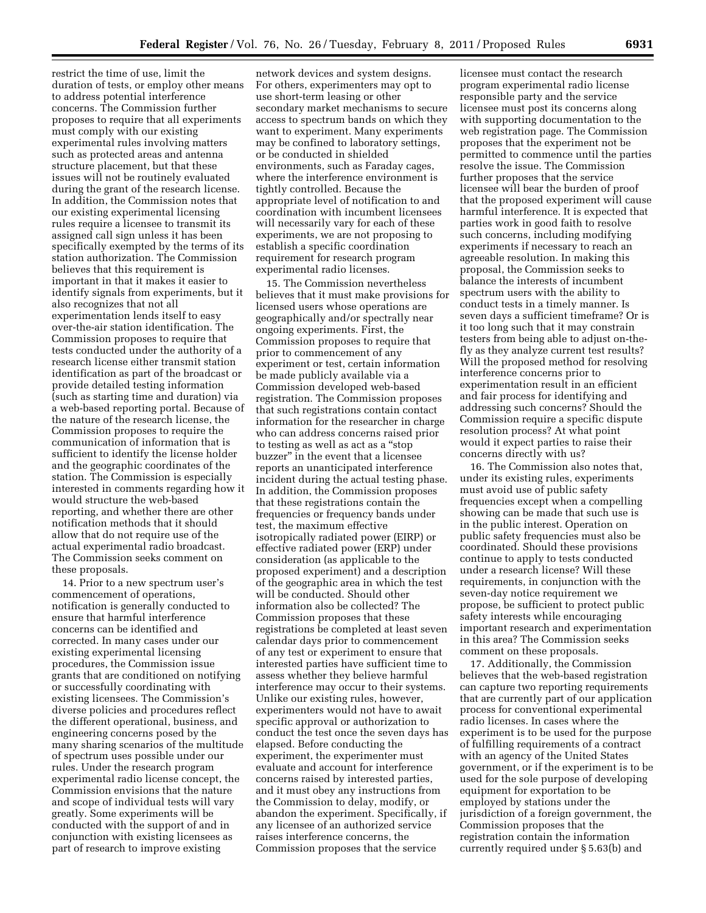restrict the time of use, limit the duration of tests, or employ other means to address potential interference concerns. The Commission further proposes to require that all experiments must comply with our existing experimental rules involving matters such as protected areas and antenna structure placement, but that these issues will not be routinely evaluated during the grant of the research license. In addition, the Commission notes that our existing experimental licensing rules require a licensee to transmit its assigned call sign unless it has been specifically exempted by the terms of its station authorization. The Commission believes that this requirement is important in that it makes it easier to identify signals from experiments, but it also recognizes that not all experimentation lends itself to easy over-the-air station identification. The Commission proposes to require that tests conducted under the authority of a research license either transmit station identification as part of the broadcast or provide detailed testing information (such as starting time and duration) via a web-based reporting portal. Because of the nature of the research license, the Commission proposes to require the communication of information that is sufficient to identify the license holder and the geographic coordinates of the station. The Commission is especially interested in comments regarding how it would structure the web-based reporting, and whether there are other notification methods that it should allow that do not require use of the actual experimental radio broadcast. The Commission seeks comment on these proposals.

14. Prior to a new spectrum user's commencement of operations, notification is generally conducted to ensure that harmful interference concerns can be identified and corrected. In many cases under our existing experimental licensing procedures, the Commission issue grants that are conditioned on notifying or successfully coordinating with existing licensees. The Commission's diverse policies and procedures reflect the different operational, business, and engineering concerns posed by the many sharing scenarios of the multitude of spectrum uses possible under our rules. Under the research program experimental radio license concept, the Commission envisions that the nature and scope of individual tests will vary greatly. Some experiments will be conducted with the support of and in conjunction with existing licensees as part of research to improve existing network devices and system designs. For others, experimenters may opt to use short-term leasing or other secondary market mechanisms to secure access to spectrum bands on which they want to experiment. Many experiments may be confined to laboratory settings, or be conducted in shielded environments, such as Faraday cages, where the interference environment is tightly controlled. Because the appropriate level of notification to and coordination with incumbent licensees will necessarily vary for each of these experiments, we are not proposing to establish a specific coordination requirement for research program experimental radio licenses.

15. The Commission nevertheless believes that it must make provisions for licensed users whose operations are geographically and/or spectrally near ongoing experiments. First, the Commission proposes to require that prior to commencement of any experiment or test, certain information be made publicly available via a Commission developed web-based registration. The Commission proposes that such registrations contain contact information for the researcher in charge who can address concerns raised prior to testing as well as act as a "stop buzzer" in the event that a licensee reports an unanticipated interference incident during the actual testing phase. In addition, the Commission proposes that these registrations contain the frequencies or frequency bands under test, the maximum effective isotropically radiated power (EIRP) or effective radiated power (ERP) under consideration (as applicable to the proposed experiment) and a description of the geographic area in which the test will be conducted. Should other information also be collected? The Commission proposes that these registrations be completed at least seven calendar days prior to commencement of any test or experiment to ensure that interested parties have sufficient time to assess whether they believe harmful interference may occur to their systems. Unlike our existing rules, however, experimenters would not have to await specific approval or authorization to conduct the test once the seven days has elapsed. Before conducting the experiment, the experimenter must evaluate and account for interference concerns raised by interested parties, and it must obey any instructions from the Commission to delay, modify, or abandon the experiment. Specifically, if any licensee of an authorized service raises interference concerns, the Commission proposes that the service licensee must contact the research program experimental radio license responsible party and the service licensee must post its concerns along with supporting documentation to the web registration page. The Commission proposes that the experiment not be permitted to commence until the parties resolve the issue. The Commission further proposes that the service licensee will bear the burden of proof that the proposed experiment will cause harmful interference. It is expected that parties work in good faith to resolve such concerns, including modifying experiments if necessary to reach an agreeable resolution. In making this proposal, the Commission seeks to balance the interests of incumbent spectrum users with the ability to conduct tests in a timely manner. Is seven days a sufficient timeframe? Or is it too long such that it may constrain testers from being able to adjust on-the-fly as they analyze current test results? Will the proposed method for resolving interference concerns prior to experimentation result in an efficient and fair process for identifying and addressing such concerns? Should the Commission require a specific dispute resolution process? At what point would it expect parties to raise their concerns directly with us?

16. The Commission also notes that, under its existing rules, experiments must avoid use of public safety frequencies except when a compelling showing can be made that such use is in the public interest. Operation on public safety frequencies must also be coordinated. Should these provisions continue to apply to tests conducted under a research license? Will these requirements, in conjunction with the seven-day notice requirement we propose, be sufficient to protect public safety interests while encouraging important research and experimentation in this area? The Commission seeks comment on these proposals.

17. Additionally, the Commission believes that the web-based registration can capture two reporting requirements that are currently part of our application process for conventional experimental radio licenses. In cases where the experiment is to be used for the purpose of fulfilling requirements of a contract with an agency of the United States government, or if the experiment is to be used for the sole purpose of developing equipment for exportation to be employed by stations under the jurisdiction of a foreign government, the Commission proposes that the registration contain the information currently required under § 5.63(b) and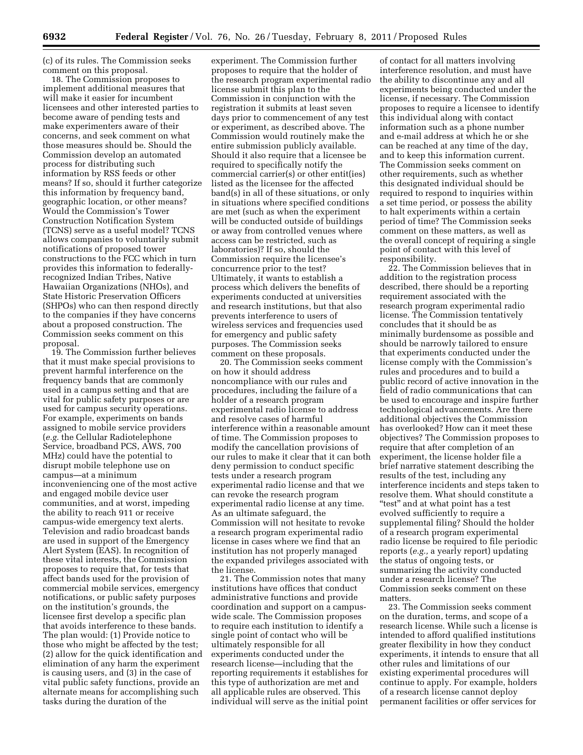(c) of its rules. The Commission seeks comment on this proposal.

18. The Commission proposes to implement additional measures that will make it easier for incumbent licensees and other interested parties to become aware of pending tests and make experimenters aware of their concerns, and seek comment on what those measures should be. Should the Commission develop an automated process for distributing such information by RSS feeds or other means? If so, should it further categorize this information by frequency band, geographic location, or other means? Would the Commission's Tower Construction Notification System (TCNS) serve as a useful model? TCNS allows companies to voluntarily submit notifications of proposed tower constructions to the FCC which in turn provides this information to federally-recognized Indian Tribes, Native Hawaiian Organizations (NHOs), and State Historic Preservation Officers (SHPOs) who can then respond directly to the companies if they have concerns about a proposed construction. The Commission seeks comment on this proposal.

19. The Commission further believes that it must make special provisions to prevent harmful interference on the frequency bands that are commonly used in a campus setting and that are vital for public safety purposes or are used for campus security operations. For example, experiments on bands assigned to mobile service providers (*e.g.* the Cellular Radiotelephone Service, broadband PCS, AWS, 700 MHz) could have the potential to disrupt mobile telephone use on campus—at a minimum inconveniencing one of the most active and engaged mobile device user communities, and at worst, impeding the ability to reach 911 or receive campus-wide emergency text alerts. Television and radio broadcast bands are used in support of the Emergency Alert System (EAS). In recognition of these vital interests, the Commission proposes to require that, for tests that affect bands used for the provision of commercial mobile services, emergency notifications, or public safety purposes on the institution's grounds, the licensee first develop a specific plan that avoids interference to these bands. The plan would: (1) Provide notice to those who might be affected by the test; (2) allow for the quick identification and elimination of any harm the experiment is causing users, and (3) in the case of vital public safety functions, provide an alternate means for accomplishing such tasks during the duration of the experiment. The Commission further proposes to require that the holder of the research program experimental radio license submit this plan to the Commission in conjunction with the registration it submits at least seven days prior to commencement of any test or experiment, as described above. The Commission would routinely make the entire submission publicly available. Should it also require that a licensee be required to specifically notify the commercial carrier(s) or other entit(ies) listed as the licensee for the affected band(s) in all of these situations, or only in situations where specified conditions are met (such as when the experiment will be conducted outside of buildings or away from controlled venues where access can be restricted, such as laboratories)? If so, should the Commission require the licensee's concurrence prior to the test? Ultimately, it wants to establish a process which delivers the benefits of experiments conducted at universities and research institutions, but that also prevents interference to users of wireless services and frequencies used for emergency and public safety purposes. The Commission seeks comment on these proposals.

20. The Commission seeks comment on how it should address noncompliance with our rules and procedures, including the failure of a holder of a research program experimental radio license to address and resolve cases of harmful interference within a reasonable amount of time. The Commission proposes to modify the cancellation provisions of our rules to make it clear that it can both deny permission to conduct specific tests under a research program experimental radio license and that we can revoke the research program experimental radio license at any time. As an ultimate safeguard, the Commission will not hesitate to revoke a research program experimental radio license in cases where we find that an institution has not properly managed the expanded privileges associated with the license.

21. The Commission notes that many institutions have offices that conduct administrative functions and provide coordination and support on a campus-wide scale. The Commission proposes to require each institution to identify a single point of contact who will be ultimately responsible for all experiments conducted under the research license—including that the reporting requirements it establishes for this type of authorization are met and all applicable rules are observed. This individual will serve as the initial point of contact for all matters involving interference resolution, and must have the ability to discontinue any and all experiments being conducted under the license, if necessary. The Commission proposes to require a licensee to identify this individual along with contact information such as a phone number and e-mail address at which he or she can be reached at any time of the day, and to keep this information current. The Commission seeks comment on other requirements, such as whether this designated individual should be required to respond to inquiries within a set time period, or possess the ability to halt experiments within a certain period of time? The Commission seeks comment on these matters, as well as the overall concept of requiring a single point of contact with this level of responsibility.

22. The Commission believes that in addition to the registration process described, there should be a reporting requirement associated with the research program experimental radio license. The Commission tentatively concludes that it should be as minimally burdensome as possible and should be narrowly tailored to ensure that experiments conducted under the license comply with the Commission's rules and procedures and to build a public record of active innovation in the field of radio communications that can be used to encourage and inspire further technological advancements. Are there additional objectives the Commission has overlooked? How can it meet these objectives? The Commission proposes to require that after completion of an experiment, the license holder file a brief narrative statement describing the results of the test, including any interference incidents and steps taken to resolve them. What should constitute a "test" and at what point has a test evolved sufficiently to require a supplemental filing? Should the holder of a research program experimental radio license be required to file periodic reports (*e.g.,* a yearly report) updating the status of ongoing tests, or summarizing the activity conducted under a research license? The Commission seeks comment on these matters.

23. The Commission seeks comment on the duration, terms, and scope of a research license. While such a license is intended to afford qualified institutions greater flexibility in how they conduct experiments, it intends to ensure that all other rules and limitations of our existing experimental procedures will continue to apply. For example, holders of a research license cannot deploy permanent facilities or offer services for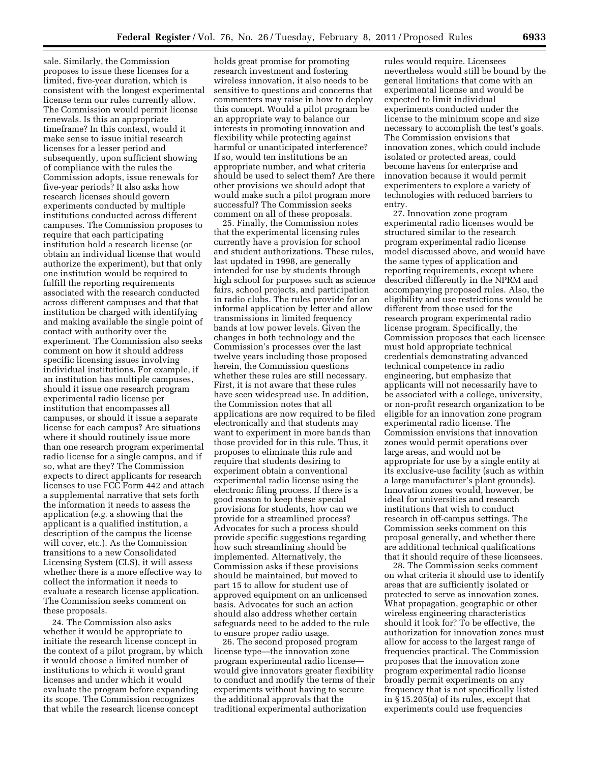sale. Similarly, the Commission proposes to issue these licenses for a limited, five-year duration, which is consistent with the longest experimental license term our rules currently allow. The Commission would permit license renewals. Is this an appropriate timeframe? In this context, would it make sense to issue initial research licenses for a lesser period and subsequently, upon sufficient showing of compliance with the rules the Commission adopts, issue renewals for five-year periods? It also asks how research licenses should govern experiments conducted by multiple institutions conducted across different campuses. The Commission proposes to require that each participating institution hold a research license (or obtain an individual license that would authorize the experiment), but that only one institution would be required to fulfill the reporting requirements associated with the research conducted across different campuses and that that institution be charged with identifying and making available the single point of contact with authority over the experiment. The Commission also seeks comment on how it should address specific licensing issues involving individual institutions. For example, if an institution has multiple campuses, should it issue one research program experimental radio license per institution that encompasses all campuses, or should it issue a separate license for each campus? Are situations where it should routinely issue more than one research program experimental radio license for a single campus, and if so, what are they? The Commission expects to direct applicants for research licenses to use FCC Form 442 and attach a supplemental narrative that sets forth the information it needs to assess the application (*e.g.* a showing that the applicant is a qualified institution, a description of the campus the license will cover, etc.). As the Commission transitions to a new Consolidated Licensing System (CLS), it will assess whether there is a more effective way to collect the information it needs to evaluate a research license application. The Commission seeks comment on these proposals.

24. The Commission also asks whether it would be appropriate to initiate the research license concept in the context of a pilot program, by which it would choose a limited number of institutions to which it would grant licenses and under which it would evaluate the program before expanding its scope. The Commission recognizes that while the research license concept holds great promise for promoting research investment and fostering wireless innovation, it also needs to be sensitive to questions and concerns that commenters may raise in how to deploy this concept. Would a pilot program be an appropriate way to balance our interests in promoting innovation and flexibility while protecting against harmful or unanticipated interference? If so, would ten institutions be an appropriate number, and what criteria should be used to select them? Are there other provisions we should adopt that would make such a pilot program more successful? The Commission seeks comment on all of these proposals.

25. Finally, the Commission notes that the experimental licensing rules currently have a provision for school and student authorizations. These rules, last updated in 1998, are generally intended for use by students through high school for purposes such as science fairs, school projects, and participation in radio clubs. The rules provide for an informal application by letter and allow transmissions in limited frequency bands at low power levels. Given the changes in both technology and the Commission's processes over the last twelve years including those proposed herein, the Commission questions whether these rules are still necessary. First, it is not aware that these rules have seen widespread use. In addition, the Commission notes that all applications are now required to be filed electronically and that students may want to experiment in more bands than those provided for in this rule. Thus, it proposes to eliminate this rule and require that students desiring to experiment obtain a conventional experimental radio license using the electronic filing process. If there is a good reason to keep these special provisions for students, how can we provide for a streamlined process? Advocates for such a process should provide specific suggestions regarding how such streamlining should be implemented. Alternatively, the Commission asks if these provisions should be maintained, but moved to part 15 to allow for student use of approved equipment on an unlicensed basis. Advocates for such an action should also address whether certain safeguards need to be added to the rule to ensure proper radio usage.

26. The second proposed program license type—the innovation zone program experimental radio license—would give innovators greater flexibility to conduct and modify the terms of their experiments without having to secure the additional approvals that the traditional experimental authorization rules would require. Licensees nevertheless would still be bound by the general limitations that come with an experimental license and would be expected to limit individual experiments conducted under the license to the minimum scope and size necessary to accomplish the test's goals. The Commission envisions that innovation zones, which could include isolated or protected areas, could become havens for enterprise and innovation because it would permit experimenters to explore a variety of technologies with reduced barriers to entry.

27. Innovation zone program experimental radio licenses would be structured similar to the research program experimental radio license model discussed above, and would have the same types of application and reporting requirements, except where described differently in the NPRM and accompanying proposed rules. Also, the eligibility and use restrictions would be different from those used for the research program experimental radio license program. Specifically, the Commission proposes that each licensee must hold appropriate technical credentials demonstrating advanced technical competence in radio engineering, but emphasize that applicants will not necessarily have to be associated with a college, university, or non-profit research organization to be eligible for an innovation zone program experimental radio license. The Commission envisions that innovation zones would permit operations over large areas, and would not be appropriate for use by a single entity at its exclusive-use facility (such as within a large manufacturer's plant grounds). Innovation zones would, however, be ideal for universities and research institutions that wish to conduct research in off-campus settings. The Commission seeks comment on this proposal generally, and whether there are additional technical qualifications that it should require of these licensees.

28. The Commission seeks comment on what criteria it should use to identify areas that are sufficiently isolated or protected to serve as innovation zones. What propagation, geographic or other wireless engineering characteristics should it look for? To be effective, the authorization for innovation zones must allow for access to the largest range of frequencies practical. The Commission proposes that the innovation zone program experimental radio license broadly permit experiments on any frequency that is not specifically listed in § 15.205(a) of its rules, except that experiments could use frequencies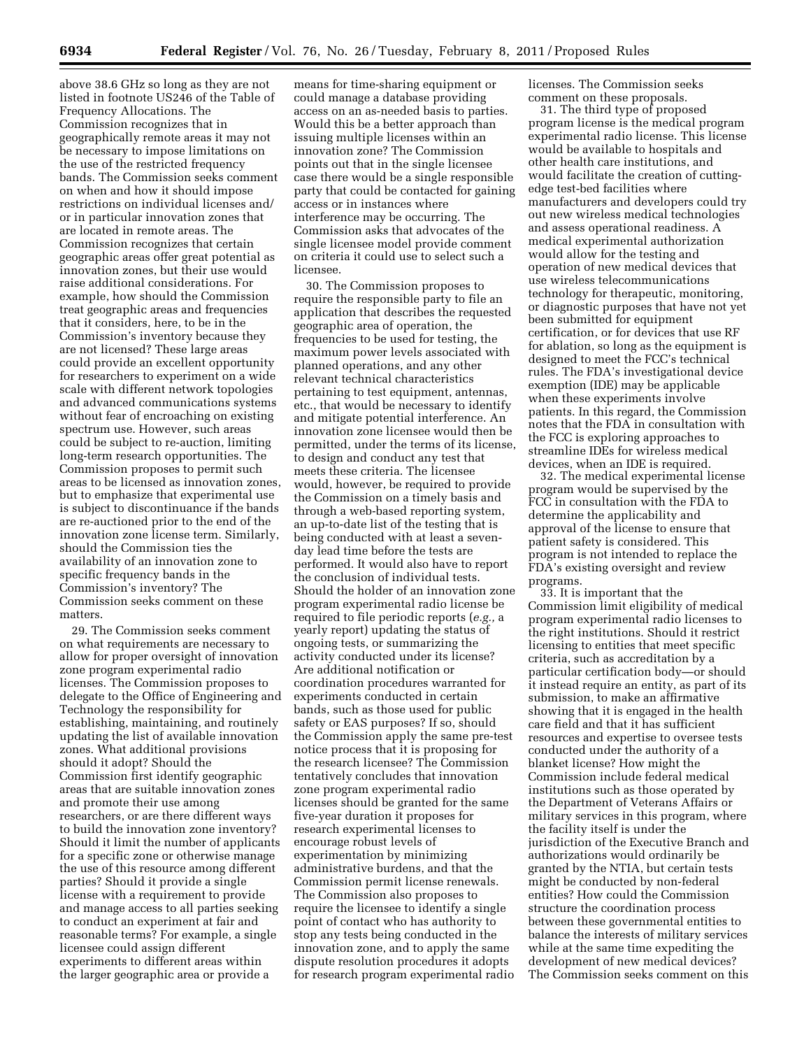above 38.6 GHz so long as they are not listed in footnote US246 of the Table of Frequency Allocations. The Commission recognizes that in geographically remote areas it may not be necessary to impose limitations on the use of the restricted frequency bands. The Commission seeks comment on when and how it should impose restrictions on individual licenses and/or in particular innovation zones that are located in remote areas. The Commission recognizes that certain geographic areas offer great potential as innovation zones, but their use would raise additional considerations. For example, how should the Commission treat geographic areas and frequencies that it considers, here, to be in the Commission's inventory because they are not licensed? These large areas could provide an excellent opportunity for researchers to experiment on a wide scale with different network topologies and advanced communications systems without fear of encroaching on existing spectrum use. However, such areas could be subject to re-auction, limiting long-term research opportunities. The Commission proposes to permit such areas to be licensed as innovation zones, but to emphasize that experimental use is subject to discontinuance if the bands are re-auctioned prior to the end of the innovation zone license term. Similarly, should the Commission ties the availability of an innovation zone to specific frequency bands in the Commission's inventory? The Commission seeks comment on these matters.

29. The Commission seeks comment on what requirements are necessary to allow for proper oversight of innovation zone program experimental radio licenses. The Commission proposes to delegate to the Office of Engineering and Technology the responsibility for establishing, maintaining, and routinely updating the list of available innovation zones. What additional provisions should it adopt? Should the Commission first identify geographic areas that are suitable innovation zones and promote their use among researchers, or are there different ways to build the innovation zone inventory? Should it limit the number of applicants for a specific zone or otherwise manage the use of this resource among different parties? Should it provide a single license with a requirement to provide and manage access to all parties seeking to conduct an experiment at fair and reasonable terms? For example, a single licensee could assign different experiments to different areas within the larger geographic area or provide a means for time-sharing equipment or could manage a database providing access on an as-needed basis to parties. Would this be a better approach than issuing multiple licenses within an innovation zone? The Commission points out that in the single licensee case there would be a single responsible party that could be contacted for gaining access or in instances where interference may be occurring. The Commission asks that advocates of the single licensee model provide comment on criteria it could use to select such a licensee.

30. The Commission proposes to require the responsible party to file an application that describes the requested geographic area of operation, the frequencies to be used for testing, the maximum power levels associated with planned operations, and any other relevant technical characteristics pertaining to test equipment, antennas, etc., that would be necessary to identify and mitigate potential interference. An innovation zone licensee would then be permitted, under the terms of its license, to design and conduct any test that meets these criteria. The licensee would, however, be required to provide the Commission on a timely basis and through a web-based reporting system, an up-to-date list of the testing that is being conducted with at least a seven-day lead time before the tests are performed. It would also have to report the conclusion of individual tests. Should the holder of an innovation zone program experimental radio license be required to file periodic reports (*e.g.,* a yearly report) updating the status of ongoing tests, or summarizing the activity conducted under its license? Are additional notification or coordination procedures warranted for experiments conducted in certain bands, such as those used for public safety or EAS purposes? If so, should the Commission apply the same pre-test notice process that it is proposing for the research licensee? The Commission tentatively concludes that innovation zone program experimental radio licenses should be granted for the same five-year duration it proposes for research experimental licenses to encourage robust levels of experimentation by minimizing administrative burdens, and that the Commission permit license renewals. The Commission also proposes to require the licensee to identify a single point of contact who has authority to stop any tests being conducted in the innovation zone, and to apply the same dispute resolution procedures it adopts for research program experimental radio licenses. The Commission seeks comment on these proposals.

31. The third type of proposed program license is the medical program experimental radio license. This license would be available to hospitals and other health care institutions, and would facilitate the creation of cutting-edge test-bed facilities where manufacturers and developers could try out new wireless medical technologies and assess operational readiness. A medical experimental authorization would allow for the testing and operation of new medical devices that use wireless telecommunications technology for therapeutic, monitoring, or diagnostic purposes that have not yet been submitted for equipment certification, or for devices that use RF for ablation, so long as the equipment is designed to meet the FCC's technical rules. The FDA's investigational device exemption (IDE) may be applicable when these experiments involve patients. In this regard, the Commission notes that the FDA in consultation with the FCC is exploring approaches to streamline IDEs for wireless medical devices, when an IDE is required.

32. The medical experimental license program would be supervised by the FCC in consultation with the FDA to determine the applicability and approval of the license to ensure that patient safety is considered. This program is not intended to replace the FDA's existing oversight and review programs.

33. It is important that the Commission limit eligibility of medical program experimental radio licenses to the right institutions. Should it restrict licensing to entities that meet specific criteria, such as accreditation by a particular certification body—or should it instead require an entity, as part of its submission, to make an affirmative showing that it is engaged in the health care field and that it has sufficient resources and expertise to oversee tests conducted under the authority of a blanket license? How might the Commission include federal medical institutions such as those operated by the Department of Veterans Affairs or military services in this program, where the facility itself is under the jurisdiction of the Executive Branch and authorizations would ordinarily be granted by the NTIA, but certain tests might be conducted by non-federal entities? How could the Commission structure the coordination process between these governmental entities to balance the interests of military services while at the same time expediting the development of new medical devices? The Commission seeks comment on this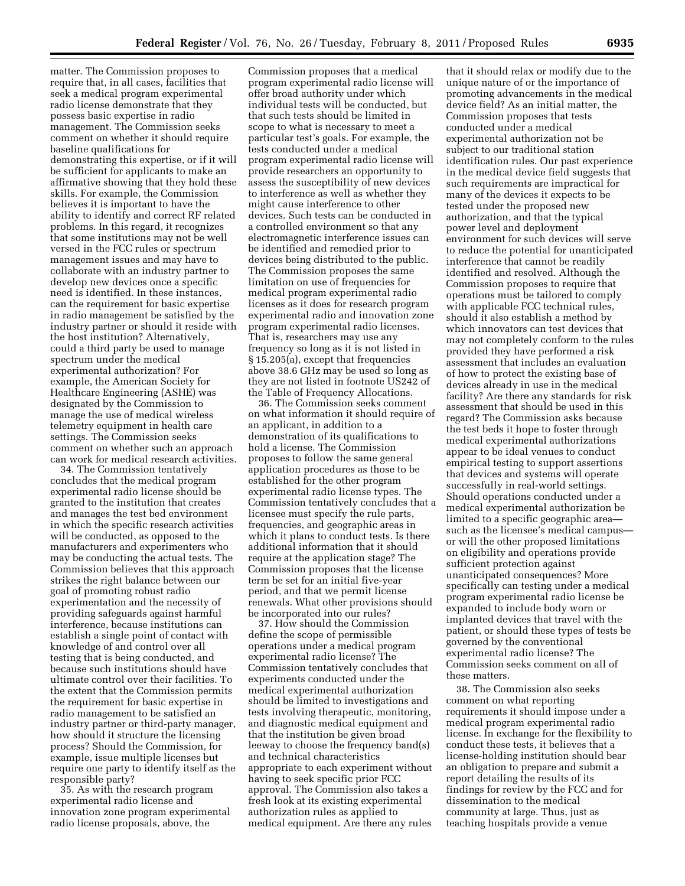matter. The Commission proposes to require that, in all cases, facilities that seek a medical program experimental radio license demonstrate that they possess basic expertise in radio management. The Commission seeks comment on whether it should require baseline qualifications for demonstrating this expertise, or if it will be sufficient for applicants to make an affirmative showing that they hold these skills. For example, the Commission believes it is important to have the ability to identify and correct RF related problems. In this regard, it recognizes that some institutions may not be well versed in the FCC rules or spectrum management issues and may have to collaborate with an industry partner to develop new devices once a specific need is identified. In these instances, can the requirement for basic expertise in radio management be satisfied by the industry partner or should it reside with the host institution? Alternatively, could a third party be used to manage spectrum under the medical experimental authorization? For example, the American Society for Healthcare Engineering (ASHE) was designated by the Commission to manage the use of medical wireless telemetry equipment in health care settings. The Commission seeks comment on whether such an approach can work for medical research activities.

34. The Commission tentatively concludes that the medical program experimental radio license should be granted to the institution that creates and manages the test bed environment in which the specific research activities will be conducted, as opposed to the manufacturers and experimenters who may be conducting the actual tests. The Commission believes that this approach strikes the right balance between our goal of promoting robust radio experimentation and the necessity of providing safeguards against harmful interference, because institutions can establish a single point of contact with knowledge of and control over all testing that is being conducted, and because such institutions should have ultimate control over their facilities. To the extent that the Commission permits the requirement for basic expertise in radio management to be satisfied an industry partner or third-party manager, how should it structure the licensing process? Should the Commission, for example, issue multiple licenses but require one party to identify itself as the responsible party?

35. As with the research program experimental radio license and innovation zone program experimental radio license proposals, above, the Commission proposes that a medical program experimental radio license will offer broad authority under which individual tests will be conducted, but that such tests should be limited in scope to what is necessary to meet a particular test's goals. For example, the tests conducted under a medical program experimental radio license will provide researchers an opportunity to assess the susceptibility of new devices to interference as well as whether they might cause interference to other devices. Such tests can be conducted in a controlled environment so that any electromagnetic interference issues can be identified and remedied prior to devices being distributed to the public. The Commission proposes the same limitation on use of frequencies for medical program experimental radio licenses as it does for research program experimental radio and innovation zone program experimental radio licenses. That is, researchers may use any frequency so long as it is not listed in § 15.205(a), except that frequencies above 38.6 GHz may be used so long as they are not listed in footnote US242 of the Table of Frequency Allocations.

36. The Commission seeks comment on what information it should require of an applicant, in addition to a demonstration of its qualifications to hold a license. The Commission proposes to follow the same general application procedures as those to be established for the other program experimental radio license types. The Commission tentatively concludes that a licensee must specify the rule parts, frequencies, and geographic areas in which it plans to conduct tests. Is there additional information that it should require at the application stage? The Commission proposes that the license term be set for an initial five-year period, and that we permit license renewals. What other provisions should be incorporated into our rules?

37. How should the Commission define the scope of permissible operations under a medical program experimental radio license? The Commission tentatively concludes that experiments conducted under the medical experimental authorization should be limited to investigations and tests involving therapeutic, monitoring, and diagnostic medical equipment and that the institution be given broad leeway to choose the frequency band(s) and technical characteristics appropriate to each experiment without having to seek specific prior FCC approval. The Commission also takes a fresh look at its existing experimental authorization rules as applied to medical equipment. Are there any rules that it should relax or modify due to the unique nature of or the importance of promoting advancements in the medical device field? As an initial matter, the Commission proposes that tests conducted under a medical experimental authorization not be subject to our traditional station identification rules. Our past experience in the medical device field suggests that such requirements are impractical for many of the devices it expects to be tested under the proposed new authorization, and that the typical power level and deployment environment for such devices will serve to reduce the potential for unanticipated interference that cannot be readily identified and resolved. Although the Commission proposes to require that operations must be tailored to comply with applicable FCC technical rules, should it also establish a method by which innovators can test devices that may not completely conform to the rules provided they have performed a risk assessment that includes an evaluation of how to protect the existing base of devices already in use in the medical facility? Are there any standards for risk assessment that should be used in this regard? The Commission asks because the test beds it hope to foster through medical experimental authorizations appear to be ideal venues to conduct empirical testing to support assertions that devices and systems will operate successfully in real-world settings. Should operations conducted under a medical experimental authorization be limited to a specific geographic area—such as the licensee's medical campus—or will the other proposed limitations on eligibility and operations provide sufficient protection against unanticipated consequences? More specifically can testing under a medical program experimental radio license be expanded to include body worn or implanted devices that travel with the patient, or should these types of tests be governed by the conventional experimental radio license? The Commission seeks comment on all of these matters.

38. The Commission also seeks comment on what reporting requirements it should impose under a medical program experimental radio license. In exchange for the flexibility to conduct these tests, it believes that a license-holding institution should bear an obligation to prepare and submit a report detailing the results of its findings for review by the FCC and for dissemination to the medical community at large. Thus, just as teaching hospitals provide a venue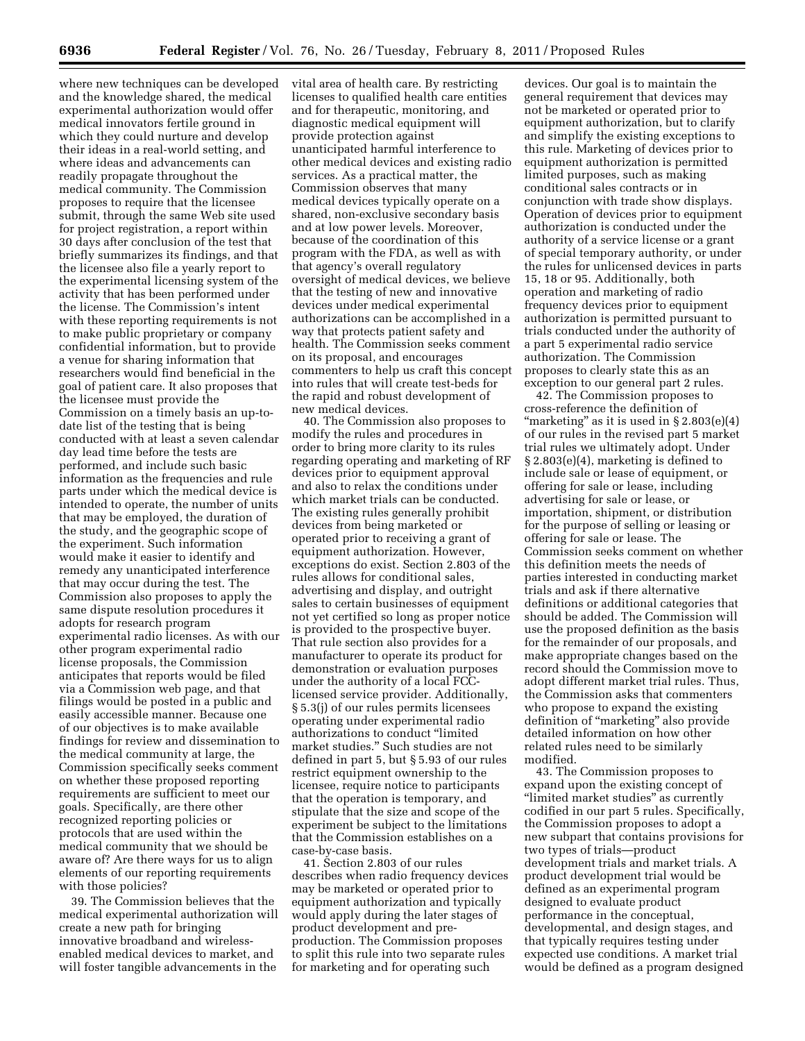where new techniques can be developed and the knowledge shared, the medical experimental authorization would offer medical innovators fertile ground in which they could nurture and develop their ideas in a real-world setting, and where ideas and advancements can readily propagate throughout the medical community. The Commission proposes to require that the licensee submit, through the same Web site used for project registration, a report within 30 days after conclusion of the test that briefly summarizes its findings, and that the licensee also file a yearly report to the experimental licensing system of the activity that has been performed under the license. The Commission's intent with these reporting requirements is not to make public proprietary or company confidential information, but to provide a venue for sharing information that researchers would find beneficial in the goal of patient care. It also proposes that the licensee must provide the Commission on a timely basis an up-to-date list of the testing that is being conducted with at least a seven calendar day lead time before the tests are performed, and include such basic information as the frequencies and rule parts under which the medical device is intended to operate, the number of units that may be employed, the duration of the study, and the geographic scope of the experiment. Such information would make it easier to identify and remedy any unanticipated interference that may occur during the test. The Commission also proposes to apply the same dispute resolution procedures it adopts for research program experimental radio licenses. As with our other program experimental radio license proposals, the Commission anticipates that reports would be filed via a Commission web page, and that filings would be posted in a public and easily accessible manner. Because one of our objectives is to make available findings for review and dissemination to the medical community at large, the Commission specifically seeks comment on whether these proposed reporting requirements are sufficient to meet our goals. Specifically, are there other recognized reporting policies or protocols that are used within the medical community that we should be aware of? Are there ways for us to align elements of our reporting requirements with those policies?

39. The Commission believes that the medical experimental authorization will create a new path for bringing innovative broadband and wireless-enabled medical devices to market, and will foster tangible advancements in the vital area of health care. By restricting licenses to qualified health care entities and for therapeutic, monitoring, and diagnostic medical equipment will provide protection against unanticipated harmful interference to other medical devices and existing radio services. As a practical matter, the Commission observes that many medical devices typically operate on a shared, non-exclusive secondary basis and at low power levels. Moreover, because of the coordination of this program with the FDA, as well as with that agency's overall regulatory oversight of medical devices, we believe that the testing of new and innovative devices under medical experimental authorizations can be accomplished in a way that protects patient safety and health. The Commission seeks comment on its proposal, and encourages commenters to help us craft this concept into rules that will create test-beds for the rapid and robust development of new medical devices.

40. The Commission also proposes to modify the rules and procedures in order to bring more clarity to its rules regarding operating and marketing of RF devices prior to equipment approval and also to relax the conditions under which market trials can be conducted. The existing rules generally prohibit devices from being marketed or operated prior to receiving a grant of equipment authorization. However, exceptions do exist. Section 2.803 of the rules allows for conditional sales, advertising and display, and outright sales to certain businesses of equipment not yet certified so long as proper notice is provided to the prospective buyer. That rule section also provides for a manufacturer to operate its product for demonstration or evaluation purposes under the authority of a local FCC-licensed service provider. Additionally, § 5.3(j) of our rules permits licensees operating under experimental radio authorizations to conduct "limited market studies." Such studies are not defined in part 5, but § 5.93 of our rules restrict equipment ownership to the licensee, require notice to participants that the operation is temporary, and stipulate that the size and scope of the experiment be subject to the limitations that the Commission establishes on a case-by-case basis.

41. Section 2.803 of our rules describes when radio frequency devices may be marketed or operated prior to equipment authorization and typically would apply during the later stages of product development and pre-production. The Commission proposes to split this rule into two separate rules for marketing and for operating such devices. Our goal is to maintain the general requirement that devices may not be marketed or operated prior to equipment authorization, but to clarify and simplify the existing exceptions to this rule. Marketing of devices prior to equipment authorization is permitted limited purposes, such as making conditional sales contracts or in conjunction with trade show displays. Operation of devices prior to equipment authorization is conducted under the authority of a service license or a grant of special temporary authority, or under the rules for unlicensed devices in parts 15, 18 or 95. Additionally, both operation and marketing of radio frequency devices prior to equipment authorization is permitted pursuant to trials conducted under the authority of a part 5 experimental radio service authorization. The Commission proposes to clearly state this as an exception to our general part 2 rules.

42. The Commission proposes to cross-reference the definition of "marketing" as it is used in § 2.803(e)(4) of our rules in the revised part 5 market trial rules we ultimately adopt. Under § 2.803(e)(4), marketing is defined to include sale or lease of equipment, or offering for sale or lease, including advertising for sale or lease, or importation, shipment, or distribution for the purpose of selling or leasing or offering for sale or lease. The Commission seeks comment on whether this definition meets the needs of parties interested in conducting market trials and ask if there alternative definitions or additional categories that should be added. The Commission will use the proposed definition as the basis for the remainder of our proposals, and make appropriate changes based on the record should the Commission move to adopt different market trial rules. Thus, the Commission asks that commenters who propose to expand the existing definition of "marketing" also provide detailed information on how other related rules need to be similarly modified.

43. The Commission proposes to expand upon the existing concept of "limited market studies" as currently codified in our part 5 rules. Specifically, the Commission proposes to adopt a new subpart that contains provisions for two types of trials—product development trials and market trials. A product development trial would be defined as an experimental program designed to evaluate product performance in the conceptual, developmental, and design stages, and that typically requires testing under expected use conditions. A market trial would be defined as a program designed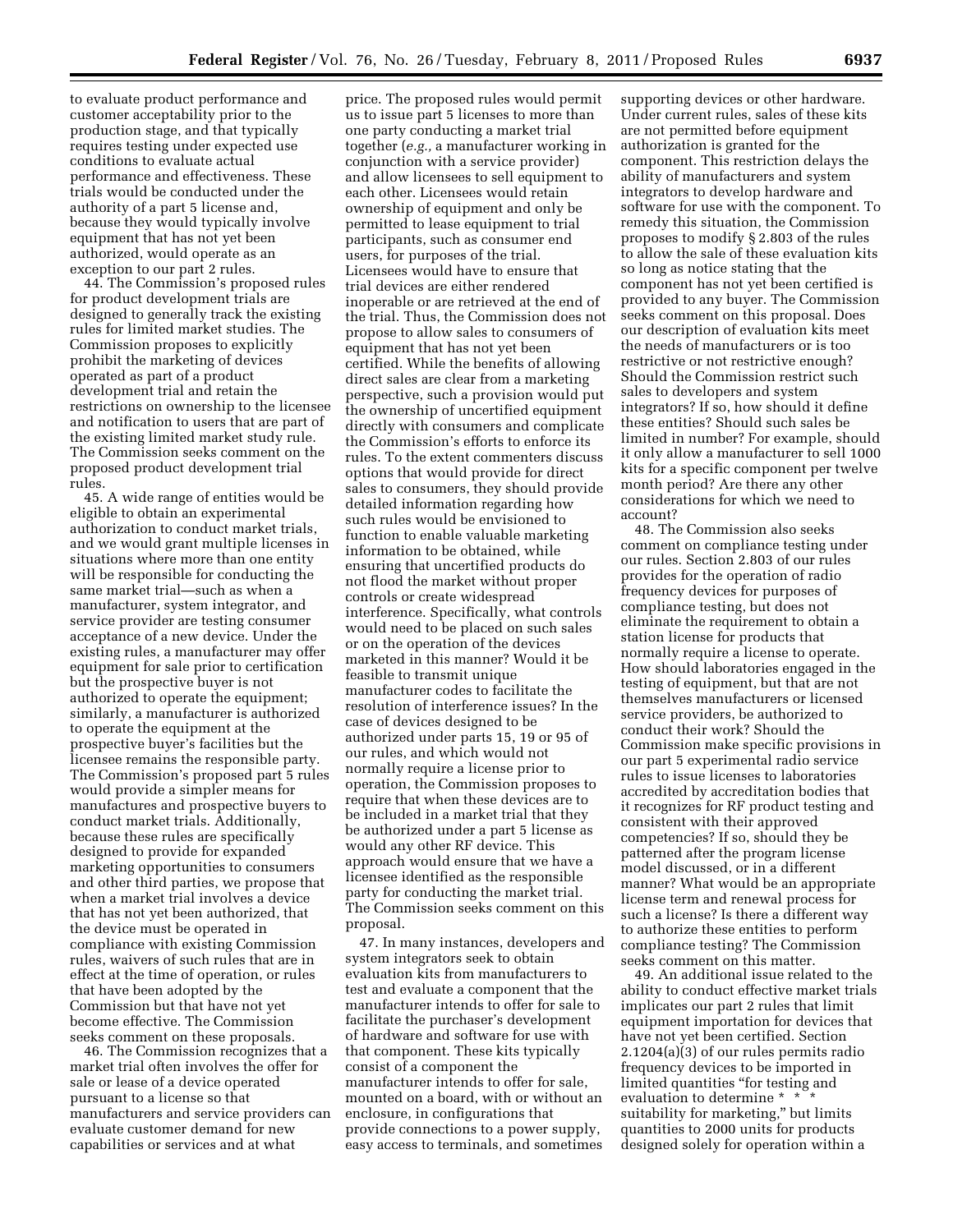to evaluate product performance and customer acceptability prior to the production stage, and that typically requires testing under expected use conditions to evaluate actual performance and effectiveness. These trials would be conducted under the authority of a part 5 license and, because they would typically involve equipment that has not yet been authorized, would operate as an exception to our part 2 rules.

44. The Commission's proposed rules for product development trials are designed to generally track the existing rules for limited market studies. The Commission proposes to explicitly prohibit the marketing of devices operated as part of a product development trial and retain the restrictions on ownership to the licensee and notification to users that are part of the existing limited market study rule. The Commission seeks comment on the proposed product development trial rules.

45. A wide range of entities would be eligible to obtain an experimental authorization to conduct market trials, and we would grant multiple licenses in situations where more than one entity will be responsible for conducting the same market trial—such as when a manufacturer, system integrator, and service provider are testing consumer acceptance of a new device. Under the existing rules, a manufacturer may offer equipment for sale prior to certification but the prospective buyer is not authorized to operate the equipment; similarly, a manufacturer is authorized to operate the equipment at the prospective buyer's facilities but the licensee remains the responsible party. The Commission's proposed part 5 rules would provide a simpler means for manufactures and prospective buyers to conduct market trials. Additionally, because these rules are specifically designed to provide for expanded marketing opportunities to consumers and other third parties, we propose that when a market trial involves a device that has not yet been authorized, that the device must be operated in compliance with existing Commission rules, waivers of such rules that are in effect at the time of operation, or rules that have been adopted by the Commission but that have not yet become effective. The Commission seeks comment on these proposals.

46. The Commission recognizes that a market trial often involves the offer for sale or lease of a device operated pursuant to a license so that manufacturers and service providers can evaluate customer demand for new capabilities or services and at what price. The proposed rules would permit us to issue part 5 licenses to more than one party conducting a market trial together (*e.g.,* a manufacturer working in conjunction with a service provider) and allow licensees to sell equipment to each other. Licensees would retain ownership of equipment and only be permitted to lease equipment to trial participants, such as consumer end users, for purposes of the trial. Licensees would have to ensure that trial devices are either rendered inoperable or are retrieved at the end of the trial. Thus, the Commission does not propose to allow sales to consumers of equipment that has not yet been certified. While the benefits of allowing direct sales are clear from a marketing perspective, such a provision would put the ownership of uncertified equipment directly with consumers and complicate the Commission's efforts to enforce its rules. To the extent commenters discuss options that would provide for direct sales to consumers, they should provide detailed information regarding how such rules would be envisioned to function to enable valuable marketing information to be obtained, while ensuring that uncertified products do not flood the market without proper controls or create widespread interference. Specifically, what controls would need to be placed on such sales or on the operation of the devices marketed in this manner? Would it be feasible to transmit unique manufacturer codes to facilitate the resolution of interference issues? In the case of devices designed to be authorized under parts 15, 19 or 95 of our rules, and which would not normally require a license prior to operation, the Commission proposes to require that when these devices are to be included in a market trial that they be authorized under a part 5 license as would any other RF device. This approach would ensure that we have a licensee identified as the responsible party for conducting the market trial. The Commission seeks comment on this proposal.

47. In many instances, developers and system integrators seek to obtain evaluation kits from manufacturers to test and evaluate a component that the manufacturer intends to offer for sale to facilitate the purchaser's development of hardware and software for use with that component. These kits typically consist of a component the manufacturer intends to offer for sale, mounted on a board, with or without an enclosure, in configurations that provide connections to a power supply, easy access to terminals, and sometimes supporting devices or other hardware. Under current rules, sales of these kits are not permitted before equipment authorization is granted for the component. This restriction delays the ability of manufacturers and system integrators to develop hardware and software for use with the component. To remedy this situation, the Commission proposes to modify § 2.803 of the rules to allow the sale of these evaluation kits so long as notice stating that the component has not yet been certified is provided to any buyer. The Commission seeks comment on this proposal. Does our description of evaluation kits meet the needs of manufacturers or is too restrictive or not restrictive enough? Should the Commission restrict such sales to developers and system integrators? If so, how should it define these entities? Should such sales be limited in number? For example, should it only allow a manufacturer to sell 1000 kits for a specific component per twelve month period? Are there any other considerations for which we need to account?

48. The Commission also seeks comment on compliance testing under our rules. Section 2.803 of our rules provides for the operation of radio frequency devices for purposes of compliance testing, but does not eliminate the requirement to obtain a station license for products that normally require a license to operate. How should laboratories engaged in the testing of equipment, but that are not themselves manufacturers or licensed service providers, be authorized to conduct their work? Should the Commission make specific provisions in our part 5 experimental radio service rules to issue licenses to laboratories accredited by accreditation bodies that it recognizes for RF product testing and consistent with their approved competencies? If so, should they be patterned after the program license model discussed, or in a different manner? What would be an appropriate license term and renewal process for such a license? Is there a different way to authorize these entities to perform compliance testing? The Commission seeks comment on this matter.

49. An additional issue related to the ability to conduct effective market trials implicates our part 2 rules that limit equipment importation for devices that have not yet been certified. Section 2.1204(a)(3) of our rules permits radio frequency devices to be imported in limited quantities "for testing and evaluation to determine * * * suitability for marketing," but limits quantities to 2000 units for products designed solely for operation within a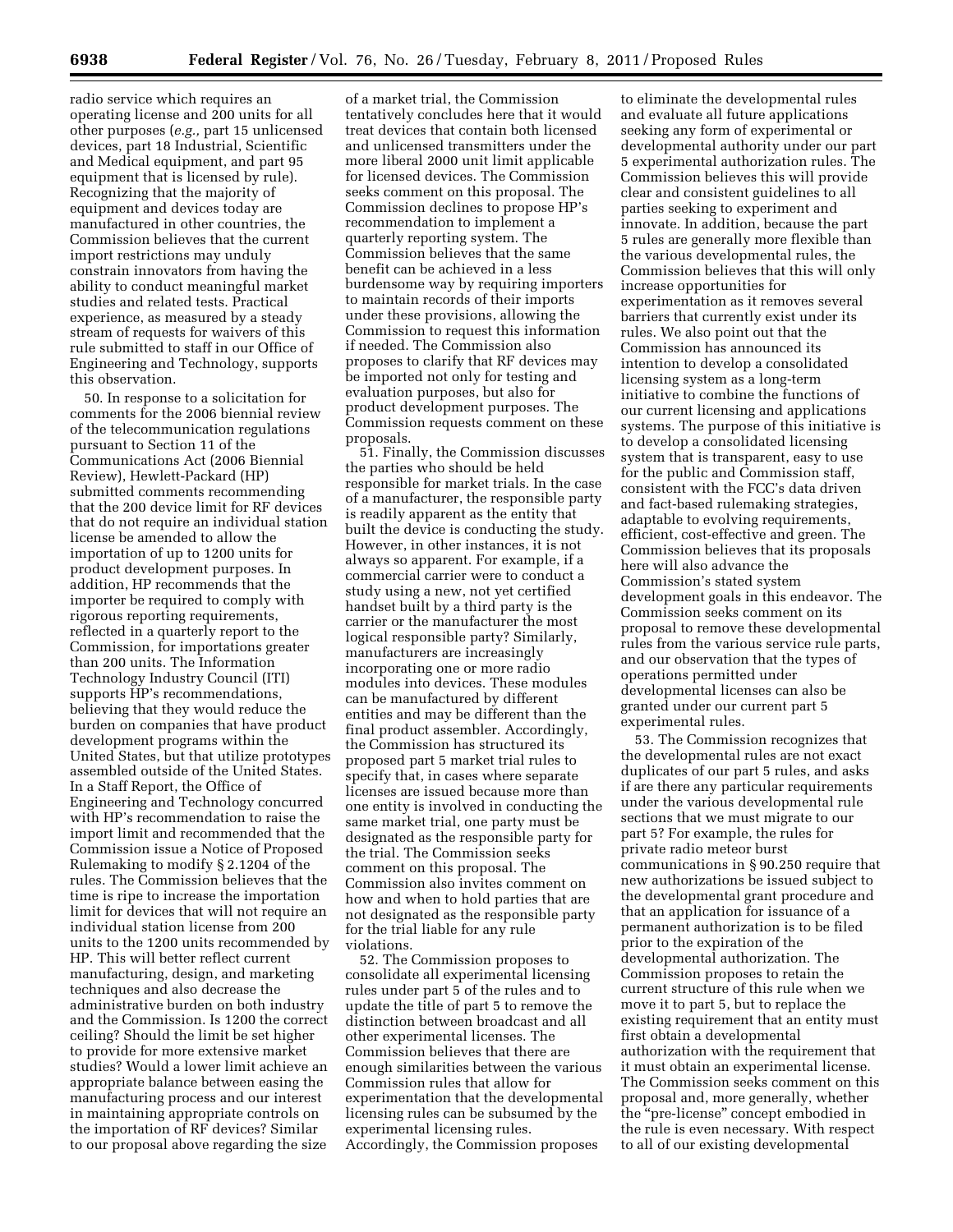radio service which requires an operating license and 200 units for all other purposes (*e.g.,* part 15 unlicensed devices, part 18 Industrial, Scientific and Medical equipment, and part 95 equipment that is licensed by rule). Recognizing that the majority of equipment and devices today are manufactured in other countries, the Commission believes that the current import restrictions may unduly constrain innovators from having the ability to conduct meaningful market studies and related tests. Practical experience, as measured by a steady stream of requests for waivers of this rule submitted to staff in our Office of Engineering and Technology, supports this observation.

50. In response to a solicitation for comments for the 2006 biennial review of the telecommunication regulations pursuant to Section 11 of the Communications Act (2006 Biennial Review), Hewlett-Packard (HP) submitted comments recommending that the 200 device limit for RF devices that do not require an individual station license be amended to allow the importation of up to 1200 units for product development purposes. In addition, HP recommends that the importer be required to comply with rigorous reporting requirements, reflected in a quarterly report to the Commission, for importations greater than 200 units. The Information Technology Industry Council (ITI) supports HP's recommendations, believing that they would reduce the burden on companies that have product development programs within the United States, but that utilize prototypes assembled outside of the United States. In a Staff Report, the Office of Engineering and Technology concurred with HP's recommendation to raise the import limit and recommended that the Commission issue a Notice of Proposed Rulemaking to modify § 2.1204 of the rules. The Commission believes that the time is ripe to increase the importation limit for devices that will not require an individual station license from 200 units to the 1200 units recommended by HP. This will better reflect current manufacturing, design, and marketing techniques and also decrease the administrative burden on both industry and the Commission. Is 1200 the correct ceiling? Should the limit be set higher to provide for more extensive market studies? Would a lower limit achieve an appropriate balance between easing the manufacturing process and our interest in maintaining appropriate controls on the importation of RF devices? Similar to our proposal above regarding the size of a market trial, the Commission tentatively concludes here that it would treat devices that contain both licensed and unlicensed transmitters under the more liberal 2000 unit limit applicable for licensed devices. The Commission seeks comment on this proposal. The Commission declines to propose HP's recommendation to implement a quarterly reporting system. The Commission believes that the same benefit can be achieved in a less burdensome way by requiring importers to maintain records of their imports under these provisions, allowing the Commission to request this information if needed. The Commission also proposes to clarify that RF devices may be imported not only for testing and evaluation purposes, but also for product development purposes. The Commission requests comment on these proposals.

51. Finally, the Commission discusses the parties who should be held responsible for market trials. In the case of a manufacturer, the responsible party is readily apparent as the entity that built the device is conducting the study. However, in other instances, it is not always so apparent. For example, if a commercial carrier were to conduct a study using a new, not yet certified handset built by a third party is the carrier or the manufacturer the most logical responsible party? Similarly, manufacturers are increasingly incorporating one or more radio modules into devices. These modules can be manufactured by different entities and may be different than the final product assembler. Accordingly, the Commission has structured its proposed part 5 market trial rules to specify that, in cases where separate licenses are issued because more than one entity is involved in conducting the same market trial, one party must be designated as the responsible party for the trial. The Commission seeks comment on this proposal. The Commission also invites comment on how and when to hold parties that are not designated as the responsible party for the trial liable for any rule violations.

52. The Commission proposes to consolidate all experimental licensing rules under part 5 of the rules and to update the title of part 5 to remove the distinction between broadcast and all other experimental licenses. The Commission believes that there are enough similarities between the various Commission rules that allow for experimentation that the developmental licensing rules can be subsumed by the experimental licensing rules. Accordingly, the Commission proposes to eliminate the developmental rules and evaluate all future applications seeking any form of experimental or developmental authority under our part 5 experimental authorization rules. The Commission believes this will provide clear and consistent guidelines to all parties seeking to experiment and innovate. In addition, because the part 5 rules are generally more flexible than the various developmental rules, the Commission believes that this will only increase opportunities for experimentation as it removes several barriers that currently exist under its rules. We also point out that the Commission has announced its intention to develop a consolidated licensing system as a long-term initiative to combine the functions of our current licensing and applications systems. The purpose of this initiative is to develop a consolidated licensing system that is transparent, easy to use for the public and Commission staff, consistent with the FCC's data driven and fact-based rulemaking strategies, adaptable to evolving requirements, efficient, cost-effective and green. The Commission believes that its proposals here will also advance the Commission's stated system development goals in this endeavor. The Commission seeks comment on its proposal to remove these developmental rules from the various service rule parts, and our observation that the types of operations permitted under developmental licenses can also be granted under our current part 5 experimental rules.

53. The Commission recognizes that the developmental rules are not exact duplicates of our part 5 rules, and asks if are there any particular requirements under the various developmental rule sections that we must migrate to our part 5? For example, the rules for private radio meteor burst communications in § 90.250 require that new authorizations be issued subject to the developmental grant procedure and that an application for issuance of a permanent authorization is to be filed prior to the expiration of the developmental authorization. The Commission proposes to retain the current structure of this rule when we move it to part 5, but to replace the existing requirement that an entity must first obtain a developmental authorization with the requirement that it must obtain an experimental license. The Commission seeks comment on this proposal and, more generally, whether the "pre-license" concept embodied in the rule is even necessary. With respect to all of our existing developmental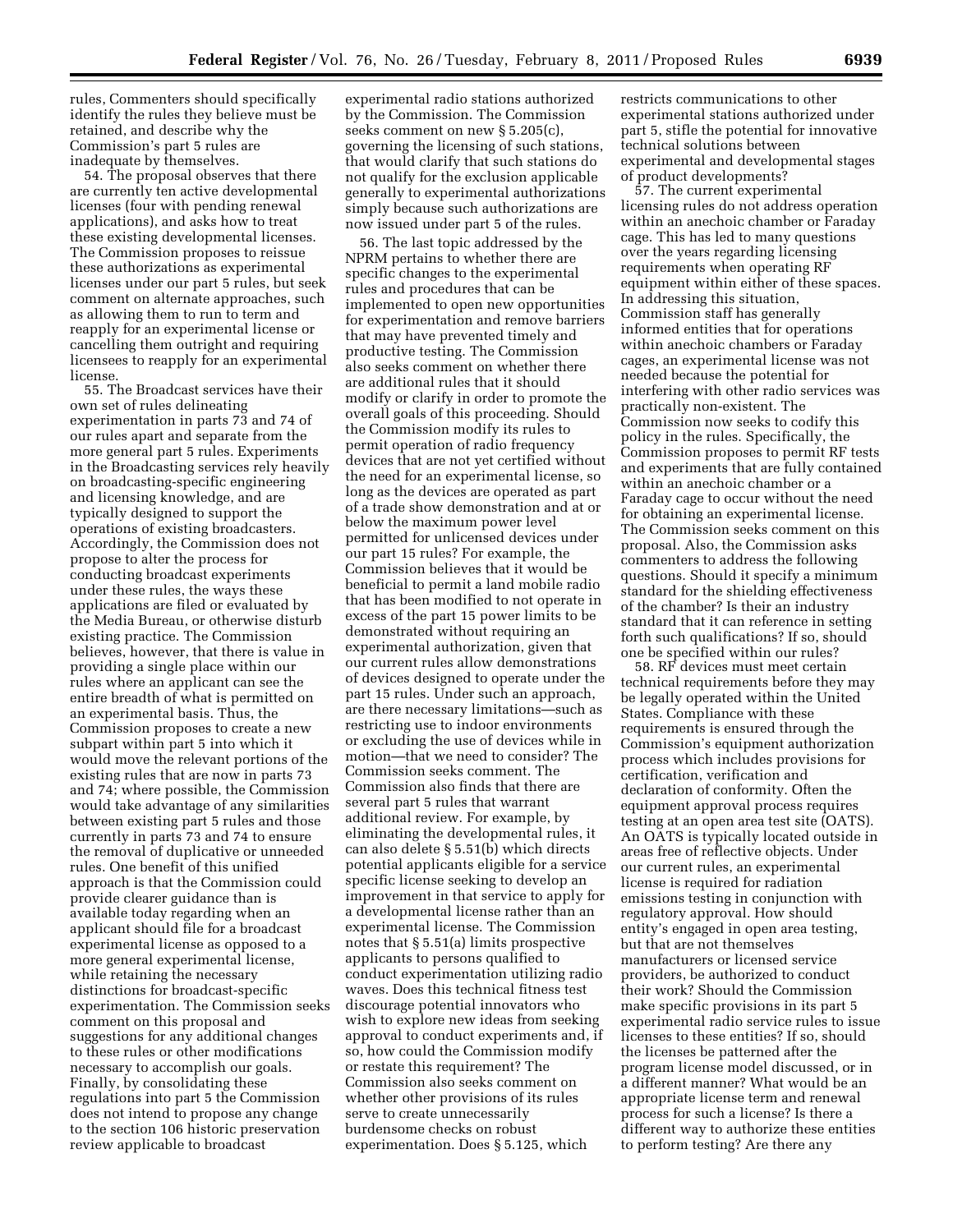rules, Commenters should specifically identify the rules they believe must be retained, and describe why the Commission's part 5 rules are inadequate by themselves.

54. The proposal observes that there are currently ten active developmental licenses (four with pending renewal applications), and asks how to treat these existing developmental licenses. The Commission proposes to reissue these authorizations as experimental licenses under our part 5 rules, but seek comment on alternate approaches, such as allowing them to run to term and reapply for an experimental license or cancelling them outright and requiring licensees to reapply for an experimental license.

55. The Broadcast services have their own set of rules delineating experimentation in parts 73 and 74 of our rules apart and separate from the more general part 5 rules. Experiments in the Broadcasting services rely heavily on broadcasting-specific engineering and licensing knowledge, and are typically designed to support the operations of existing broadcasters. Accordingly, the Commission does not propose to alter the process for conducting broadcast experiments under these rules, the ways these applications are filed or evaluated by the Media Bureau, or otherwise disturb existing practice. The Commission believes, however, that there is value in providing a single place within our rules where an applicant can see the entire breadth of what is permitted on an experimental basis. Thus, the Commission proposes to create a new subpart within part 5 into which it would move the relevant portions of the existing rules that are now in parts 73 and 74; where possible, the Commission would take advantage of any similarities between existing part 5 rules and those currently in parts 73 and 74 to ensure the removal of duplicative or unneeded rules. One benefit of this unified approach is that the Commission could provide clearer guidance than is available today regarding when an applicant should file for a broadcast experimental license as opposed to a more general experimental license, while retaining the necessary distinctions for broadcast-specific experimentation. The Commission seeks comment on this proposal and suggestions for any additional changes to these rules or other modifications necessary to accomplish our goals. Finally, by consolidating these regulations into part 5 the Commission does not intend to propose any change to the section 106 historic preservation review applicable to broadcast experimental radio stations authorized by the Commission. The Commission seeks comment on new § 5.205(c), governing the licensing of such stations, that would clarify that such stations do not qualify for the exclusion applicable generally to experimental authorizations simply because such authorizations are now issued under part 5 of the rules.

56. The last topic addressed by the NPRM pertains to whether there are specific changes to the experimental rules and procedures that can be implemented to open new opportunities for experimentation and remove barriers that may have prevented timely and productive testing. The Commission also seeks comment on whether there are additional rules that it should modify or clarify in order to promote the overall goals of this proceeding. Should the Commission modify its rules to permit operation of radio frequency devices that are not yet certified without the need for an experimental license, so long as the devices are operated as part of a trade show demonstration and at or below the maximum power level permitted for unlicensed devices under our part 15 rules? For example, the Commission believes that it would be beneficial to permit a land mobile radio that has been modified to not operate in excess of the part 15 power limits to be demonstrated without requiring an experimental authorization, given that our current rules allow demonstrations of devices designed to operate under the part 15 rules. Under such an approach, are there necessary limitations—such as restricting use to indoor environments or excluding the use of devices while in motion—that we need to consider? The Commission seeks comment. The Commission also finds that there are several part 5 rules that warrant additional review. For example, by eliminating the developmental rules, it can also delete § 5.51(b) which directs potential applicants eligible for a service specific license seeking to develop an improvement in that service to apply for a developmental license rather than an experimental license. The Commission notes that § 5.51(a) limits prospective applicants to persons qualified to conduct experimentation utilizing radio waves. Does this technical fitness test discourage potential innovators who wish to explore new ideas from seeking approval to conduct experiments and, if so, how could the Commission modify or restate this requirement? The Commission also seeks comment on whether other provisions of its rules serve to create unnecessarily burdensome checks on robust experimentation. Does § 5.125, which restricts communications to other experimental stations authorized under part 5, stifle the potential for innovative technical solutions between experimental and developmental stages of product developments?

57. The current experimental licensing rules do not address operation within an anechoic chamber or Faraday cage. This has led to many questions over the years regarding licensing requirements when operating RF equipment within either of these spaces. In addressing this situation, Commission staff has generally informed entities that for operations within anechoic chambers or Faraday cages, an experimental license was not needed because the potential for interfering with other radio services was practically non-existent. The Commission now seeks to codify this policy in the rules. Specifically, the Commission proposes to permit RF tests and experiments that are fully contained within an anechoic chamber or a Faraday cage to occur without the need for obtaining an experimental license. The Commission seeks comment on this proposal. Also, the Commission asks commenters to address the following questions. Should it specify a minimum standard for the shielding effectiveness of the chamber? Is their an industry standard that it can reference in setting forth such qualifications? If so, should one be specified within our rules?

58. RF devices must meet certain technical requirements before they may be legally operated within the United States. Compliance with these requirements is ensured through the Commission's equipment authorization process which includes provisions for certification, verification and declaration of conformity. Often the equipment approval process requires testing at an open area test site (OATS). An OATS is typically located outside in areas free of reflective objects. Under our current rules, an experimental license is required for radiation emissions testing in conjunction with regulatory approval. How should entity's engaged in open area testing, but that are not themselves manufacturers or licensed service providers, be authorized to conduct their work? Should the Commission make specific provisions in its part 5 experimental radio service rules to issue licenses to these entities? If so, should the licenses be patterned after the program license model discussed, or in a different manner? What would be an appropriate license term and renewal process for such a license? Is there a different way to authorize these entities to perform testing? Are there any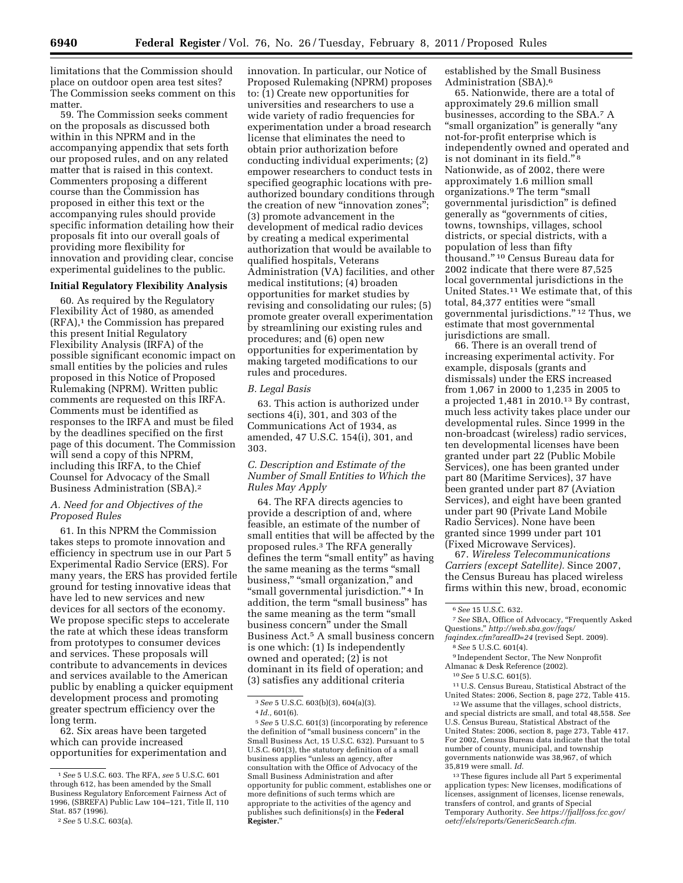limitations that the Commission should place on outdoor open area test sites? The Commission seeks comment on this matter.

59. The Commission seeks comment on the proposals as discussed both within in this NPRM and in the accompanying appendix that sets forth our proposed rules, and on any related matter that is raised in this context. Commenters proposing a different course than the Commission has proposed in either this text or the accompanying rules should provide specific information detailing how their proposals fit into our overall goals of providing more flexibility for innovation and providing clear, concise experimental guidelines to the public.

**Initial Regulatory Flexibility Analysis**

60. As required by the Regulatory Flexibility Act of 1980, as amended (RFA),[1] the Commission has prepared this present Initial Regulatory Flexibility Analysis (IRFA) of the possible significant economic impact on small entities by the policies and rules proposed in this Notice of Proposed Rulemaking (NPRM). Written public comments are requested on this IRFA. Comments must be identified as responses to the IRFA and must be filed by the deadlines specified on the first page of this document. The Commission will send a copy of this NPRM, including this IRFA, to the Chief Counsel for Advocacy of the Small Business Administration (SBA).[2]

*A. Need for and Objectives of the Proposed Rules*

61. In this NPRM the Commission takes steps to promote innovation and efficiency in spectrum use in our Part 5 Experimental Radio Service (ERS). For many years, the ERS has provided fertile ground for testing innovative ideas that have led to new services and new devices for all sectors of the economy. We propose specific steps to accelerate the rate at which these ideas transform from prototypes to consumer devices and services. These proposals will contribute to advancements in devices and services available to the American public by enabling a quicker equipment development process and promoting greater spectrum efficiency over the long term.

62. Six areas have been targeted which can provide increased opportunities for experimentation and innovation. In particular, our Notice of Proposed Rulemaking (NPRM) proposes to: (1) Create new opportunities for universities and researchers to use a wide variety of radio frequencies for experimentation under a broad research license that eliminates the need to obtain prior authorization before conducting individual experiments; (2) empower researchers to conduct tests in specified geographic locations with pre-authorized boundary conditions through the creation of new "innovation zones"; (3) promote advancement in the development of medical radio devices by creating a medical experimental authorization that would be available to qualified hospitals, Veterans Administration (VA) facilities, and other medical institutions; (4) broaden opportunities for market studies by revising and consolidating our rules; (5) promote greater overall experimentation by streamlining our existing rules and procedures; and (6) open new opportunities for experimentation by making targeted modifications to our rules and procedures.

*B. Legal Basis*

63. This action is authorized under sections 4(i), 301, and 303 of the Communications Act of 1934, as amended, 47 U.S.C. 154(i), 301, and 303.

*C. Description and Estimate of the Number of Small Entities to Which the Rules May Apply*

64. The RFA directs agencies to provide a description of and, where feasible, an estimate of the number of small entities that will be affected by the proposed rules.[3] The RFA generally defines the term "small entity" as having the same meaning as the terms "small business," "small organization," and "small governmental jurisdiction."[4] In addition, the term "small business" has the same meaning as the term "small business concern" under the Small Business Act.[5] A small business concern is one which: (1) Is independently owned and operated; (2) is not dominant in its field of operation; and (3) satisfies any additional criteria established by the Small Business Administration (SBA).[6]

65. Nationwide, there are a total of approximately 29.6 million small businesses, according to the SBA.[7] A "small organization" is generally "any not-for-profit enterprise which is independently owned and operated and is not dominant in its field."[8] Nationwide, as of 2002, there were approximately 1.6 million small organizations.[9] The term "small governmental jurisdiction" is defined generally as "governments of cities, towns, townships, villages, school districts, or special districts, with a population of less than fifty thousand."[10] Census Bureau data for 2002 indicate that there were 87,525 local governmental jurisdictions in the United States.[11] We estimate that, of this total, 84,377 entities were "small governmental jurisdictions."[12] Thus, we estimate that most governmental jurisdictions are small.

66. There is an overall trend of increasing experimental activity. For example, disposals (grants and dismissals) under the ERS increased from 1,067 in 2000 to 1,235 in 2005 to a projected 1,481 in 2010.[13] By contrast, much less activity takes place under our developmental rules. Since 1999 in the non-broadcast (wireless) radio services, ten developmental licenses have been granted under part 22 (Public Mobile Services), one has been granted under part 80 (Maritime Services), 37 have been granted under part 87 (Aviation Services), and eight have been granted under part 90 (Private Land Mobile Radio Services). None have been granted since 1999 under part 101 (Fixed Microwave Services).

67. *Wireless Telecommunications Carriers (except Satellite).* Since 2007, the Census Bureau has placed wireless firms within this new, broad, economic

---

[1] *See* 5 U.S.C. 603. The RFA, *see* 5 U.S.C. 601 through 612, has been amended by the Small Business Regulatory Enforcement Fairness Act of 1996, (SBREFA) Public Law 104–121, Title II, 110 Stat. 857 (1996).

[2] *See* 5 U.S.C. 603(a).

[3] *See* 5 U.S.C. 603(b)(3), 604(a)(3).

[4] *Id.,* 601(6).

[5] *See* 5 U.S.C. 601(3) (incorporating by reference the definition of "small business concern" in the Small Business Act, 15 U.S.C. 632). Pursuant to 5 U.S.C. 601(3), the statutory definition of a small business applies "unless an agency, after consultation with the Office of Advocacy of the Small Business Administration and after opportunity for public comment, establishes one or more definitions of such terms which are appropriate to the activities of the agency and publishes such definitions(s) in the **Federal Register.**"

[6] *See* 15 U.S.C. 632.

[7] *See* SBA, Office of Advocacy, "Frequently Asked Questions," *http://web.sba.gov/faqs/faqindex.cfm?areaID=24* (revised Sept. 2009).

[8] *See* 5 U.S.C. 601(4).

[9] Independent Sector, The New Nonprofit Almanac & Desk Reference (2002).

[10] *See* 5 U.S.C. 601(5).

[11] U.S. Census Bureau, Statistical Abstract of the United States: 2006, Section 8, page 272, Table 415.

[12] We assume that the villages, school districts, and special districts are small, and total 48,558. *See* U.S. Census Bureau, Statistical Abstract of the United States: 2006, section 8, page 273, Table 417. For 2002, Census Bureau data indicate that the total number of county, municipal, and township governments nationwide was 38,967, of which 35,819 were small. *Id.*

[13] These figures include all Part 5 experimental application types: New licenses, modifications of licenses, assignment of licenses, license renewals, transfers of control, and grants of Special Temporary Authority. *See https://fjallfoss.fcc.gov/oetcf/els/reports/GenericSearch.cfm.*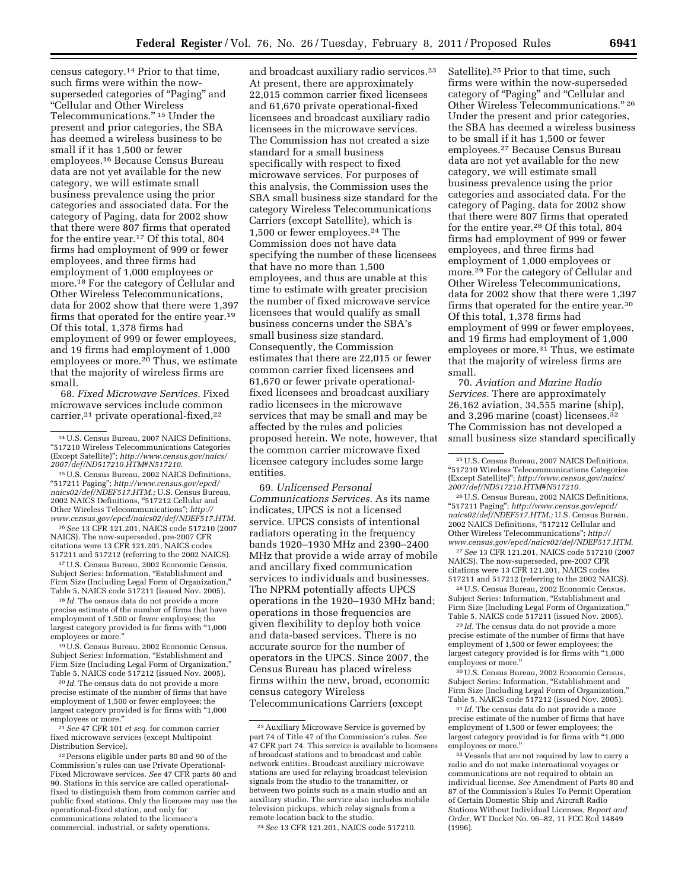census category.[14] Prior to that time, such firms were within the now-superseded categories of "Paging" and "Cellular and Other Wireless Telecommunications."[15] Under the present and prior categories, the SBA has deemed a wireless business to be small if it has 1,500 or fewer employees.[16] Because Census Bureau data are not yet available for the new category, we will estimate small business prevalence using the prior categories and associated data. For the category of Paging, data for 2002 show that there were 807 firms that operated for the entire year.[17] Of this total, 804 firms had employment of 999 or fewer employees, and three firms had employment of 1,000 employees or more.[18] For the category of Cellular and Other Wireless Telecommunications, data for 2002 show that there were 1,397 firms that operated for the entire year.[19] Of this total, 1,378 firms had employment of 999 or fewer employees, and 19 firms had employment of 1,000 employees or more.[20] Thus, we estimate that the majority of wireless firms are small.

68. *Fixed Microwave Services.* Fixed microwave services include common carrier,[21] private operational-fixed,[22] and broadcast auxiliary radio services.[23] At present, there are approximately 22,015 common carrier fixed licensees and 61,670 private operational-fixed licensees and broadcast auxiliary radio licensees in the microwave services. The Commission has not created a size standard for a small business specifically with respect to fixed microwave services. For purposes of this analysis, the Commission uses the SBA small business size standard for the category Wireless Telecommunications Carriers (except Satellite), which is 1,500 or fewer employees.[24] The Commission does not have data specifying the number of these licensees that have no more than 1,500 employees, and thus are unable at this time to estimate with greater precision the number of fixed microwave service licensees that would qualify as small business concerns under the SBA's small business size standard. Consequently, the Commission estimates that there are 22,015 or fewer common carrier fixed licensees and 61,670 or fewer private operational-fixed licensees and broadcast auxiliary radio licensees in the microwave services that may be small and may be affected by the rules and policies proposed herein. We note, however, that the common carrier microwave fixed licensee category includes some large entities.

69. *Unlicensed Personal Communications Services.* As its name indicates, UPCS is not a licensed service. UPCS consists of intentional radiators operating in the frequency bands 1920–1930 MHz and 2390–2400 MHz that provide a wide array of mobile and ancillary fixed communication services to individuals and businesses. The NPRM potentially affects UPCS operations in the 1920–1930 MHz band; operations in those frequencies are given flexibility to deploy both voice and data-based services. There is no accurate source for the number of operators in the UPCS. Since 2007, the Census Bureau has placed wireless firms within the new, broad, economic census category Wireless Telecommunications Carriers (except Satellite).[25] Prior to that time, such firms were within the now-superseded category of "Paging" and "Cellular and Other Wireless Telecommunications."[26] Under the present and prior categories, the SBA has deemed a wireless business to be small if it has 1,500 or fewer employees.[27] Because Census Bureau data are not yet available for the new category, we will estimate small business prevalence using the prior categories and associated data. For the category of Paging, data for 2002 show that there were 807 firms that operated for the entire year.[28] Of this total, 804 firms had employment of 999 or fewer employees, and three firms had employment of 1,000 employees or more.[29] For the category of Cellular and Other Wireless Telecommunications, data for 2002 show that there were 1,397 firms that operated for the entire year.[30] Of this total, 1,378 firms had employment of 999 or fewer employees, and 19 firms had employment of 1,000 employees or more.[31] Thus, we estimate that the majority of wireless firms are small.

70. *Aviation and Marine Radio Services.* There are approximately 26,162 aviation, 34,555 marine (ship), and 3,296 marine (coast) licensees.[32] The Commission has not developed a small business size standard specifically

---

[14] U.S. Census Bureau, 2007 NAICS Definitions, "517210 Wireless Telecommunications Categories (Except Satellite)"; *http://www.census.gov/naics/2007/def/ND517210.HTM#N517210.*

[15] U.S. Census Bureau, 2002 NAICS Definitions, "517211 Paging"; *http://www.census.gov/epcd/naics02/def/NDEF517.HTM.;* U.S. Census Bureau, 2002 NAICS Definitions, "517212 Cellular and Other Wireless Telecommunications"; *http://www.census.gov/epcd/naics02/def/NDEF517.HTM.*

[16] *See* 13 CFR 121.201, NAICS code 517210 (2007 NAICS). The now-superseded, pre-2007 CFR citations were 13 CFR 121.201, NAICS codes 517211 and 517212 (referring to the 2002 NAICS).

[17] U.S. Census Bureau, 2002 Economic Census, Subject Series: Information, "Establishment and Firm Size (Including Legal Form of Organization," Table 5, NAICS code 517211 (issued Nov. 2005).

[18] *Id.* The census data do not provide a more precise estimate of the number of firms that have employment of 1,500 or fewer employees; the largest category provided is for firms with "1,000 employees or more."

[19] U.S. Census Bureau, 2002 Economic Census, Subject Series: Information, "Establishment and Firm Size (Including Legal Form of Organization," Table 5, NAICS code 517212 (issued Nov. 2005).

[20] *Id.* The census data do not provide a more precise estimate of the number of firms that have employment of 1,500 or fewer employees; the largest category provided is for firms with "1,000 employees or more."

[21] *See* 47 CFR 101 *et seq.* for common carrier fixed microwave services (except Multipoint Distribution Service).

[22] Persons eligible under parts 80 and 90 of the Commission's rules can use Private Operational-Fixed Microwave services. *See* 47 CFR parts 80 and 90. Stations in this service are called operational-fixed to distinguish them from common carrier and public fixed stations. Only the licensee may use the operational-fixed station, and only for communications related to the licensee's commercial, industrial, or safety operations.

[23] Auxiliary Microwave Service is governed by part 74 of Title 47 of the Commission's rules. *See* 47 CFR part 74. This service is available to licensees of broadcast stations and to broadcast and cable network entities. Broadcast auxiliary microwave stations are used for relaying broadcast television signals from the studio to the transmitter, or between two points such as a main studio and an auxiliary studio. The service also includes mobile television pickups, which relay signals from a remote location back to the studio.

[24] *See* 13 CFR 121.201, NAICS code 517210.

[25] U.S. Census Bureau, 2007 NAICS Definitions, "517210 Wireless Telecommunications Categories (Except Satellite)"; *http://www.census.gov/naics/2007/def/ND517210.HTM#N517210.*

[26] U.S. Census Bureau, 2002 NAICS Definitions, "517211 Paging"; *http://www.census.gov/epcd/naics02/def/NDEF517.HTM.;* U.S. Census Bureau, 2002 NAICS Definitions, "517212 Cellular and Other Wireless Telecommunications"; *http://www.census.gov/epcd/naics02/def/NDEF517.HTM.*

[27] *See* 13 CFR 121.201, NAICS code 517210 (2007 NAICS). The now-superseded, pre-2007 CFR citations were 13 CFR 121.201, NAICS codes 517211 and 517212 (referring to the 2002 NAICS).

[28] U.S. Census Bureau, 2002 Economic Census, Subject Series: Information, "Establishment and Firm Size (Including Legal Form of Organization," Table 5, NAICS code 517211 (issued Nov. 2005).

[29] *Id.* The census data do not provide a more precise estimate of the number of firms that have employment of 1,500 or fewer employees; the largest category provided is for firms with "1,000 employees or more."

[30] U.S. Census Bureau, 2002 Economic Census, Subject Series: Information, "Establishment and Firm Size (Including Legal Form of Organization," Table 5, NAICS code 517212 (issued Nov. 2005).

[31] *Id.* The census data do not provide a more precise estimate of the number of firms that have employment of 1,500 or fewer employees; the largest category provided is for firms with "1,000 employees or more."

[32] Vessels that are not required by law to carry a radio and do not make international voyages or communications are not required to obtain an individual license. *See* Amendment of Parts 80 and 87 of the Commission's Rules To Permit Operation of Certain Domestic Ship and Aircraft Radio Stations Without Individual Licenses, *Report and Order,* WT Docket No. 96–82, 11 FCC Rcd 14849 (1996).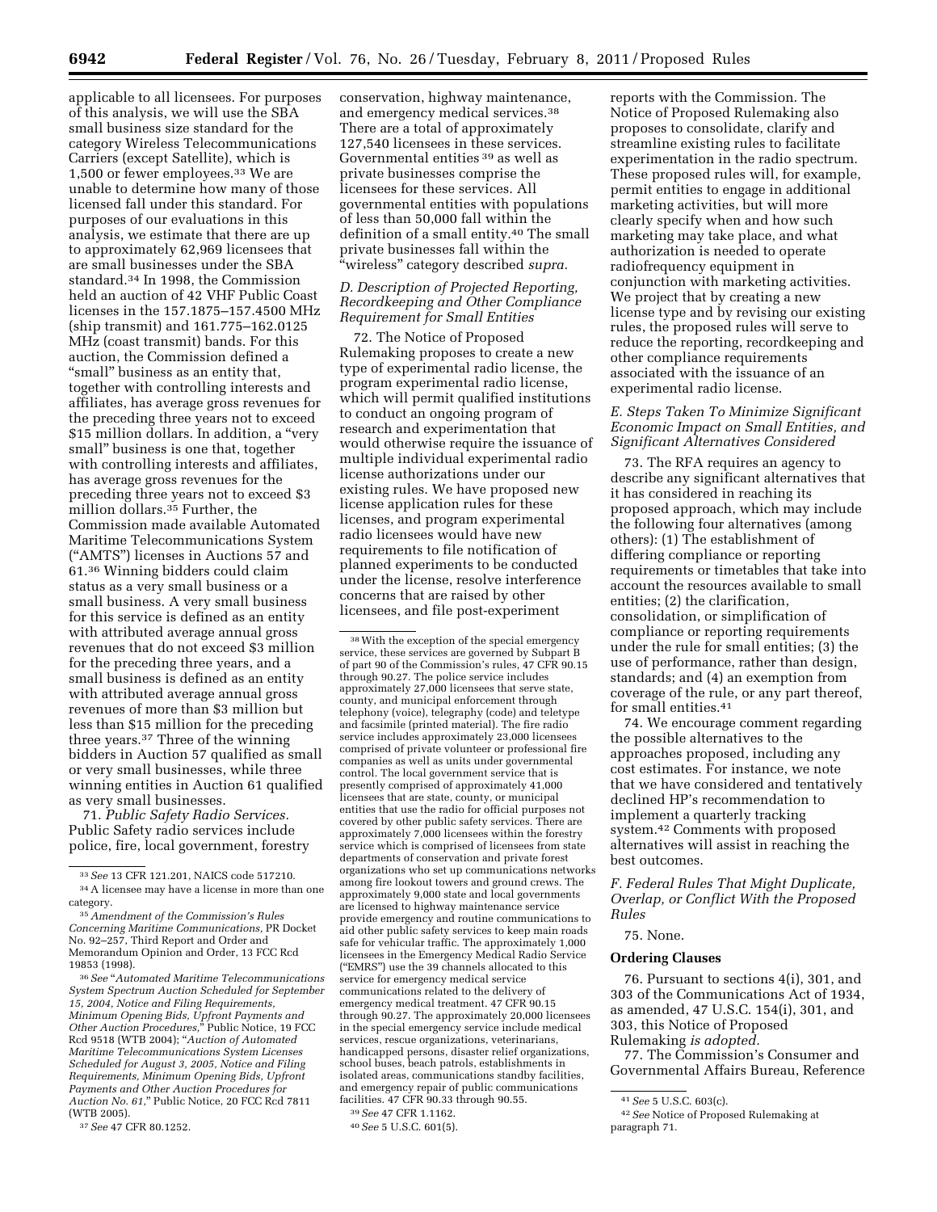applicable to all licensees. For purposes of this analysis, we will use the SBA small business size standard for the category Wireless Telecommunications Carriers (except Satellite), which is 1,500 or fewer employees.[33] We are unable to determine how many of those licensed fall under this standard. For purposes of our evaluations in this analysis, we estimate that there are up to approximately 62,969 licensees that are small businesses under the SBA standard.[34] In 1998, the Commission held an auction of 42 VHF Public Coast licenses in the 157.1875–157.4500 MHz (ship transmit) and 161.775–162.0125 MHz (coast transmit) bands. For this auction, the Commission defined a "small" business as an entity that, together with controlling interests and affiliates, has average gross revenues for the preceding three years not to exceed $15 million dollars. In addition, a "very small" business is one that, together with controlling interests and affiliates, has average gross revenues for the preceding three years not to exceed $3 million dollars.[35] Further, the Commission made available Automated Maritime Telecommunications System ("AMTS") licenses in Auctions 57 and 61.[36] Winning bidders could claim status as a very small business or a small business. A very small business for this service is defined as an entity with attributed average annual gross revenues that do not exceed $3 million for the preceding three years, and a small business is defined as an entity with attributed average annual gross revenues of more than $3 million but less than $15 million for the preceding three years.[37] Three of the winning bidders in Auction 57 qualified as small or very small businesses, while three winning entities in Auction 61 qualified as very small businesses.

71. *Public Safety Radio Services.* Public Safety radio services include police, fire, local government, forestry conservation, highway maintenance, and emergency medical services.[38] There are a total of approximately 127,540 licensees in these services. Governmental entities [39] as well as private businesses comprise the licensees for these services. All governmental entities with populations of less than 50,000 fall within the definition of a small entity.[40] The small private businesses fall within the "wireless" category described *supra.*

### *D. Description of Projected Reporting, Recordkeeping and Other Compliance Requirement for Small Entities*

72. The Notice of Proposed Rulemaking proposes to create a new type of experimental radio license, the program experimental radio license, which will permit qualified institutions to conduct an ongoing program of research and experimentation that would otherwise require the issuance of multiple individual experimental radio license authorizations under our existing rules. We have proposed new license application rules for these licenses, and program experimental radio licensees would have new requirements to file notification of planned experiments to be conducted under the license, resolve interference concerns that are raised by other licensees, and file post-experiment reports with the Commission. The Notice of Proposed Rulemaking also proposes to consolidate, clarify and streamline existing rules to facilitate experimentation in the radio spectrum. These proposed rules will, for example, permit entities to engage in additional marketing activities, but will more clearly specify when and how such marketing may take place, and what authorization is needed to operate radiofrequency equipment in conjunction with marketing activities. We project that by creating a new license type and by revising our existing rules, the proposed rules will serve to reduce the reporting, recordkeeping and other compliance requirements associated with the issuance of an experimental radio license.

### *E. Steps Taken To Minimize Significant Economic Impact on Small Entities, and Significant Alternatives Considered*

73. The RFA requires an agency to describe any significant alternatives that it has considered in reaching its proposed approach, which may include the following four alternatives (among others): (1) The establishment of differing compliance or reporting requirements or timetables that take into account the resources available to small entities; (2) the clarification, consolidation, or simplification of compliance or reporting requirements under the rule for small entities; (3) the use of performance, rather than design, standards; and (4) an exemption from coverage of the rule, or any part thereof, for small entities.[41]

74. We encourage comment regarding the possible alternatives to the approaches proposed, including any cost estimates. For instance, we note that we have considered and tentatively declined HP's recommendation to implement a quarterly tracking system.[42] Comments with proposed alternatives will assist in reaching the best outcomes.

### *F. Federal Rules That Might Duplicate, Overlap, or Conflict With the Proposed Rules*

75. None.

### Ordering Clauses

76. Pursuant to sections 4(i), 301, and 303 of the Communications Act of 1934, as amended, 47 U.S.C. 154(i), 301, and 303, this Notice of Proposed Rulemaking *is adopted.*

77. The Commission's Consumer and Governmental Affairs Bureau, Reference

---

[33] *See* 13 CFR 121.201, NAICS code 517210.

[34] A licensee may have a license in more than one category.

[35] *Amendment of the Commission's Rules Concerning Maritime Communications,* PR Docket No. 92–257, Third Report and Order and Memorandum Opinion and Order, 13 FCC Rcd 19853 (1998).

[36] *See* "*Automated Maritime Telecommunications System Spectrum Auction Scheduled for September 15, 2004, Notice and Filing Requirements, Minimum Opening Bids, Upfront Payments and Other Auction Procedures,*" Public Notice, 19 FCC Rcd 9518 (WTB 2004); "*Auction of Automated Maritime Telecommunications System Licenses Scheduled for August 3, 2005, Notice and Filing Requirements, Minimum Opening Bids, Upfront Payments and Other Auction Procedures for Auction No. 61,*" Public Notice, 20 FCC Rcd 7811 (WTB 2005).

[37] *See* 47 CFR 80.1252.

[38] With the exception of the special emergency service, these services are governed by Subpart B of part 90 of the Commission's rules, 47 CFR 90.15 through 90.27. The police service includes approximately 27,000 licensees that serve state, county, and municipal enforcement through telephony (voice), telegraphy (code) and teletype and facsimile (printed material). The fire radio service includes approximately 23,000 licensees comprised of private volunteer or professional fire companies as well as units under governmental control. The local government service that is presently comprised of approximately 41,000 licensees that are state, county, or municipal entities that use the radio for official purposes not covered by other public safety services. There are approximately 7,000 licensees within the forestry service which is comprised of licensees from state departments of conservation and private forest organizations who set up communications networks among fire lookout towers and ground crews. The approximately 9,000 state and local governments are licensed to highway maintenance service provide emergency and routine communications to aid other public safety services to keep main roads safe for vehicular traffic. The approximately 1,000 licensees in the Emergency Medical Radio Service ("EMRS") use the 39 channels allocated to this service for emergency medical service communications related to the delivery of emergency medical treatment. 47 CFR 90.15 through 90.27. The approximately 20,000 licensees in the special emergency service include medical services, rescue organizations, veterinarians, handicapped persons, disaster relief organizations, school buses, beach patrols, establishments in isolated areas, communications standby facilities, and emergency repair of public communications facilities. 47 CFR 90.33 through 90.55.

[39] *See* 47 CFR 1.1162.

[40] *See* 5 U.S.C. 601(5).

[41] *See* 5 U.S.C. 603(c).

[42] *See* Notice of Proposed Rulemaking at paragraph 71.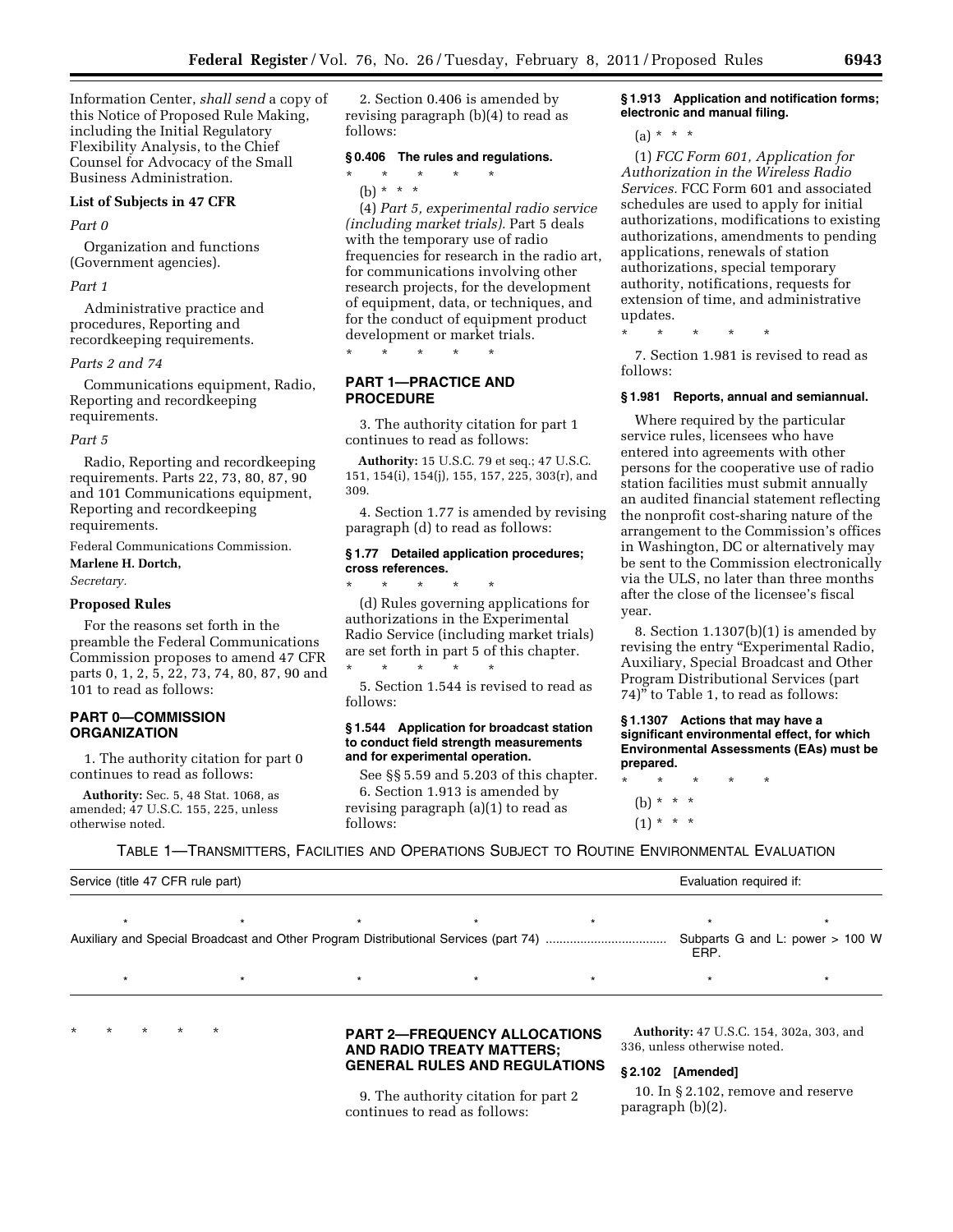Information Center, *shall send* a copy of this Notice of Proposed Rule Making, including the Initial Regulatory Flexibility Analysis, to the Chief Counsel for Advocacy of the Small Business Administration.

**List of Subjects in 47 CFR**

*Part 0*

Organization and functions (Government agencies).

*Part 1*

Administrative practice and procedures, Reporting and recordkeeping requirements.

*Parts 2 and 74*

Communications equipment, Radio, Reporting and recordkeeping requirements.

*Part 5*

Radio, Reporting and recordkeeping requirements. Parts 22, 73, 80, 87, 90 and 101 Communications equipment, Reporting and recordkeeping requirements.

Federal Communications Commission.

**Marlene H. Dortch,**

*Secretary.*

**Proposed Rules**

For the reasons set forth in the preamble the Federal Communications Commission proposes to amend 47 CFR parts 0, 1, 2, 5, 22, 73, 74, 80, 87, 90 and 101 to read as follows:

## PART 0—COMMISSION ORGANIZATION

1. The authority citation for part 0 continues to read as follows:

**Authority:** Sec. 5, 48 Stat. 1068, as amended; 47 U.S.C. 155, 225, unless otherwise noted.

2. Section 0.406 is amended by revising paragraph (b)(4) to read as follows:

**§ 0.406 The rules and regulations.**

\* \* \* \* \*

(b) \* \* \*

(4) *Part 5, experimental radio service (including market trials).* Part 5 deals with the temporary use of radio frequencies for research in the radio art, for communications involving other research projects, for the development of equipment, data, or techniques, and for the conduct of equipment product development or market trials.

\* \* \* \* \*

## PART 1—PRACTICE AND PROCEDURE

3. The authority citation for part 1 continues to read as follows:

**Authority:** 15 U.S.C. 79 et seq.; 47 U.S.C. 151, 154(i), 154(j), 155, 157, 225, 303(r), and 309.

4. Section 1.77 is amended by revising paragraph (d) to read as follows:

**§ 1.77 Detailed application procedures; cross references.**

\* \* \* \* \*

(d) Rules governing applications for authorizations in the Experimental Radio Service (including market trials) are set forth in part 5 of this chapter.

\* \* \* \* \*

5. Section 1.544 is revised to read as follows:

**§ 1.544 Application for broadcast station to conduct field strength measurements and for experimental operation.**

See §§ 5.59 and 5.203 of this chapter.

6. Section 1.913 is amended by revising paragraph (a)(1) to read as follows:

**§ 1.913 Application and notification forms; electronic and manual filing.**

(a) \* \* \*

(1) *FCC Form 601, Application for Authorization in the Wireless Radio Services.* FCC Form 601 and associated schedules are used to apply for initial authorizations, modifications to existing authorizations, amendments to pending applications, renewals of station authorizations, special temporary authority, notifications, requests for extension of time, and administrative updates.

\* \* \* \* \*

7. Section 1.981 is revised to read as follows:

**§ 1.981 Reports, annual and semiannual.**

Where required by the particular service rules, licensees who have entered into agreements with other persons for the cooperative use of radio station facilities must submit annually an audited financial statement reflecting the nonprofit cost-sharing nature of the arrangement to the Commission's offices in Washington, DC or alternatively may be sent to the Commission electronically via the ULS, no later than three months after the close of the licensee's fiscal year.

8. Section 1.1307(b)(1) is amended by revising the entry "Experimental Radio, Auxiliary, Special Broadcast and Other Program Distributional Services (part 74)" to Table 1, to read as follows:

**§ 1.1307 Actions that may have a significant environmental effect, for which Environmental Assessments (EAs) must be prepared.**

\* \* \* \* \*

(b) \* \* \*

(1) \* \* \*

TABLE 1—TRANSMITTERS, FACILITIES AND OPERATIONS SUBJECT TO ROUTINE ENVIRONMENTAL EVALUATION

| Service (title 47 CFR rule part) | Evaluation required if: |
| --- | --- |
| \* \* \* \* \* | \* \* |
| Auxiliary and Special Broadcast and Other Program Distributional Services (part 74) | Subparts G and L: power > 100 W ERP. |
| \* \* \* \* \* | \* \* |

\* \* \* \* \*

## PART 2—FREQUENCY ALLOCATIONS AND RADIO TREATY MATTERS; GENERAL RULES AND REGULATIONS

9. The authority citation for part 2 continues to read as follows:

**Authority:** 47 U.S.C. 154, 302a, 303, and 336, unless otherwise noted.

**§ 2.102 [Amended]**

10. In § 2.102, remove and reserve paragraph (b)(2).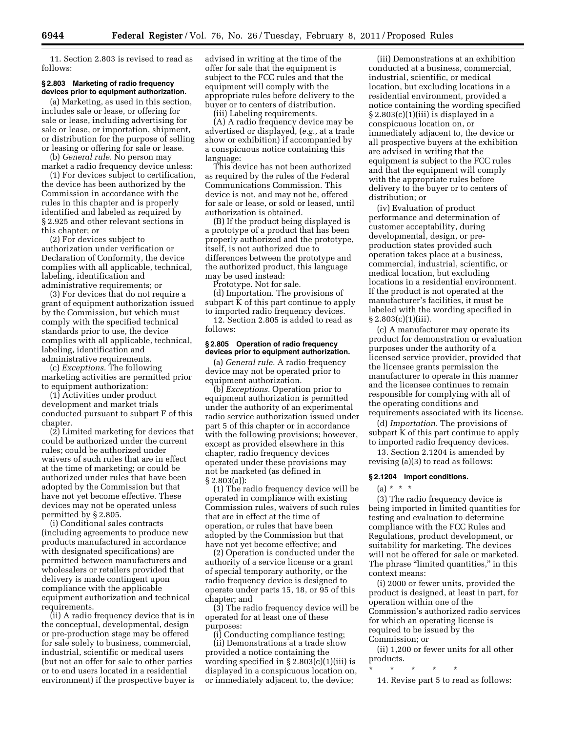11. Section 2.803 is revised to read as follows:

### § 2.803 Marketing of radio frequency devices prior to equipment authorization.

(a) Marketing, as used in this section, includes sale or lease, or offering for sale or lease, including advertising for sale or lease, or importation, shipment, or distribution for the purpose of selling or leasing or offering for sale or lease.

(b) *General rule.* No person may market a radio frequency device unless:

(1) For devices subject to certification, the device has been authorized by the Commission in accordance with the rules in this chapter and is properly identified and labeled as required by § 2.925 and other relevant sections in this chapter; or

(2) For devices subject to authorization under verification or Declaration of Conformity, the device complies with all applicable, technical, labeling, identification and administrative requirements; or

(3) For devices that do not require a grant of equipment authorization issued by the Commission, but which must comply with the specified technical standards prior to use, the device complies with all applicable, technical, labeling, identification and administrative requirements.

(c) *Exceptions.* The following marketing activities are permitted prior to equipment authorization:

(1) Activities under product development and market trials conducted pursuant to subpart F of this chapter.

(2) Limited marketing for devices that could be authorized under the current rules; could be authorized under waivers of such rules that are in effect at the time of marketing; or could be authorized under rules that have been adopted by the Commission but that have not yet become effective. These devices may not be operated unless permitted by § 2.805.

(i) Conditional sales contracts (including agreements to produce new products manufactured in accordance with designated specifications) are permitted between manufacturers and wholesalers or retailers provided that delivery is made contingent upon compliance with the applicable equipment authorization and technical requirements.

(ii) A radio frequency device that is in the conceptual, developmental, design or pre-production stage may be offered for sale solely to business, commercial, industrial, scientific or medical users (but not an offer for sale to other parties or to end users located in a residential environment) if the prospective buyer is advised in writing at the time of the offer for sale that the equipment is subject to the FCC rules and that the equipment will comply with the appropriate rules before delivery to the buyer or to centers of distribution.

(iii) Labeling requirements.

(A) A radio frequency device may be advertised or displayed, (*e.g.,* at a trade show or exhibition) if accompanied by a conspicuous notice containing this language:

This device has not been authorized as required by the rules of the Federal Communications Commission. This device is not, and may not be, offered for sale or lease, or sold or leased, until authorization is obtained.

(B) If the product being displayed is a prototype of a product that has been properly authorized and the prototype, itself, is not authorized due to differences between the prototype and the authorized product, this language may be used instead:

Prototype. Not for sale.

(d) Importation. The provisions of subpart K of this part continue to apply to imported radio frequency devices.

12. Section 2.805 is added to read as follows:

### § 2.805 Operation of radio frequency devices prior to equipment authorization.

(a) *General rule.* A radio frequency device may not be operated prior to equipment authorization.

(b) *Exceptions.* Operation prior to equipment authorization is permitted under the authority of an experimental radio service authorization issued under part 5 of this chapter or in accordance with the following provisions; however, except as provided elsewhere in this chapter, radio frequency devices operated under these provisions may not be marketed (as defined in § 2.803(a)):

(1) The radio frequency device will be operated in compliance with existing Commission rules, waivers of such rules that are in effect at the time of operation, or rules that have been adopted by the Commission but that have not yet become effective; and

(2) Operation is conducted under the authority of a service license or a grant of special temporary authority, or the radio frequency device is designed to operate under parts 15, 18, or 95 of this chapter; and

(3) The radio frequency device will be operated for at least one of these purposes:

(i) Conducting compliance testing;

(ii) Demonstrations at a trade show provided a notice containing the wording specified in § 2.803(c)(1)(iii) is displayed in a conspicuous location on, or immediately adjacent to, the device;

(iii) Demonstrations at an exhibition conducted at a business, commercial, industrial, scientific, or medical location, but excluding locations in a residential environment, provided a notice containing the wording specified § 2.803(c)(1)(iii) is displayed in a conspicuous location on, or immediately adjacent to, the device or all prospective buyers at the exhibition are advised in writing that the equipment is subject to the FCC rules and that the equipment will comply with the appropriate rules before delivery to the buyer or to centers of distribution; or

(iv) Evaluation of product performance and determination of customer acceptability, during developmental, design, or pre-production states provided such operation takes place at a business, commercial, industrial, scientific, or medical location, but excluding locations in a residential environment. If the product is not operated at the manufacturer's facilities, it must be labeled with the wording specified in § 2.803(c)(1)(iii).

(c) A manufacturer may operate its product for demonstration or evaluation purposes under the authority of a licensed service provider, provided that the licensee grants permission the manufacturer to operate in this manner and the licensee continues to remain responsible for complying with all of the operating conditions and requirements associated with its license.

(d) *Importation.* The provisions of subpart K of this part continue to apply to imported radio frequency devices.

13. Section 2.1204 is amended by revising (a)(3) to read as follows:

### § 2.1204 Import conditions.

(a) * * *

(3) The radio frequency device is being imported in limited quantities for testing and evaluation to determine compliance with the FCC Rules and Regulations, product development, or suitability for marketing. The devices will not be offered for sale or marketed. The phrase "limited quantities," in this context means:

(i) 2000 or fewer units, provided the product is designed, at least in part, for operation within one of the Commission's authorized radio services for which an operating license is required to be issued by the Commission; or

(ii) 1,200 or fewer units for all other products.

\* \* \* \* \*

14. Revise part 5 to read as follows: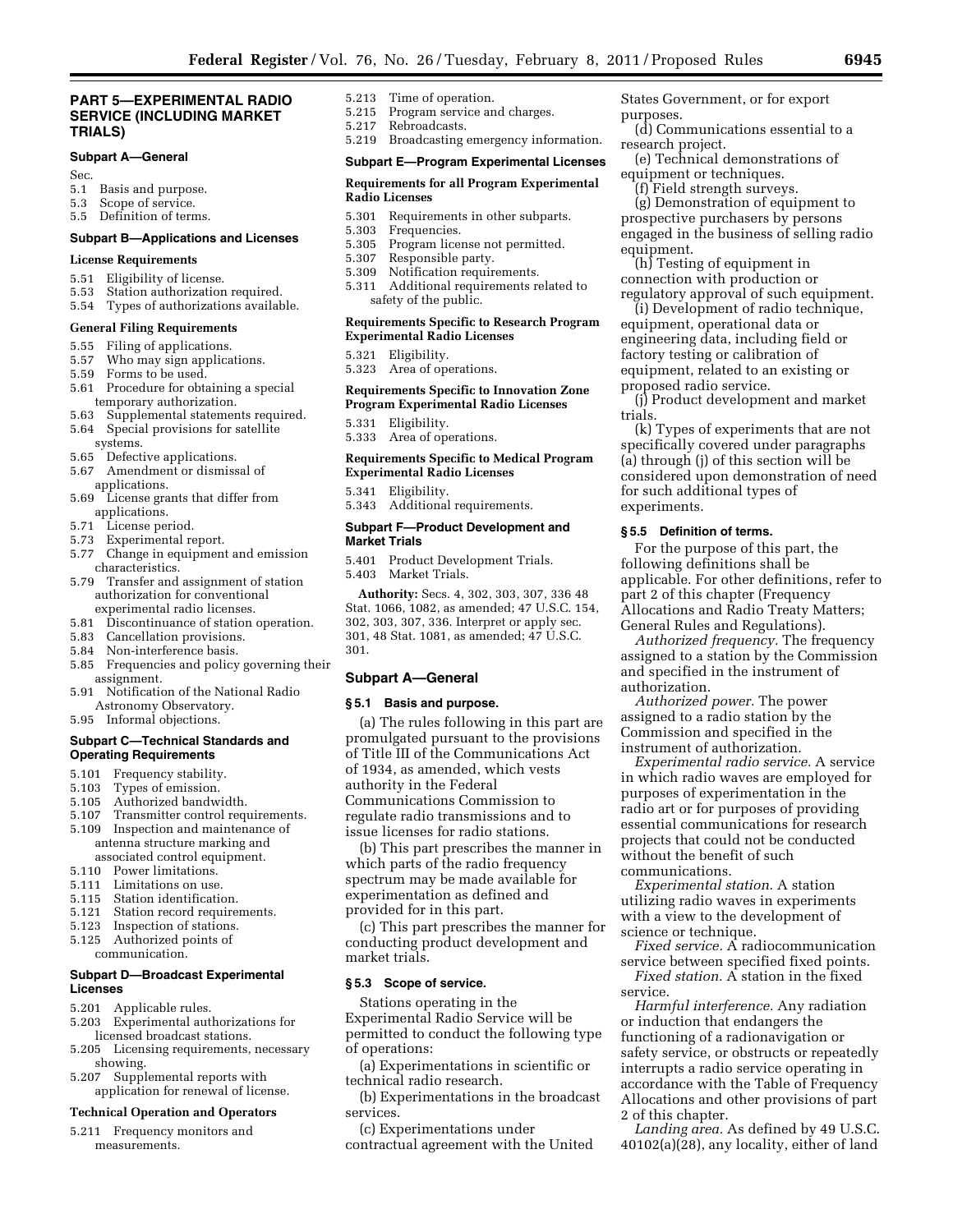## PART 5—EXPERIMENTAL RADIO SERVICE (INCLUDING MARKET TRIALS)

### Subpart A—General

Sec.

5.1 Basis and purpose.
5.3 Scope of service.
5.5 Definition of terms.

### Subpart B—Applications and Licenses

#### License Requirements

5.51 Eligibility of license.
5.53 Station authorization required.
5.54 Types of authorizations available.

#### General Filing Requirements

5.55 Filing of applications.
5.57 Who may sign applications.
5.59 Forms to be used.
5.61 Procedure for obtaining a special temporary authorization.
5.63 Supplemental statements required.
5.64 Special provisions for satellite systems.
5.65 Defective applications.
5.67 Amendment or dismissal of applications.
5.69 License grants that differ from applications.
5.71 License period.
5.73 Experimental report.
5.77 Change in equipment and emission characteristics.
5.79 Transfer and assignment of station authorization for conventional experimental radio licenses.
5.81 Discontinuance of station operation.
5.83 Cancellation provisions.
5.84 Non-interference basis.
5.85 Frequencies and policy governing their assignment.
5.91 Notification of the National Radio Astronomy Observatory.
5.95 Informal objections.

### Subpart C—Technical Standards and Operating Requirements

5.101 Frequency stability.
5.103 Types of emission.
5.105 Authorized bandwidth.
5.107 Transmitter control requirements.
5.109 Inspection and maintenance of antenna structure marking and associated control equipment.
5.110 Power limitations.
5.111 Limitations on use.
5.115 Station identification.
5.121 Station record requirements.
5.123 Inspection of stations.
5.125 Authorized points of communication.

### Subpart D—Broadcast Experimental Licenses

5.201 Applicable rules.
5.203 Experimental authorizations for licensed broadcast stations.
5.205 Licensing requirements, necessary showing.
5.207 Supplemental reports with application for renewal of license.

#### Technical Operation and Operators

5.211 Frequency monitors and measurements.
5.213 Time of operation.
5.215 Program service and charges.
5.217 Rebroadcasts.
5.219 Broadcasting emergency information.

### Subpart E—Program Experimental Licenses

#### Requirements for all Program Experimental Radio Licenses

5.301 Requirements in other subparts.
5.303 Frequencies.
5.305 Program license not permitted.
5.307 Responsible party.
5.309 Notification requirements.
5.311 Additional requirements related to safety of the public.

#### Requirements Specific to Research Program Experimental Radio Licenses

5.321 Eligibility.
5.323 Area of operations.

#### Requirements Specific to Innovation Zone Program Experimental Radio Licenses

5.331 Eligibility.
5.333 Area of operations.

#### Requirements Specific to Medical Program Experimental Radio Licenses

5.341 Eligibility.
5.343 Additional requirements.

### Subpart F—Product Development and Market Trials

5.401 Product Development Trials.
5.403 Market Trials.

**Authority:** Secs. 4, 302, 303, 307, 336 48 Stat. 1066, 1082, as amended; 47 U.S.C. 154, 302, 303, 307, 336. Interpret or apply sec. 301, 48 Stat. 1081, as amended; 47 U.S.C. 301.

### Subpart A—General

#### § 5.1 Basis and purpose.

(a) The rules following in this part are promulgated pursuant to the provisions of Title III of the Communications Act of 1934, as amended, which vests authority in the Federal Communications Commission to regulate radio transmissions and to issue licenses for radio stations.

(b) This part prescribes the manner in which parts of the radio frequency spectrum may be made available for experimentation as defined and provided for in this part.

(c) This part prescribes the manner for conducting product development and market trials.

#### § 5.3 Scope of service.

Stations operating in the Experimental Radio Service will be permitted to conduct the following type of operations:

(a) Experimentations in scientific or technical radio research.

(b) Experimentations in the broadcast services.

(c) Experimentations under contractual agreement with the United States Government, or for export purposes.

(d) Communications essential to a research project.

(e) Technical demonstrations of equipment or techniques.

(f) Field strength surveys.

(g) Demonstration of equipment to prospective purchasers by persons engaged in the business of selling radio equipment.

(h) Testing of equipment in connection with production or regulatory approval of such equipment.

(i) Development of radio technique, equipment, operational data or engineering data, including field or factory testing or calibration of equipment, related to an existing or proposed radio service.

(j) Product development and market trials.

(k) Types of experiments that are not specifically covered under paragraphs (a) through (j) of this section will be considered upon demonstration of need for such additional types of experiments.

#### § 5.5 Definition of terms.

For the purpose of this part, the following definitions shall be applicable. For other definitions, refer to part 2 of this chapter (Frequency Allocations and Radio Treaty Matters; General Rules and Regulations).

*Authorized frequency.* The frequency assigned to a station by the Commission and specified in the instrument of authorization.

*Authorized power.* The power assigned to a radio station by the Commission and specified in the instrument of authorization.

*Experimental radio service.* A service in which radio waves are employed for purposes of experimentation in the radio art or for purposes of providing essential communications for research projects that could not be conducted without the benefit of such communications.

*Experimental station.* A station utilizing radio waves in experiments with a view to the development of science or technique.

*Fixed service.* A radiocommunication service between specified fixed points.

*Fixed station.* A station in the fixed service.

*Harmful interference.* Any radiation or induction that endangers the functioning of a radionavigation or safety service, or obstructs or repeatedly interrupts a radio service operating in accordance with the Table of Frequency Allocations and other provisions of part 2 of this chapter.

*Landing area.* As defined by 49 U.S.C. 40102(a)(28), any locality, either of land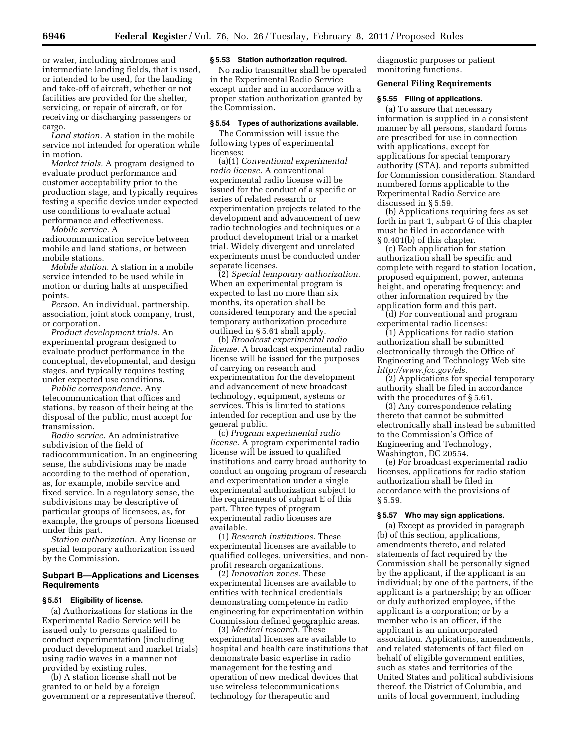or water, including airdromes and intermediate landing fields, that is used, or intended to be used, for the landing and take-off of aircraft, whether or not facilities are provided for the shelter, servicing, or repair of aircraft, or for receiving or discharging passengers or cargo.

*Land station.* A station in the mobile service not intended for operation while in motion.

*Market trials.* A program designed to evaluate product performance and customer acceptability prior to the production stage, and typically requires testing a specific device under expected use conditions to evaluate actual performance and effectiveness.

*Mobile service.* A radiocommunication service between mobile and land stations, or between mobile stations.

*Mobile station.* A station in a mobile service intended to be used while in motion or during halts at unspecified points.

*Person.* An individual, partnership, association, joint stock company, trust, or corporation.

*Product development trials.* An experimental program designed to evaluate product performance in the conceptual, developmental, and design stages, and typically requires testing under expected use conditions.

*Public correspondence.* Any telecommunication that offices and stations, by reason of their being at the disposal of the public, must accept for transmission.

*Radio service.* An administrative subdivision of the field of radiocommunication. In an engineering sense, the subdivisions may be made according to the method of operation, as, for example, mobile service and fixed service. In a regulatory sense, the subdivisions may be descriptive of particular groups of licensees, as, for example, the groups of persons licensed under this part.

*Station authorization.* Any license or special temporary authorization issued by the Commission.

## Subpart B—Applications and Licenses Requirements

### § 5.51 Eligibility of license.

(a) Authorizations for stations in the Experimental Radio Service will be issued only to persons qualified to conduct experimentation (including product development and market trials) using radio waves in a manner not provided by existing rules.

(b) A station license shall not be granted to or held by a foreign government or a representative thereof.

### § 5.53 Station authorization required.

No radio transmitter shall be operated in the Experimental Radio Service except under and in accordance with a proper station authorization granted by the Commission.

### § 5.54 Types of authorizations available.

The Commission will issue the following types of experimental licenses:

(a)(1) *Conventional experimental radio license.* A conventional experimental radio license will be issued for the conduct of a specific or series of related research or experimentation projects related to the development and advancement of new radio technologies and techniques or a product development trial or a market trial. Widely divergent and unrelated experiments must be conducted under separate licenses.

(2) *Special temporary authorization.* When an experimental program is expected to last no more than six months, its operation shall be considered temporary and the special temporary authorization procedure outlined in § 5.61 shall apply.

(b) *Broadcast experimental radio license.* A broadcast experimental radio license will be issued for the purposes of carrying on research and experimentation for the development and advancement of new broadcast technology, equipment, systems or services. This is limited to stations intended for reception and use by the general public.

(c) *Program experimental radio license.* A program experimental radio license will be issued to qualified institutions and carry broad authority to conduct an ongoing program of research and experimentation under a single experimental authorization subject to the requirements of subpart E of this part. Three types of program experimental radio licenses are available.

(1) *Research institutions.* These experimental licenses are available to qualified colleges, universities, and non-profit research organizations.

(2) *Innovation zones.* These experimental licenses are available to entities with technical credentials demonstrating competence in radio engineering for experimentation within Commission defined geographic areas.

(3) *Medical research.* These experimental licenses are available to hospital and health care institutions that demonstrate basic expertise in radio management for the testing and operation of new medical devices that use wireless telecommunications technology for therapeutic and diagnostic purposes or patient monitoring functions.

### General Filing Requirements

### § 5.55 Filing of applications.

(a) To assure that necessary information is supplied in a consistent manner by all persons, standard forms are prescribed for use in connection with applications, except for applications for special temporary authority (STA), and reports submitted for Commission consideration. Standard numbered forms applicable to the Experimental Radio Service are discussed in § 5.59.

(b) Applications requiring fees as set forth in part 1, subpart G of this chapter must be filed in accordance with § 0.401(b) of this chapter.

(c) Each application for station authorization shall be specific and complete with regard to station location, proposed equipment, power, antenna height, and operating frequency; and other information required by the application form and this part.

(d) For conventional and program experimental radio licenses:

(1) Applications for radio station authorization shall be submitted electronically through the Office of Engineering and Technology Web site *http://www.fcc.gov/els*.

(2) Applications for special temporary authority shall be filed in accordance with the procedures of § 5.61.

(3) Any correspondence relating thereto that cannot be submitted electronically shall instead be submitted to the Commission's Office of Engineering and Technology, Washington, DC 20554.

(e) For broadcast experimental radio licenses, applications for radio station authorization shall be filed in accordance with the provisions of § 5.59.

### § 5.57 Who may sign applications.

(a) Except as provided in paragraph (b) of this section, applications, amendments thereto, and related statements of fact required by the Commission shall be personally signed by the applicant, if the applicant is an individual; by one of the partners, if the applicant is a partnership; by an officer or duly authorized employee, if the applicant is a corporation; or by a member who is an officer, if the applicant is an unincorporated association. Applications, amendments, and related statements of fact filed on behalf of eligible government entities, such as states and territories of the United States and political subdivisions thereof, the District of Columbia, and units of local government, including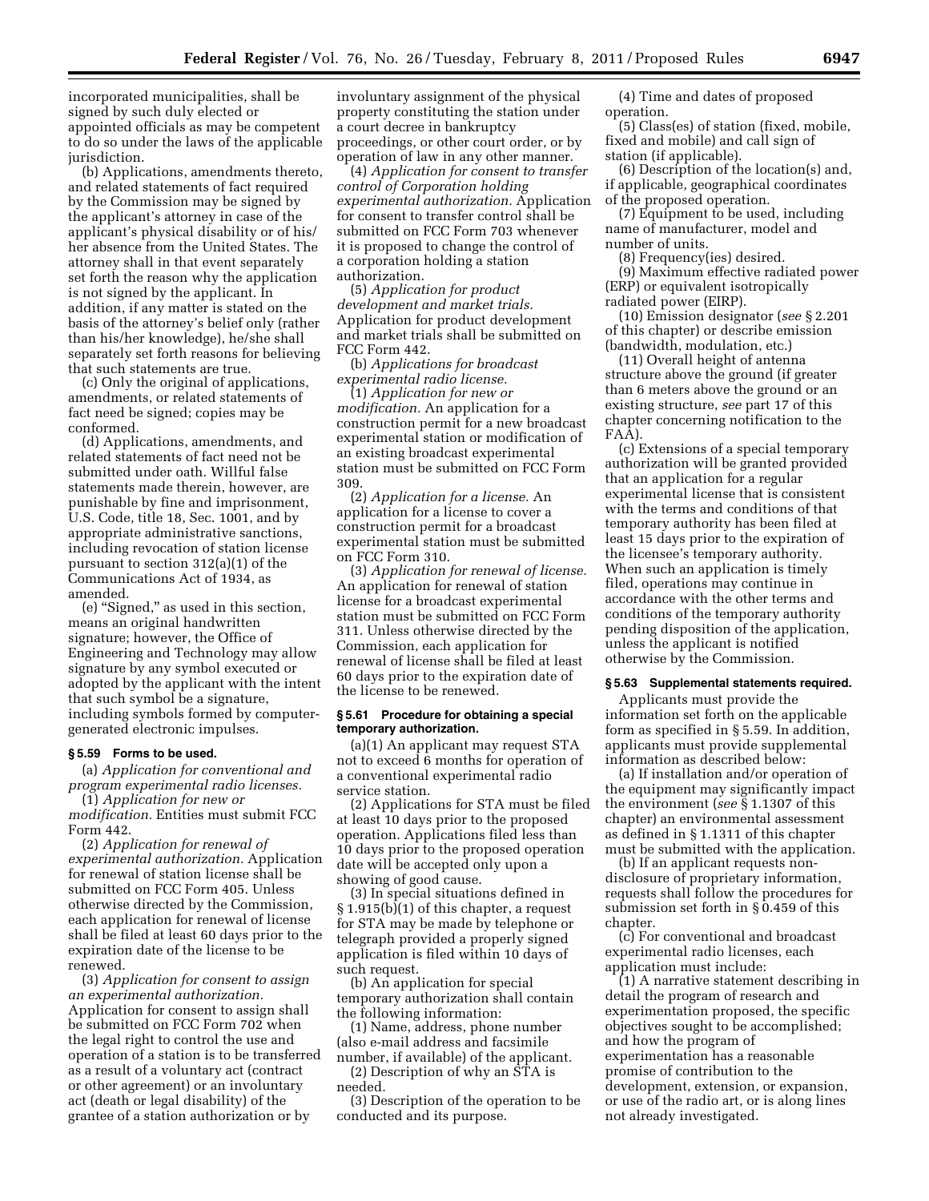incorporated municipalities, shall be signed by such duly elected or appointed officials as may be competent to do so under the laws of the applicable jurisdiction.

(b) Applications, amendments thereto, and related statements of fact required by the Commission may be signed by the applicant's attorney in case of the applicant's physical disability or of his/her absence from the United States. The attorney shall in that event separately set forth the reason why the application is not signed by the applicant. In addition, if any matter is stated on the basis of the attorney's belief only (rather than his/her knowledge), he/she shall separately set forth reasons for believing that such statements are true.

(c) Only the original of applications, amendments, or related statements of fact need be signed; copies may be conformed.

(d) Applications, amendments, and related statements of fact need not be submitted under oath. Willful false statements made therein, however, are punishable by fine and imprisonment, U.S. Code, title 18, Sec. 1001, and by appropriate administrative sanctions, including revocation of station license pursuant to section 312(a)(1) of the Communications Act of 1934, as amended.

(e) "Signed," as used in this section, means an original handwritten signature; however, the Office of Engineering and Technology may allow signature by any symbol executed or adopted by the applicant with the intent that such symbol be a signature, including symbols formed by computer-generated electronic impulses.

**§ 5.59 Forms to be used.**

(a) *Application for conventional and program experimental radio licenses.*

(1) *Application for new or modification.* Entities must submit FCC Form 442.

(2) *Application for renewal of experimental authorization.* Application for renewal of station license shall be submitted on FCC Form 405. Unless otherwise directed by the Commission, each application for renewal of license shall be filed at least 60 days prior to the expiration date of the license to be renewed.

(3) *Application for consent to assign an experimental authorization.* Application for consent to assign shall be submitted on FCC Form 702 when the legal right to control the use and operation of a station is to be transferred as a result of a voluntary act (contract or other agreement) or an involuntary act (death or legal disability) of the grantee of a station authorization or by involuntary assignment of the physical property constituting the station under a court decree in bankruptcy proceedings, or other court order, or by operation of law in any other manner.

(4) *Application for consent to transfer control of Corporation holding experimental authorization.* Application for consent to transfer control shall be submitted on FCC Form 703 whenever it is proposed to change the control of a corporation holding a station authorization.

(5) *Application for product development and market trials.* Application for product development and market trials shall be submitted on FCC Form 442.

(b) *Applications for broadcast experimental radio license.*

(1) *Application for new or modification.* An application for a construction permit for a new broadcast experimental station or modification of an existing broadcast experimental station must be submitted on FCC Form 309.

(2) *Application for a license.* An application for a license to cover a construction permit for a broadcast experimental station must be submitted on FCC Form 310.

(3) *Application for renewal of license.* An application for renewal of station license for a broadcast experimental station must be submitted on FCC Form 311. Unless otherwise directed by the Commission, each application for renewal of license shall be filed at least 60 days prior to the expiration date of the license to be renewed.

**§ 5.61 Procedure for obtaining a special temporary authorization.**

(a)(1) An applicant may request STA not to exceed 6 months for operation of a conventional experimental radio service station.

(2) Applications for STA must be filed at least 10 days prior to the proposed operation. Applications filed less than 10 days prior to the proposed operation date will be accepted only upon a showing of good cause.

(3) In special situations defined in § 1.915(b)(1) of this chapter, a request for STA may be made by telephone or telegraph provided a properly signed application is filed within 10 days of such request.

(b) An application for special temporary authorization shall contain the following information:

(1) Name, address, phone number (also e-mail address and facsimile number, if available) of the applicant.

(2) Description of why an STA is needed.

(3) Description of the operation to be conducted and its purpose.

(4) Time and dates of proposed operation.

(5) Class(es) of station (fixed, mobile, fixed and mobile) and call sign of station (if applicable).

(6) Description of the location(s) and, if applicable, geographical coordinates of the proposed operation.

(7) Equipment to be used, including name of manufacturer, model and number of units.

(8) Frequency(ies) desired.

(9) Maximum effective radiated power (ERP) or equivalent isotropically radiated power (EIRP).

(10) Emission designator (*see* § 2.201 of this chapter) or describe emission (bandwidth, modulation, etc.)

(11) Overall height of antenna structure above the ground (if greater than 6 meters above the ground or an existing structure, *see* part 17 of this chapter concerning notification to the FAA).

(c) Extensions of a special temporary authorization will be granted provided that an application for a regular experimental license that is consistent with the terms and conditions of that temporary authority has been filed at least 15 days prior to the expiration of the licensee's temporary authority. When such an application is timely filed, operations may continue in accordance with the other terms and conditions of the temporary authority pending disposition of the application, unless the applicant is notified otherwise by the Commission.

**§ 5.63 Supplemental statements required.**

Applicants must provide the information set forth on the applicable form as specified in § 5.59. In addition, applicants must provide supplemental information as described below:

(a) If installation and/or operation of the equipment may significantly impact the environment (*see* § 1.1307 of this chapter) an environmental assessment as defined in § 1.1311 of this chapter must be submitted with the application.

(b) If an applicant requests non-disclosure of proprietary information, requests shall follow the procedures for submission set forth in § 0.459 of this chapter.

(c) For conventional and broadcast experimental radio licenses, each application must include:

(1) A narrative statement describing in detail the program of research and experimentation proposed, the specific objectives sought to be accomplished; and how the program of experimentation has a reasonable promise of contribution to the development, extension, or expansion, or use of the radio art, or is along lines not already investigated.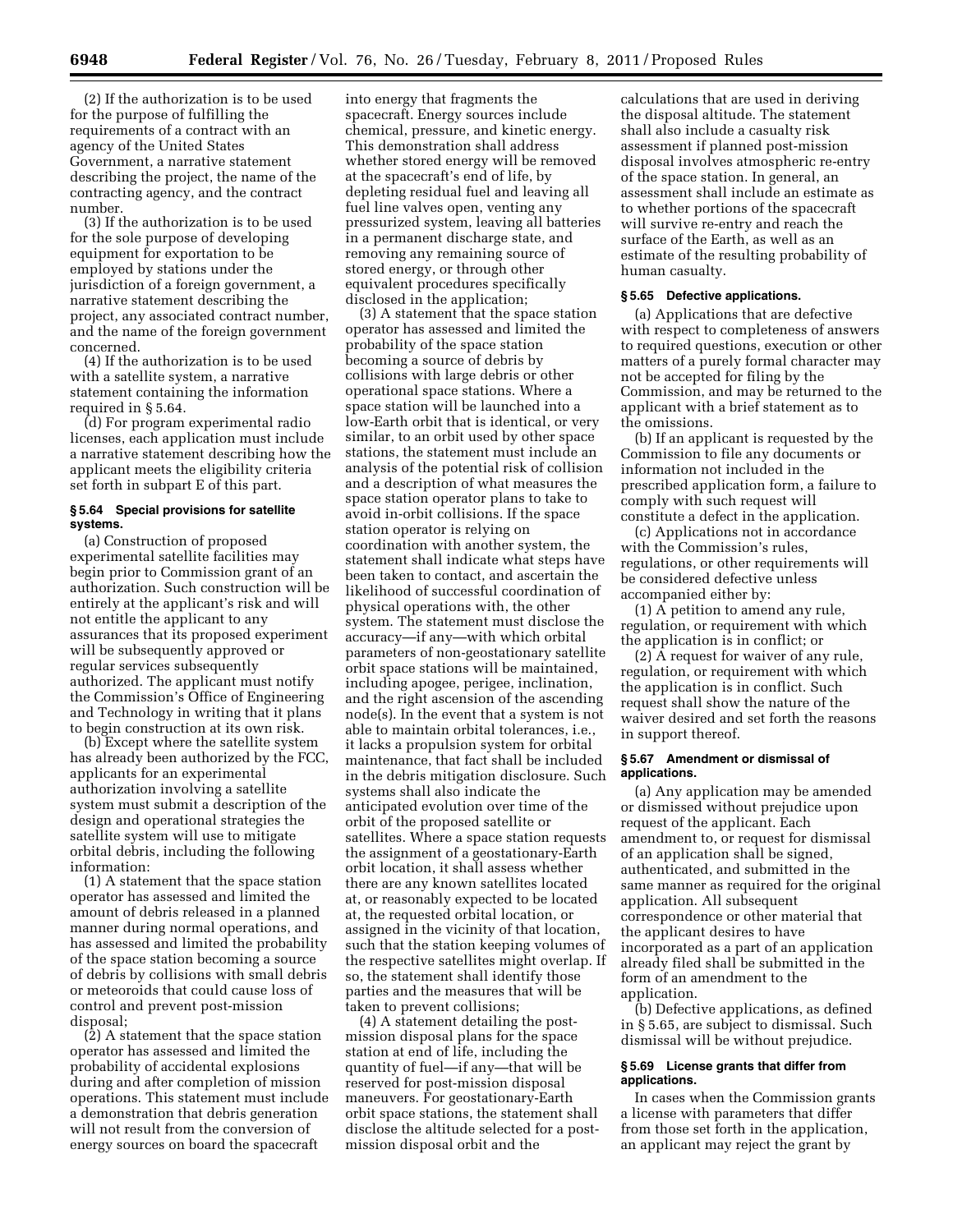(2) If the authorization is to be used for the purpose of fulfilling the requirements of a contract with an agency of the United States Government, a narrative statement describing the project, the name of the contracting agency, and the contract number.

(3) If the authorization is to be used for the sole purpose of developing equipment for exportation to be employed by stations under the jurisdiction of a foreign government, a narrative statement describing the project, any associated contract number, and the name of the foreign government concerned.

(4) If the authorization is to be used with a satellite system, a narrative statement containing the information required in § 5.64.

(d) For program experimental radio licenses, each application must include a narrative statement describing how the applicant meets the eligibility criteria set forth in subpart E of this part.

### § 5.64 Special provisions for satellite systems.

(a) Construction of proposed experimental satellite facilities may begin prior to Commission grant of an authorization. Such construction will be entirely at the applicant's risk and will not entitle the applicant to any assurances that its proposed experiment will be subsequently approved or regular services subsequently authorized. The applicant must notify the Commission's Office of Engineering and Technology in writing that it plans to begin construction at its own risk.

(b) Except where the satellite system has already been authorized by the FCC, applicants for an experimental authorization involving a satellite system must submit a description of the design and operational strategies the satellite system will use to mitigate orbital debris, including the following information:

(1) A statement that the space station operator has assessed and limited the amount of debris released in a planned manner during normal operations, and has assessed and limited the probability of the space station becoming a source of debris by collisions with small debris or meteoroids that could cause loss of control and prevent post-mission disposal;

(2) A statement that the space station operator has assessed and limited the probability of accidental explosions during and after completion of mission operations. This statement must include a demonstration that debris generation will not result from the conversion of energy sources on board the spacecraft into energy that fragments the spacecraft. Energy sources include chemical, pressure, and kinetic energy. This demonstration shall address whether stored energy will be removed at the spacecraft's end of life, by depleting residual fuel and leaving all fuel line valves open, venting any pressurized system, leaving all batteries in a permanent discharge state, and removing any remaining source of stored energy, or through other equivalent procedures specifically disclosed in the application;

(3) A statement that the space station operator has assessed and limited the probability of the space station becoming a source of debris by collisions with large debris or other operational space stations. Where a space station will be launched into a low-Earth orbit that is identical, or very similar, to an orbit used by other space stations, the statement must include an analysis of the potential risk of collision and a description of what measures the space station operator plans to take to avoid in-orbit collisions. If the space station operator is relying on coordination with another system, the statement shall indicate what steps have been taken to contact, and ascertain the likelihood of successful coordination of physical operations with, the other system. The statement must disclose the accuracy—if any—with which orbital parameters of non-geostationary satellite orbit space stations will be maintained, including apogee, perigee, inclination, and the right ascension of the ascending node(s). In the event that a system is not able to maintain orbital tolerances, i.e., it lacks a propulsion system for orbital maintenance, that fact shall be included in the debris mitigation disclosure. Such systems shall also indicate the anticipated evolution over time of the orbit of the proposed satellite or satellites. Where a space station requests the assignment of a geostationary-Earth orbit location, it shall assess whether there are any known satellites located at, or reasonably expected to be located at, the requested orbital location, or assigned in the vicinity of that location, such that the station keeping volumes of the respective satellites might overlap. If so, the statement shall identify those parties and the measures that will be taken to prevent collisions;

(4) A statement detailing the post-mission disposal plans for the space station at end of life, including the quantity of fuel—if any—that will be reserved for post-mission disposal maneuvers. For geostationary-Earth orbit space stations, the statement shall disclose the altitude selected for a post-mission disposal orbit and the calculations that are used in deriving the disposal altitude. The statement shall also include a casualty risk assessment if planned post-mission disposal involves atmospheric re-entry of the space station. In general, an assessment shall include an estimate as to whether portions of the spacecraft will survive re-entry and reach the surface of the Earth, as well as an estimate of the resulting probability of human casualty.

### § 5.65 Defective applications.

(a) Applications that are defective with respect to completeness of answers to required questions, execution or other matters of a purely formal character may not be accepted for filing by the Commission, and may be returned to the applicant with a brief statement as to the omissions.

(b) If an applicant is requested by the Commission to file any documents or information not included in the prescribed application form, a failure to comply with such request will constitute a defect in the application.

(c) Applications not in accordance with the Commission's rules, regulations, or other requirements will be considered defective unless accompanied either by:

(1) A petition to amend any rule, regulation, or requirement with which the application is in conflict; or

(2) A request for waiver of any rule, regulation, or requirement with which the application is in conflict. Such request shall show the nature of the waiver desired and set forth the reasons in support thereof.

### § 5.67 Amendment or dismissal of applications.

(a) Any application may be amended or dismissed without prejudice upon request of the applicant. Each amendment to, or request for dismissal of an application shall be signed, authenticated, and submitted in the same manner as required for the original application. All subsequent correspondence or other material that the applicant desires to have incorporated as a part of an application already filed shall be submitted in the form of an amendment to the application.

(b) Defective applications, as defined in § 5.65, are subject to dismissal. Such dismissal will be without prejudice.

### § 5.69 License grants that differ from applications.

In cases when the Commission grants a license with parameters that differ from those set forth in the application, an applicant may reject the grant by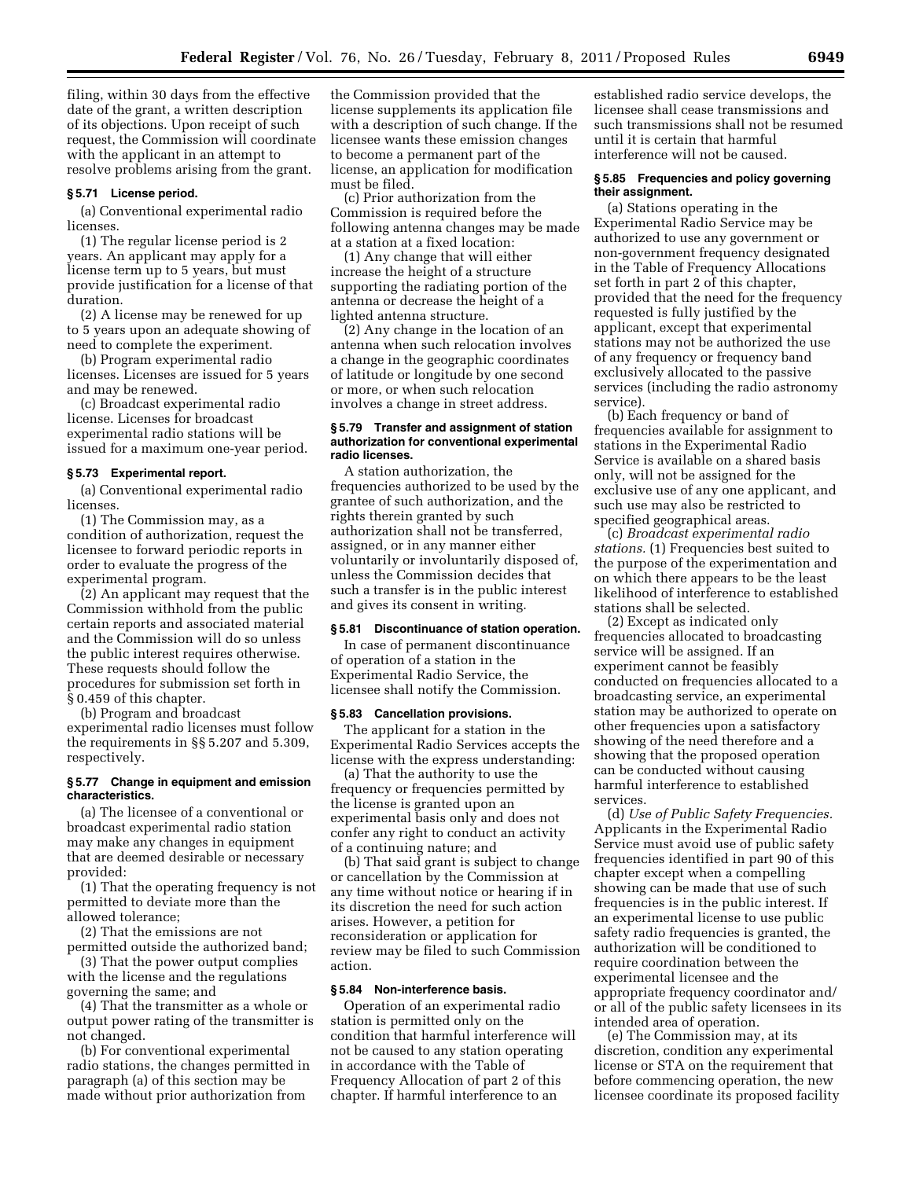filing, within 30 days from the effective date of the grant, a written description of its objections. Upon receipt of such request, the Commission will coordinate with the applicant in an attempt to resolve problems arising from the grant.

**§ 5.71 License period.**

(a) Conventional experimental radio licenses.

(1) The regular license period is 2 years. An applicant may apply for a license term up to 5 years, but must provide justification for a license of that duration.

(2) A license may be renewed for up to 5 years upon an adequate showing of need to complete the experiment.

(b) Program experimental radio licenses. Licenses are issued for 5 years and may be renewed.

(c) Broadcast experimental radio license. Licenses for broadcast experimental radio stations will be issued for a maximum one-year period.

**§ 5.73 Experimental report.**

(a) Conventional experimental radio licenses.

(1) The Commission may, as a condition of authorization, request the licensee to forward periodic reports in order to evaluate the progress of the experimental program.

(2) An applicant may request that the Commission withhold from the public certain reports and associated material and the Commission will do so unless the public interest requires otherwise. These requests should follow the procedures for submission set forth in § 0.459 of this chapter.

(b) Program and broadcast experimental radio licenses must follow the requirements in §§ 5.207 and 5.309, respectively.

**§ 5.77 Change in equipment and emission characteristics.**

(a) The licensee of a conventional or broadcast experimental radio station may make any changes in equipment that are deemed desirable or necessary provided:

(1) That the operating frequency is not permitted to deviate more than the allowed tolerance;

(2) That the emissions are not permitted outside the authorized band;

(3) That the power output complies with the license and the regulations governing the same; and

(4) That the transmitter as a whole or output power rating of the transmitter is not changed.

(b) For conventional experimental radio stations, the changes permitted in paragraph (a) of this section may be made without prior authorization from the Commission provided that the license supplements its application file with a description of such change. If the licensee wants these emission changes to become a permanent part of the license, an application for modification must be filed.

(c) Prior authorization from the Commission is required before the following antenna changes may be made at a station at a fixed location:

(1) Any change that will either increase the height of a structure supporting the radiating portion of the antenna or decrease the height of a lighted antenna structure.

(2) Any change in the location of an antenna when such relocation involves a change in the geographic coordinates of latitude or longitude by one second or more, or when such relocation involves a change in street address.

**§ 5.79 Transfer and assignment of station authorization for conventional experimental radio licenses.**

A station authorization, the frequencies authorized to be used by the grantee of such authorization, and the rights therein granted by such authorization shall not be transferred, assigned, or in any manner either voluntarily or involuntarily disposed of, unless the Commission decides that such a transfer is in the public interest and gives its consent in writing.

**§ 5.81 Discontinuance of station operation.**

In case of permanent discontinuance of operation of a station in the Experimental Radio Service, the licensee shall notify the Commission.

**§ 5.83 Cancellation provisions.**

The applicant for a station in the Experimental Radio Services accepts the license with the express understanding:

(a) That the authority to use the frequency or frequencies permitted by the license is granted upon an experimental basis only and does not confer any right to conduct an activity of a continuing nature; and

(b) That said grant is subject to change or cancellation by the Commission at any time without notice or hearing if in its discretion the need for such action arises. However, a petition for reconsideration or application for review may be filed to such Commission action.

**§ 5.84 Non-interference basis.**

Operation of an experimental radio station is permitted only on the condition that harmful interference will not be caused to any station operating in accordance with the Table of Frequency Allocation of part 2 of this chapter. If harmful interference to an established radio service develops, the licensee shall cease transmissions and such transmissions shall not be resumed until it is certain that harmful interference will not be caused.

**§ 5.85 Frequencies and policy governing their assignment.**

(a) Stations operating in the Experimental Radio Service may be authorized to use any government or non-government frequency designated in the Table of Frequency Allocations set forth in part 2 of this chapter, provided that the need for the frequency requested is fully justified by the applicant, except that experimental stations may not be authorized the use of any frequency or frequency band exclusively allocated to the passive services (including the radio astronomy service).

(b) Each frequency or band of frequencies available for assignment to stations in the Experimental Radio Service is available on a shared basis only, will not be assigned for the exclusive use of any one applicant, and such use may also be restricted to specified geographical areas.

(c) *Broadcast experimental radio stations.* (1) Frequencies best suited to the purpose of the experimentation and on which there appears to be the least likelihood of interference to established stations shall be selected.

(2) Except as indicated only frequencies allocated to broadcasting service will be assigned. If an experiment cannot be feasibly conducted on frequencies allocated to a broadcasting service, an experimental station may be authorized to operate on other frequencies upon a satisfactory showing of the need therefore and a showing that the proposed operation can be conducted without causing harmful interference to established services.

(d) *Use of Public Safety Frequencies.* Applicants in the Experimental Radio Service must avoid use of public safety frequencies identified in part 90 of this chapter except when a compelling showing can be made that use of such frequencies is in the public interest. If an experimental license to use public safety radio frequencies is granted, the authorization will be conditioned to require coordination between the experimental licensee and the appropriate frequency coordinator and/or all of the public safety licensees in its intended area of operation.

(e) The Commission may, at its discretion, condition any experimental license or STA on the requirement that before commencing operation, the new licensee coordinate its proposed facility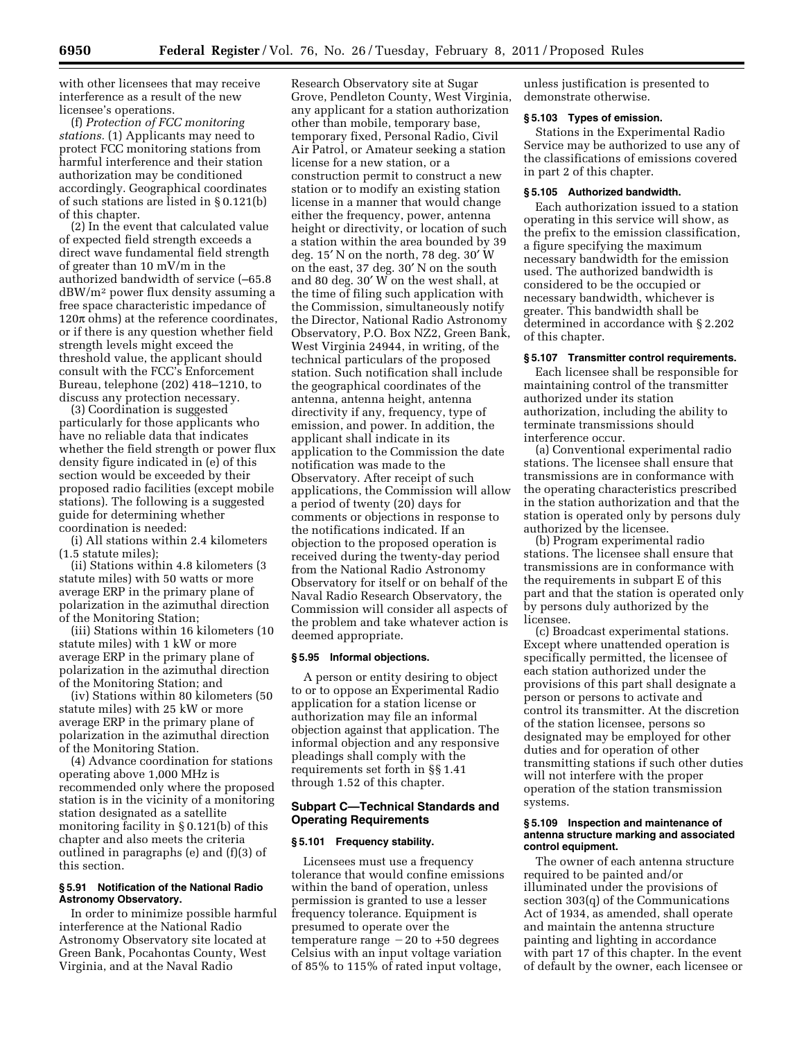with other licensees that may receive interference as a result of the new licensee's operations.

(f) *Protection of FCC monitoring stations.* (1) Applicants may need to protect FCC monitoring stations from harmful interference and their station authorization may be conditioned accordingly. Geographical coordinates of such stations are listed in § 0.121(b) of this chapter.

(2) In the event that calculated value of expected field strength exceeds a direct wave fundamental field strength of greater than 10 mV/m in the authorized bandwidth of service (–65.8 dBW/m² power flux density assuming a free space characteristic impedance of $120\pi$ ohms) at the reference coordinates, or if there is any question whether field strength levels might exceed the threshold value, the applicant should consult with the FCC's Enforcement Bureau, telephone (202) 418–1210, to discuss any protection necessary.

(3) Coordination is suggested particularly for those applicants who have no reliable data that indicates whether the field strength or power flux density figure indicated in (e) of this section would be exceeded by their proposed radio facilities (except mobile stations). The following is a suggested guide for determining whether coordination is needed:

(i) All stations within 2.4 kilometers (1.5 statute miles);

(ii) Stations within 4.8 kilometers (3 statute miles) with 50 watts or more average ERP in the primary plane of polarization in the azimuthal direction of the Monitoring Station;

(iii) Stations within 16 kilometers (10 statute miles) with 1 kW or more average ERP in the primary plane of polarization in the azimuthal direction of the Monitoring Station; and

(iv) Stations within 80 kilometers (50 statute miles) with 25 kW or more average ERP in the primary plane of polarization in the azimuthal direction of the Monitoring Station.

(4) Advance coordination for stations operating above 1,000 MHz is recommended only where the proposed station is in the vicinity of a monitoring station designated as a satellite monitoring facility in § 0.121(b) of this chapter and also meets the criteria outlined in paragraphs (e) and (f)(3) of this section.

### § 5.91 Notification of the National Radio Astronomy Observatory.

In order to minimize possible harmful interference at the National Radio Astronomy Observatory site located at Green Bank, Pocahontas County, West Virginia, and at the Naval Radio Research Observatory site at Sugar Grove, Pendleton County, West Virginia, any applicant for a station authorization other than mobile, temporary base, temporary fixed, Personal Radio, Civil Air Patrol, or Amateur seeking a station license for a new station, or a construction permit to construct a new station or to modify an existing station license in a manner that would change either the frequency, power, antenna height or directivity, or location of such a station within the area bounded by 39 deg. 15′ N on the north, 78 deg. 30′ W on the east, 37 deg. 30′ N on the south and 80 deg. 30′ W on the west shall, at the time of filing such application with the Commission, simultaneously notify the Director, National Radio Astronomy Observatory, P.O. Box NZ2, Green Bank, West Virginia 24944, in writing, of the technical particulars of the proposed station. Such notification shall include the geographical coordinates of the antenna, antenna height, antenna directivity if any, frequency, type of emission, and power. In addition, the applicant shall indicate in its application to the Commission the date notification was made to the Observatory. After receipt of such applications, the Commission will allow a period of twenty (20) days for comments or objections in response to the notifications indicated. If an objection to the proposed operation is received during the twenty-day period from the National Radio Astronomy Observatory for itself or on behalf of the Naval Radio Research Observatory, the Commission will consider all aspects of the problem and take whatever action is deemed appropriate.

### § 5.95 Informal objections.

A person or entity desiring to object to or to oppose an Experimental Radio application for a station license or authorization may file an informal objection against that application. The informal objection and any responsive pleadings shall comply with the requirements set forth in §§ 1.41 through 1.52 of this chapter.

## Subpart C—Technical Standards and Operating Requirements

### § 5.101 Frequency stability.

Licensees must use a frequency tolerance that would confine emissions within the band of operation, unless permission is granted to use a lesser frequency tolerance. Equipment is presumed to operate over the temperature range −20 to +50 degrees Celsius with an input voltage variation of 85% to 115% of rated input voltage, unless justification is presented to demonstrate otherwise.

### § 5.103 Types of emission.

Stations in the Experimental Radio Service may be authorized to use any of the classifications of emissions covered in part 2 of this chapter.

### § 5.105 Authorized bandwidth.

Each authorization issued to a station operating in this service will show, as the prefix to the emission classification, a figure specifying the maximum necessary bandwidth for the emission used. The authorized bandwidth is considered to be the occupied or necessary bandwidth, whichever is greater. This bandwidth shall be determined in accordance with § 2.202 of this chapter.

### § 5.107 Transmitter control requirements.

Each licensee shall be responsible for maintaining control of the transmitter authorized under its station authorization, including the ability to terminate transmissions should interference occur.

(a) Conventional experimental radio stations. The licensee shall ensure that transmissions are in conformance with the operating characteristics prescribed in the station authorization and that the station is operated only by persons duly authorized by the licensee.

(b) Program experimental radio stations. The licensee shall ensure that transmissions are in conformance with the requirements in subpart E of this part and that the station is operated only by persons duly authorized by the licensee.

(c) Broadcast experimental stations. Except where unattended operation is specifically permitted, the licensee of each station authorized under the provisions of this part shall designate a person or persons to activate and control its transmitter. At the discretion of the station licensee, persons so designated may be employed for other duties and for operation of other transmitting stations if such other duties will not interfere with the proper operation of the station transmission systems.

### § 5.109 Inspection and maintenance of antenna structure marking and associated control equipment.

The owner of each antenna structure required to be painted and/or illuminated under the provisions of section 303(q) of the Communications Act of 1934, as amended, shall operate and maintain the antenna structure painting and lighting in accordance with part 17 of this chapter. In the event of default by the owner, each licensee or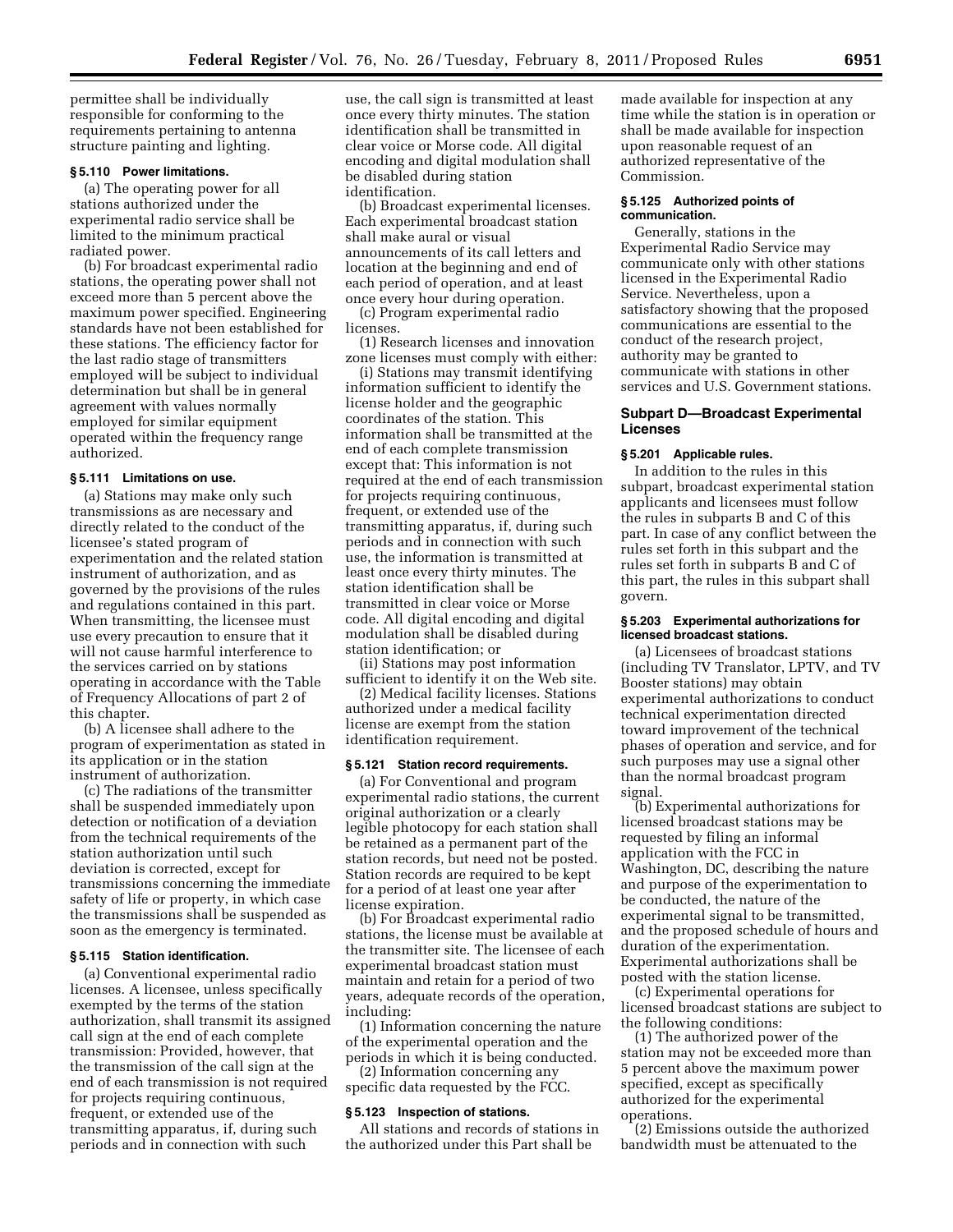permittee shall be individually responsible for conforming to the requirements pertaining to antenna structure painting and lighting.

**§ 5.110 Power limitations.**

(a) The operating power for all stations authorized under the experimental radio service shall be limited to the minimum practical radiated power.

(b) For broadcast experimental radio stations, the operating power shall not exceed more than 5 percent above the maximum power specified. Engineering standards have not been established for these stations. The efficiency factor for the last radio stage of transmitters employed will be subject to individual determination but shall be in general agreement with values normally employed for similar equipment operated within the frequency range authorized.

**§ 5.111 Limitations on use.**

(a) Stations may make only such transmissions as are necessary and directly related to the conduct of the licensee's stated program of experimentation and the related station instrument of authorization, and as governed by the provisions of the rules and regulations contained in this part. When transmitting, the licensee must use every precaution to ensure that it will not cause harmful interference to the services carried on by stations operating in accordance with the Table of Frequency Allocations of part 2 of this chapter.

(b) A licensee shall adhere to the program of experimentation as stated in its application or in the station instrument of authorization.

(c) The radiations of the transmitter shall be suspended immediately upon detection or notification of a deviation from the technical requirements of the station authorization until such deviation is corrected, except for transmissions concerning the immediate safety of life or property, in which case the transmissions shall be suspended as soon as the emergency is terminated.

**§ 5.115 Station identification.**

(a) Conventional experimental radio licenses. A licensee, unless specifically exempted by the terms of the station authorization, shall transmit its assigned call sign at the end of each complete transmission: Provided, however, that the transmission of the call sign at the end of each transmission is not required for projects requiring continuous, frequent, or extended use of the transmitting apparatus, if, during such periods and in connection with such use, the call sign is transmitted at least once every thirty minutes. The station identification shall be transmitted in clear voice or Morse code. All digital encoding and digital modulation shall be disabled during station identification.

(b) Broadcast experimental licenses. Each experimental broadcast station shall make aural or visual announcements of its call letters and location at the beginning and end of each period of operation, and at least once every hour during operation.

(c) Program experimental radio licenses.

(1) Research licenses and innovation zone licenses must comply with either:

(i) Stations may transmit identifying information sufficient to identify the license holder and the geographic coordinates of the station. This information shall be transmitted at the end of each complete transmission except that: This information is not required at the end of each transmission for projects requiring continuous, frequent, or extended use of the transmitting apparatus, if, during such periods and in connection with such use, the information is transmitted at least once every thirty minutes. The station identification shall be transmitted in clear voice or Morse code. All digital encoding and digital modulation shall be disabled during station identification; or

(ii) Stations may post information sufficient to identify it on the Web site.

(2) Medical facility licenses. Stations authorized under a medical facility license are exempt from the station identification requirement.

**§ 5.121 Station record requirements.**

(a) For Conventional and program experimental radio stations, the current original authorization or a clearly legible photocopy for each station shall be retained as a permanent part of the station records, but need not be posted. Station records are required to be kept for a period of at least one year after license expiration.

(b) For Broadcast experimental radio stations, the license must be available at the transmitter site. The licensee of each experimental broadcast station must maintain and retain for a period of two years, adequate records of the operation, including:

(1) Information concerning the nature of the experimental operation and the periods in which it is being conducted.

(2) Information concerning any specific data requested by the FCC.

**§ 5.123 Inspection of stations.**

All stations and records of stations in the authorized under this Part shall be made available for inspection at any time while the station is in operation or shall be made available for inspection upon reasonable request of an authorized representative of the Commission.

**§ 5.125 Authorized points of communication.**

Generally, stations in the Experimental Radio Service may communicate only with other stations licensed in the Experimental Radio Service. Nevertheless, upon a satisfactory showing that the proposed communications are essential to the conduct of the research project, authority may be granted to communicate with stations in other services and U.S. Government stations.

## Subpart D—Broadcast Experimental Licenses

**§ 5.201 Applicable rules.**

In addition to the rules in this subpart, broadcast experimental station applicants and licensees must follow the rules in subparts B and C of this part. In case of any conflict between the rules set forth in this subpart and the rules set forth in subparts B and C of this part, the rules in this subpart shall govern.

**§ 5.203 Experimental authorizations for licensed broadcast stations.**

(a) Licensees of broadcast stations (including TV Translator, LPTV, and TV Booster stations) may obtain experimental authorizations to conduct technical experimentation directed toward improvement of the technical phases of operation and service, and for such purposes may use a signal other than the normal broadcast program signal.

(b) Experimental authorizations for licensed broadcast stations may be requested by filing an informal application with the FCC in Washington, DC, describing the nature and purpose of the experimentation to be conducted, the nature of the experimental signal to be transmitted, and the proposed schedule of hours and duration of the experimentation. Experimental authorizations shall be posted with the station license.

(c) Experimental operations for licensed broadcast stations are subject to the following conditions:

(1) The authorized power of the station may not be exceeded more than 5 percent above the maximum power specified, except as specifically authorized for the experimental operations.

(2) Emissions outside the authorized bandwidth must be attenuated to the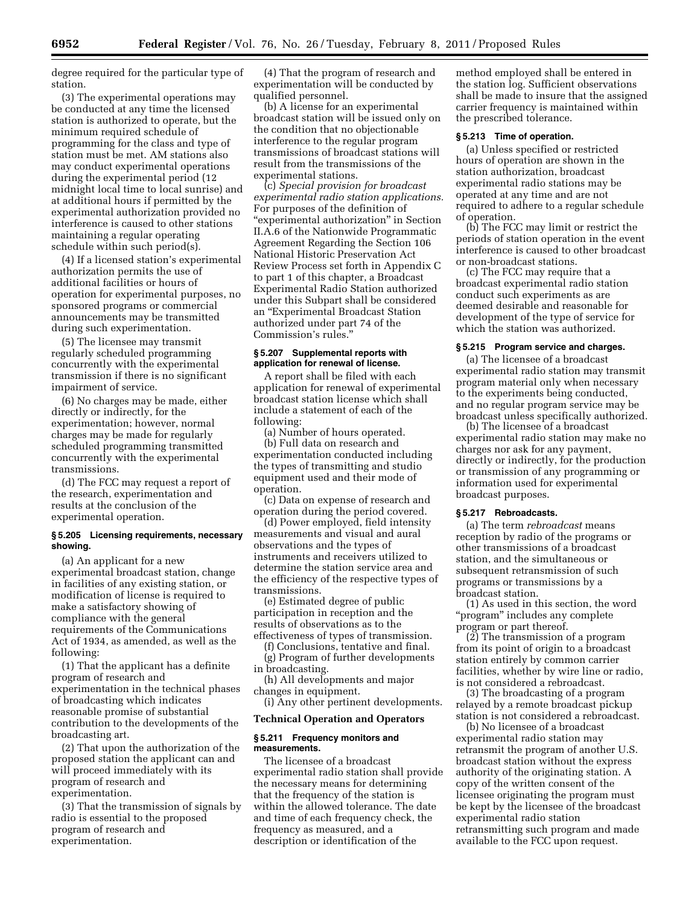degree required for the particular type of station.

(3) The experimental operations may be conducted at any time the licensed station is authorized to operate, but the minimum required schedule of programming for the class and type of station must be met. AM stations also may conduct experimental operations during the experimental period (12 midnight local time to local sunrise) and at additional hours if permitted by the experimental authorization provided no interference is caused to other stations maintaining a regular operating schedule within such period(s).

(4) If a licensed station's experimental authorization permits the use of additional facilities or hours of operation for experimental purposes, no sponsored programs or commercial announcements may be transmitted during such experimentation.

(5) The licensee may transmit regularly scheduled programming concurrently with the experimental transmission if there is no significant impairment of service.

(6) No charges may be made, either directly or indirectly, for the experimentation; however, normal charges may be made for regularly scheduled programming transmitted concurrently with the experimental transmissions.

(d) The FCC may request a report of the research, experimentation and results at the conclusion of the experimental operation.

### § 5.205 Licensing requirements, necessary showing.

(a) An applicant for a new experimental broadcast station, change in facilities of any existing station, or modification of license is required to make a satisfactory showing of compliance with the general requirements of the Communications Act of 1934, as amended, as well as the following:

(1) That the applicant has a definite program of research and experimentation in the technical phases of broadcasting which indicates reasonable promise of substantial contribution to the developments of the broadcasting art.

(2) That upon the authorization of the proposed station the applicant can and will proceed immediately with its program of research and experimentation.

(3) That the transmission of signals by radio is essential to the proposed program of research and experimentation.

(4) That the program of research and experimentation will be conducted by qualified personnel.

(b) A license for an experimental broadcast station will be issued only on the condition that no objectionable interference to the regular program transmissions of broadcast stations will result from the transmissions of the experimental stations.

(c) *Special provision for broadcast experimental radio station applications.* For purposes of the definition of "experimental authorization" in Section II.A.6 of the Nationwide Programmatic Agreement Regarding the Section 106 National Historic Preservation Act Review Process set forth in Appendix C to part 1 of this chapter, a Broadcast Experimental Radio Station authorized under this Subpart shall be considered an "Experimental Broadcast Station authorized under part 74 of the Commission's rules."

### § 5.207 Supplemental reports with application for renewal of license.

A report shall be filed with each application for renewal of experimental broadcast station license which shall include a statement of each of the following:

(a) Number of hours operated.

(b) Full data on research and experimentation conducted including the types of transmitting and studio equipment used and their mode of operation.

(c) Data on expense of research and operation during the period covered.

(d) Power employed, field intensity measurements and visual and aural observations and the types of instruments and receivers utilized to determine the station service area and the efficiency of the respective types of transmissions.

(e) Estimated degree of public participation in reception and the results of observations as to the effectiveness of types of transmission.

(f) Conclusions, tentative and final.

(g) Program of further developments in broadcasting.

(h) All developments and major changes in equipment.

(i) Any other pertinent developments.

## Technical Operation and Operators

### § 5.211 Frequency monitors and measurements.

The licensee of a broadcast experimental radio station shall provide the necessary means for determining that the frequency of the station is within the allowed tolerance. The date and time of each frequency check, the frequency as measured, and a description or identification of the method employed shall be entered in the station log. Sufficient observations shall be made to insure that the assigned carrier frequency is maintained within the prescribed tolerance.

### § 5.213 Time of operation.

(a) Unless specified or restricted hours of operation are shown in the station authorization, broadcast experimental radio stations may be operated at any time and are not required to adhere to a regular schedule of operation.

(b) The FCC may limit or restrict the periods of station operation in the event interference is caused to other broadcast or non-broadcast stations.

(c) The FCC may require that a broadcast experimental radio station conduct such experiments as are deemed desirable and reasonable for development of the type of service for which the station was authorized.

### § 5.215 Program service and charges.

(a) The licensee of a broadcast experimental radio station may transmit program material only when necessary to the experiments being conducted, and no regular program service may be broadcast unless specifically authorized.

(b) The licensee of a broadcast experimental radio station may make no charges nor ask for any payment, directly or indirectly, for the production or transmission of any programming or information used for experimental broadcast purposes.

### § 5.217 Rebroadcasts.

(a) The term *rebroadcast* means reception by radio of the programs or other transmissions of a broadcast station, and the simultaneous or subsequent retransmission of such programs or transmissions by a broadcast station.

(1) As used in this section, the word "program" includes any complete program or part thereof.

(2) The transmission of a program from its point of origin to a broadcast station entirely by common carrier facilities, whether by wire line or radio, is not considered a rebroadcast.

(3) The broadcasting of a program relayed by a remote broadcast pickup station is not considered a rebroadcast.

(b) No licensee of a broadcast experimental radio station may retransmit the program of another U.S. broadcast station without the express authority of the originating station. A copy of the written consent of the licensee originating the program must be kept by the licensee of the broadcast experimental radio station retransmitting such program and made available to the FCC upon request.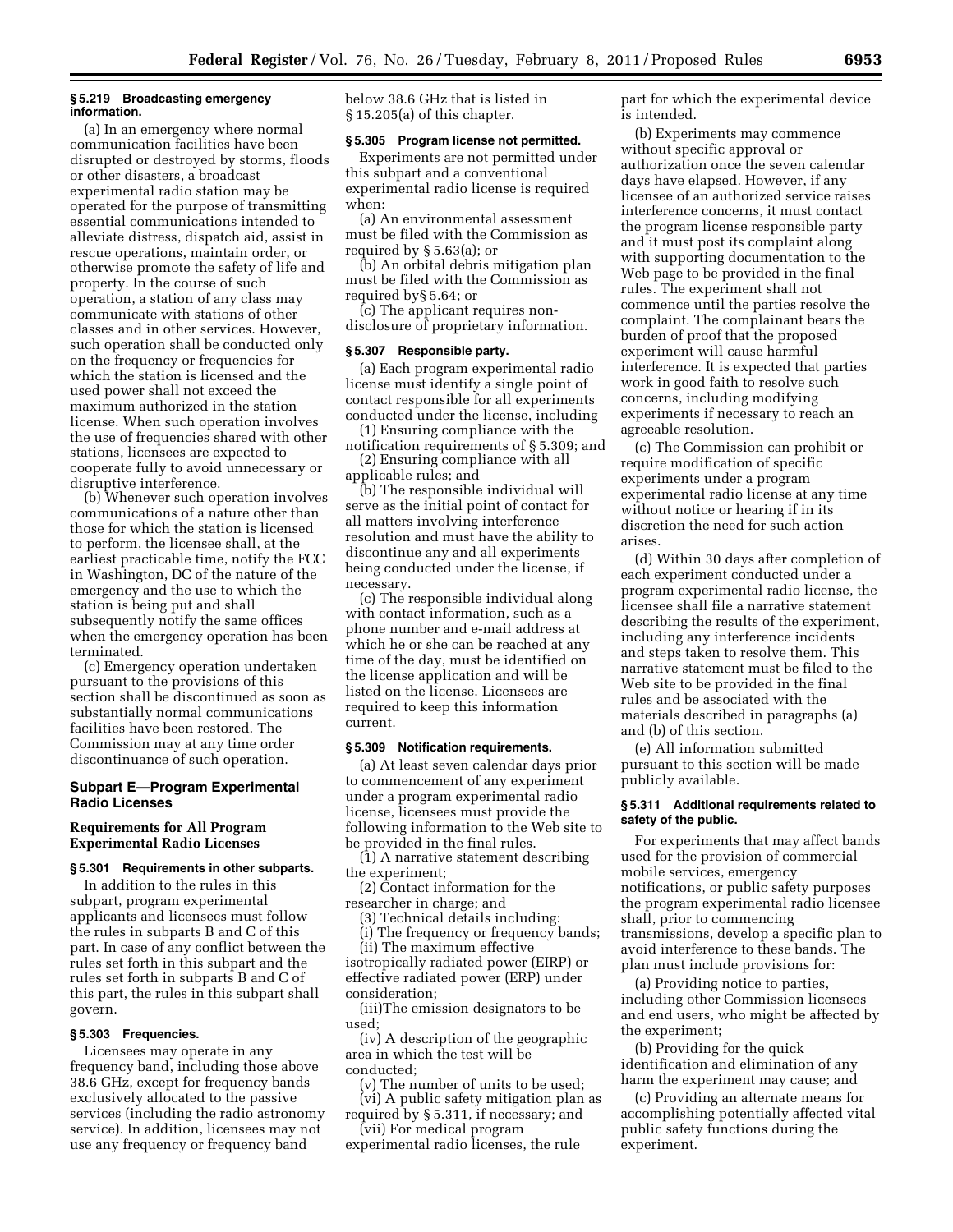**§ 5.219 Broadcasting emergency information.**

(a) In an emergency where normal communication facilities have been disrupted or destroyed by storms, floods or other disasters, a broadcast experimental radio station may be operated for the purpose of transmitting essential communications intended to alleviate distress, dispatch aid, assist in rescue operations, maintain order, or otherwise promote the safety of life and property. In the course of such operation, a station of any class may communicate with stations of other classes and in other services. However, such operation shall be conducted only on the frequency or frequencies for which the station is licensed and the used power shall not exceed the maximum authorized in the station license. When such operation involves the use of frequencies shared with other stations, licensees are expected to cooperate fully to avoid unnecessary or disruptive interference.

(b) Whenever such operation involves communications of a nature other than those for which the station is licensed to perform, the licensee shall, at the earliest practicable time, notify the FCC in Washington, DC of the nature of the emergency and the use to which the station is being put and shall subsequently notify the same offices when the emergency operation has been terminated.

(c) Emergency operation undertaken pursuant to the provisions of this section shall be discontinued as soon as substantially normal communications facilities have been restored. The Commission may at any time order discontinuance of such operation.

## Subpart E—Program Experimental Radio Licenses

### Requirements for All Program Experimental Radio Licenses

**§ 5.301 Requirements in other subparts.**

In addition to the rules in this subpart, program experimental applicants and licensees must follow the rules in subparts B and C of this part. In case of any conflict between the rules set forth in this subpart and the rules set forth in subparts B and C of this part, the rules in this subpart shall govern.

**§ 5.303 Frequencies.**

Licensees may operate in any frequency band, including those above 38.6 GHz, except for frequency bands exclusively allocated to the passive services (including the radio astronomy service). In addition, licensees may not use any frequency or frequency band below 38.6 GHz that is listed in § 15.205(a) of this chapter.

**§ 5.305 Program license not permitted.**

Experiments are not permitted under this subpart and a conventional experimental radio license is required when:

(a) An environmental assessment must be filed with the Commission as required by § 5.63(a); or

(b) An orbital debris mitigation plan must be filed with the Commission as required by§ 5.64; or

(c) The applicant requires non-disclosure of proprietary information.

**§ 5.307 Responsible party.**

(a) Each program experimental radio license must identify a single point of contact responsible for all experiments conducted under the license, including

(1) Ensuring compliance with the notification requirements of § 5.309; and

(2) Ensuring compliance with all applicable rules; and

(b) The responsible individual will serve as the initial point of contact for all matters involving interference resolution and must have the ability to discontinue any and all experiments being conducted under the license, if necessary.

(c) The responsible individual along with contact information, such as a phone number and e-mail address at which he or she can be reached at any time of the day, must be identified on the license application and will be listed on the license. Licensees are required to keep this information current.

**§ 5.309 Notification requirements.**

(a) At least seven calendar days prior to commencement of any experiment under a program experimental radio license, licensees must provide the following information to the Web site to be provided in the final rules.

(1) A narrative statement describing the experiment;

(2) Contact information for the researcher in charge; and

(3) Technical details including:

(i) The frequency or frequency bands;

(ii) The maximum effective isotropically radiated power (EIRP) or effective radiated power (ERP) under consideration;

(iii)The emission designators to be used;

(iv) A description of the geographic area in which the test will be conducted;

(v) The number of units to be used;

(vi) A public safety mitigation plan as required by § 5.311, if necessary; and

(vii) For medical program experimental radio licenses, the rule part for which the experimental device is intended.

(b) Experiments may commence without specific approval or authorization once the seven calendar days have elapsed. However, if any licensee of an authorized service raises interference concerns, it must contact the program license responsible party and it must post its complaint along with supporting documentation to the Web page to be provided in the final rules. The experiment shall not commence until the parties resolve the complaint. The complainant bears the burden of proof that the proposed experiment will cause harmful interference. It is expected that parties work in good faith to resolve such concerns, including modifying experiments if necessary to reach an agreeable resolution.

(c) The Commission can prohibit or require modification of specific experiments under a program experimental radio license at any time without notice or hearing if in its discretion the need for such action arises.

(d) Within 30 days after completion of each experiment conducted under a program experimental radio license, the licensee shall file a narrative statement describing the results of the experiment, including any interference incidents and steps taken to resolve them. This narrative statement must be filed to the Web site to be provided in the final rules and be associated with the materials described in paragraphs (a) and (b) of this section.

(e) All information submitted pursuant to this section will be made publicly available.

**§ 5.311 Additional requirements related to safety of the public.**

For experiments that may affect bands used for the provision of commercial mobile services, emergency notifications, or public safety purposes the program experimental radio licensee shall, prior to commencing transmissions, develop a specific plan to avoid interference to these bands. The plan must include provisions for:

(a) Providing notice to parties, including other Commission licensees and end users, who might be affected by the experiment;

(b) Providing for the quick identification and elimination of any harm the experiment may cause; and

(c) Providing an alternate means for accomplishing potentially affected vital public safety functions during the experiment.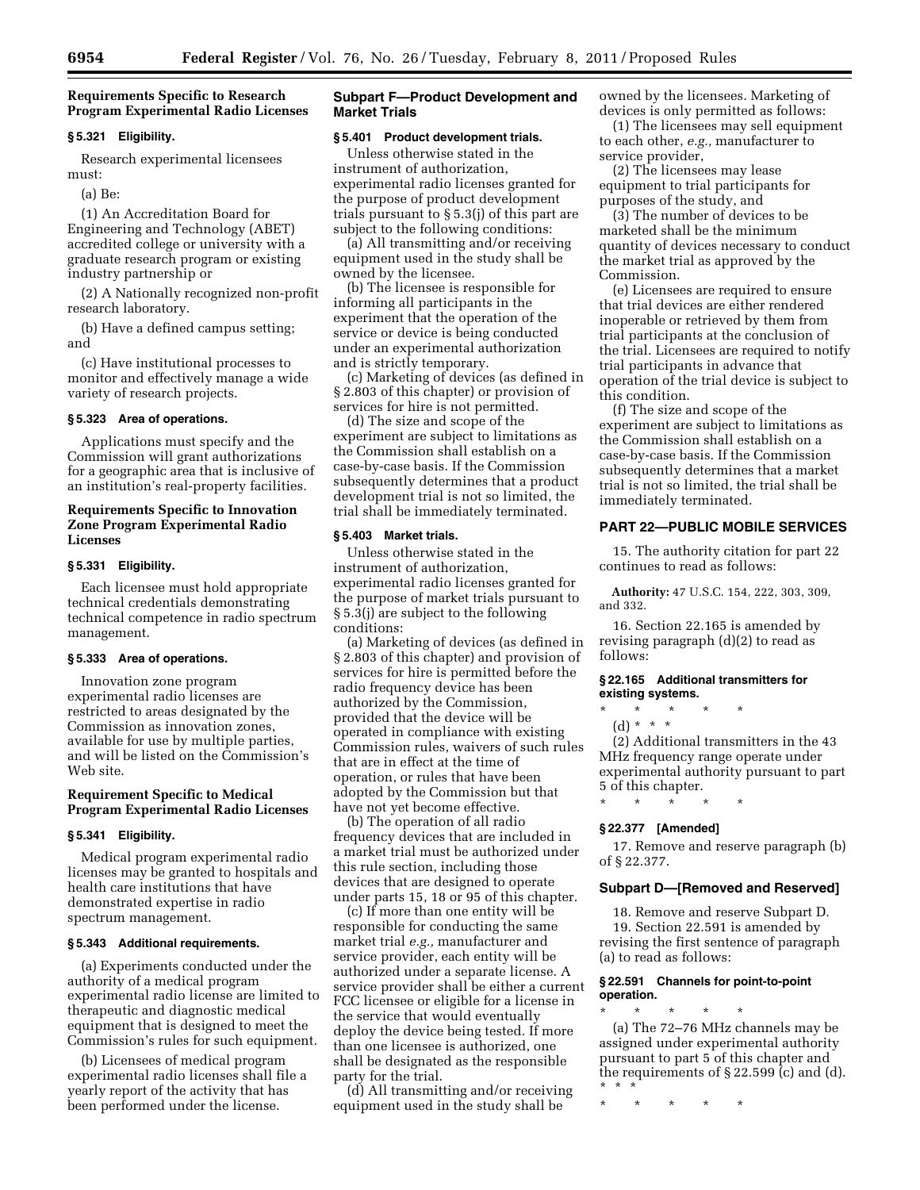### Requirements Specific to Research Program Experimental Radio Licenses

#### § 5.321 Eligibility.

Research experimental licensees must:

(a) Be:

(1) An Accreditation Board for Engineering and Technology (ABET) accredited college or university with a graduate research program or existing industry partnership or

(2) A Nationally recognized non-profit research laboratory.

(b) Have a defined campus setting; and

(c) Have institutional processes to monitor and effectively manage a wide variety of research projects.

#### § 5.323 Area of operations.

Applications must specify and the Commission will grant authorizations for a geographic area that is inclusive of an institution's real-property facilities.

### Requirements Specific to Innovation Zone Program Experimental Radio Licenses

#### § 5.331 Eligibility.

Each licensee must hold appropriate technical credentials demonstrating technical competence in radio spectrum management.

#### § 5.333 Area of operations.

Innovation zone program experimental radio licenses are restricted to areas designated by the Commission as innovation zones, available for use by multiple parties, and will be listed on the Commission's Web site.

### Requirement Specific to Medical Program Experimental Radio Licenses

#### § 5.341 Eligibility.

Medical program experimental radio licenses may be granted to hospitals and health care institutions that have demonstrated expertise in radio spectrum management.

#### § 5.343 Additional requirements.

(a) Experiments conducted under the authority of a medical program experimental radio license are limited to therapeutic and diagnostic medical equipment that is designed to meet the Commission's rules for such equipment.

(b) Licensees of medical program experimental radio licenses shall file a yearly report of the activity that has been performed under the license.

### Subpart F—Product Development and Market Trials

#### § 5.401 Product development trials.

Unless otherwise stated in the instrument of authorization, experimental radio licenses granted for the purpose of product development trials pursuant to § 5.3(j) of this part are subject to the following conditions:

(a) All transmitting and/or receiving equipment used in the study shall be owned by the licensee.

(b) The licensee is responsible for informing all participants in the experiment that the operation of the service or device is being conducted under an experimental authorization and is strictly temporary.

(c) Marketing of devices (as defined in § 2.803 of this chapter) or provision of services for hire is not permitted.

(d) The size and scope of the experiment are subject to limitations as the Commission shall establish on a case-by-case basis. If the Commission subsequently determines that a product development trial is not so limited, the trial shall be immediately terminated.

#### § 5.403 Market trials.

Unless otherwise stated in the instrument of authorization, experimental radio licenses granted for the purpose of market trials pursuant to § 5.3(j) are subject to the following conditions:

(a) Marketing of devices (as defined in § 2.803 of this chapter) and provision of services for hire is permitted before the radio frequency device has been authorized by the Commission, provided that the device will be operated in compliance with existing Commission rules, waivers of such rules that are in effect at the time of operation, or rules that have been adopted by the Commission but that have not yet become effective.

(b) The operation of all radio frequency devices that are included in a market trial must be authorized under this rule section, including those devices that are designed to operate under parts 15, 18 or 95 of this chapter.

(c) If more than one entity will be responsible for conducting the same market trial *e.g.,* manufacturer and service provider, each entity will be authorized under a separate license. A service provider shall be either a current FCC licensee or eligible for a license in the service that would eventually deploy the device being tested. If more than one licensee is authorized, one shall be designated as the responsible party for the trial.

(d) All transmitting and/or receiving equipment used in the study shall be owned by the licensees. Marketing of devices is only permitted as follows:

(1) The licensees may sell equipment to each other, *e.g.,* manufacturer to service provider,

(2) The licensees may lease equipment to trial participants for purposes of the study, and

(3) The number of devices to be marketed shall be the minimum quantity of devices necessary to conduct the market trial as approved by the Commission.

(e) Licensees are required to ensure that trial devices are either rendered inoperable or retrieved by them from trial participants at the conclusion of the trial. Licensees are required to notify trial participants in advance that operation of the trial device is subject to this condition.

(f) The size and scope of the experiment are subject to limitations as the Commission shall establish on a case-by-case basis. If the Commission subsequently determines that a market trial is not so limited, the trial shall be immediately terminated.

## PART 22—PUBLIC MOBILE SERVICES

15. The authority citation for part 22 continues to read as follows:

**Authority:** 47 U.S.C. 154, 222, 303, 309, and 332.

16. Section 22.165 is amended by revising paragraph (d)(2) to read as follows:

#### § 22.165 Additional transmitters for existing systems.

\* \* \* \* \*

(d) \* \* \*

(2) Additional transmitters in the 43 MHz frequency range operate under experimental authority pursuant to part 5 of this chapter.

\* \* \* \* \*

#### § 22.377 [Amended]

17. Remove and reserve paragraph (b) of § 22.377.

### Subpart D—[Removed and Reserved]

18. Remove and reserve Subpart D.

19. Section 22.591 is amended by revising the first sentence of paragraph (a) to read as follows:

#### § 22.591 Channels for point-to-point operation.

\* \* \* \* \*

(a) The 72–76 MHz channels may be assigned under experimental authority pursuant to part 5 of this chapter and the requirements of § 22.599 (c) and (d). \* \* \*

\* \* \* \* \*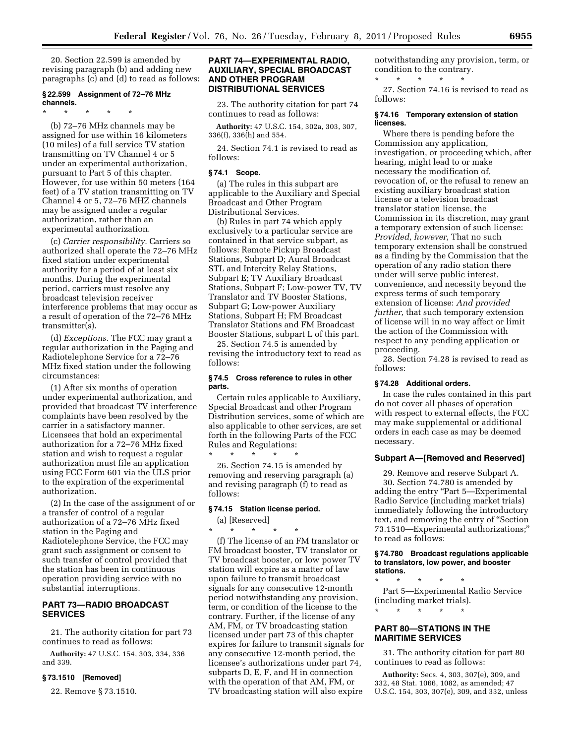20. Section 22.599 is amended by revising paragraph (b) and adding new paragraphs (c) and (d) to read as follows:

### § 22.599 Assignment of 72–76 MHz channels.

\* \* \* \* \*

(b) 72–76 MHz channels may be assigned for use within 16 kilometers (10 miles) of a full service TV station transmitting on TV Channel 4 or 5 under an experimental authorization, pursuant to Part 5 of this chapter. However, for use within 50 meters (164 feet) of a TV station transmitting on TV Channel 4 or 5, 72–76 MHZ channels may be assigned under a regular authorization, rather than an experimental authorization.

(c) *Carrier responsibility.* Carriers so authorized shall operate the 72–76 MHz fixed station under experimental authority for a period of at least six months. During the experimental period, carriers must resolve any broadcast television receiver interference problems that may occur as a result of operation of the 72–76 MHz transmitter(s).

(d) *Exceptions.* The FCC may grant a regular authorization in the Paging and Radiotelephone Service for a 72–76 MHz fixed station under the following circumstances:

(1) After six months of operation under experimental authorization, and provided that broadcast TV interference complaints have been resolved by the carrier in a satisfactory manner. Licensees that hold an experimental authorization for a 72–76 MHz fixed station and wish to request a regular authorization must file an application using FCC Form 601 via the ULS prior to the expiration of the experimental authorization.

(2) In the case of the assignment of or a transfer of control of a regular authorization of a 72–76 MHz fixed station in the Paging and Radiotelephone Service, the FCC may grant such assignment or consent to such transfer of control provided that the station has been in continuous operation providing service with no substantial interruptions.

## PART 73—RADIO BROADCAST SERVICES

21. The authority citation for part 73 continues to read as follows:

**Authority:** 47 U.S.C. 154, 303, 334, 336 and 339.

### § 73.1510 [Removed]

22. Remove § 73.1510.

## PART 74—EXPERIMENTAL RADIO, AUXILIARY, SPECIAL BROADCAST AND OTHER PROGRAM DISTRIBUTIONAL SERVICES

23. The authority citation for part 74 continues to read as follows:

**Authority:** 47 U.S.C. 154, 302a, 303, 307, 336(f), 336(h) and 554.

24. Section 74.1 is revised to read as follows:

### § 74.1 Scope.

(a) The rules in this subpart are applicable to the Auxiliary and Special Broadcast and Other Program Distributional Services.

(b) Rules in part 74 which apply exclusively to a particular service are contained in that service subpart, as follows: Remote Pickup Broadcast Stations, Subpart D; Aural Broadcast STL and Intercity Relay Stations, Subpart E; TV Auxiliary Broadcast Stations, Subpart F; Low-power TV, TV Translator and TV Booster Stations, Subpart G; Low-power Auxiliary Stations, Subpart H; FM Broadcast Translator Stations and FM Broadcast Booster Stations, subpart L of this part.

25. Section 74.5 is amended by revising the introductory text to read as follows:

### § 74.5 Cross reference to rules in other parts.

Certain rules applicable to Auxiliary, Special Broadcast and other Program Distribution services, some of which are also applicable to other services, are set forth in the following Parts of the FCC Rules and Regulations:

\* \* \* \* \*

26. Section 74.15 is amended by removing and reserving paragraph (a) and revising paragraph (f) to read as follows:

### § 74.15 Station license period.

(a) [Reserved]

\* \* \* \* \*

(f) The license of an FM translator or FM broadcast booster, TV translator or TV broadcast booster, or low power TV station will expire as a matter of law upon failure to transmit broadcast signals for any consecutive 12-month period notwithstanding any provision, term, or condition of the license to the contrary. Further, if the license of any AM, FM, or TV broadcasting station licensed under part 73 of this chapter expires for failure to transmit signals for any consecutive 12-month period, the licensee's authorizations under part 74, subparts D, E, F, and H in connection with the operation of that AM, FM, or TV broadcasting station will also expire notwithstanding any provision, term, or condition to the contrary.

\* \* \* \* \*

27. Section 74.16 is revised to read as follows:

### § 74.16 Temporary extension of station licenses.

Where there is pending before the Commission any application, investigation, or proceeding which, after hearing, might lead to or make necessary the modification of, revocation of, or the refusal to renew an existing auxiliary broadcast station license or a television broadcast translator station license, the Commission in its discretion, may grant a temporary extension of such license: *Provided, however,* That no such temporary extension shall be construed as a finding by the Commission that the operation of any radio station there under will serve public interest, convenience, and necessity beyond the express terms of such temporary extension of license: *And provided further,* that such temporary extension of license will in no way affect or limit the action of the Commission with respect to any pending application or proceeding.

28. Section 74.28 is revised to read as follows:

### § 74.28 Additional orders.

In case the rules contained in this part do not cover all phases of operation with respect to external effects, the FCC may make supplemental or additional orders in each case as may be deemed necessary.

### Subpart A—[Removed and Reserved]

29. Remove and reserve Subpart A.

30. Section 74.780 is amended by adding the entry "Part 5—Experimental Radio Service (including market trials) immediately following the introductory text, and removing the entry of "Section 73.1510—Experimental authorizations;" to read as follows:

### § 74.780 Broadcast regulations applicable to translators, low power, and booster stations.

\* \* \* \* \*

Part 5—Experimental Radio Service (including market trials).

\* \* \* \* \*

## PART 80—STATIONS IN THE MARITIME SERVICES

31. The authority citation for part 80 continues to read as follows:

**Authority:** Secs. 4, 303, 307(e), 309, and 332, 48 Stat. 1066, 1082, as amended; 47 U.S.C. 154, 303, 307(e), 309, and 332, unless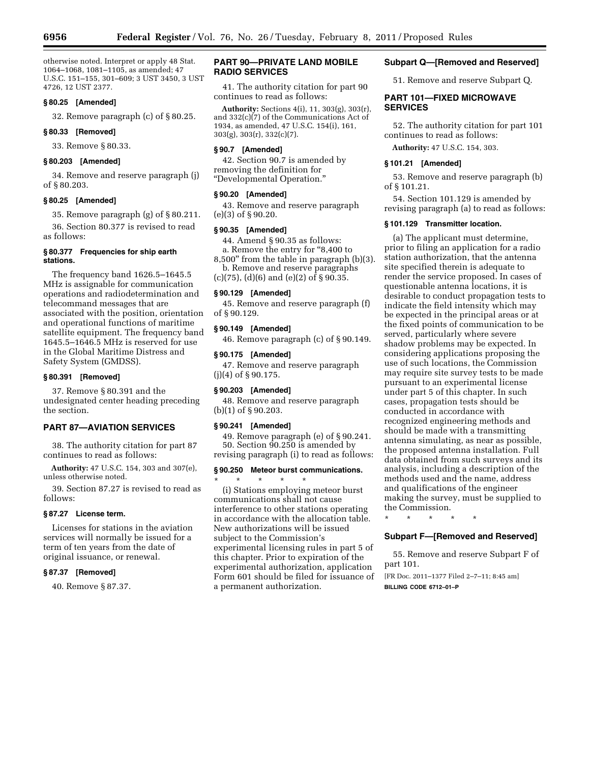otherwise noted. Interpret or apply 48 Stat. 1064–1068, 1081–1105, as amended; 47 U.S.C. 151–155, 301–609; 3 UST 3450, 3 UST 4726, 12 UST 2377.

### § 80.25 [Amended]

32. Remove paragraph (c) of § 80.25.

### § 80.33 [Removed]

33. Remove § 80.33.

### § 80.203 [Amended]

34. Remove and reserve paragraph (j) of § 80.203.

### § 80.25 [Amended]

35. Remove paragraph (g) of § 80.211.

36. Section 80.377 is revised to read as follows:

### § 80.377 Frequencies for ship earth stations.

The frequency band 1626.5–1645.5 MHz is assignable for communication operations and radiodetermination and telecommand messages that are associated with the position, orientation and operational functions of maritime satellite equipment. The frequency band 1645.5–1646.5 MHz is reserved for use in the Global Maritime Distress and Safety System (GMDSS).

### § 80.391 [Removed]

37. Remove § 80.391 and the undesignated center heading preceding the section.

## PART 87—AVIATION SERVICES

38. The authority citation for part 87 continues to read as follows:

**Authority:** 47 U.S.C. 154, 303 and 307(e), unless otherwise noted.

39. Section 87.27 is revised to read as follows:

### § 87.27 License term.

Licenses for stations in the aviation services will normally be issued for a term of ten years from the date of original issuance, or renewal.

### § 87.37 [Removed]

40. Remove § 87.37.

## PART 90—PRIVATE LAND MOBILE RADIO SERVICES

41. The authority citation for part 90 continues to read as follows:

**Authority:** Sections 4(i), 11, 303(g), 303(r), and 332(c)(7) of the Communications Act of 1934, as amended, 47 U.S.C. 154(i), 161, 303(g), 303(r), 332(c)(7).

### § 90.7 [Amended]

42. Section 90.7 is amended by removing the definition for "Developmental Operation."

### § 90.20 [Amended]

43. Remove and reserve paragraph (e)(3) of § 90.20.

### § 90.35 [Amended]

44. Amend § 90.35 as follows:

a. Remove the entry for "8,400 to 8,500" from the table in paragraph (b)(3).

b. Remove and reserve paragraphs (c)(75), (d)(6) and (e)(2) of § 90.35.

### § 90.129 [Amended]

45. Remove and reserve paragraph (f) of § 90.129.

### § 90.149 [Amended]

46. Remove paragraph (c) of § 90.149.

### § 90.175 [Amended]

47. Remove and reserve paragraph (j)(4) of § 90.175.

### § 90.203 [Amended]

48. Remove and reserve paragraph (b)(1) of § 90.203.

### § 90.241 [Amended]

49. Remove paragraph (e) of § 90.241.

50. Section 90.250 is amended by revising paragraph (i) to read as follows:

### § 90.250 Meteor burst communications.

\* \* \* \* \*

(i) Stations employing meteor burst communications shall not cause interference to other stations operating in accordance with the allocation table. New authorizations will be issued subject to the Commission's experimental licensing rules in part 5 of this chapter. Prior to expiration of the experimental authorization, application Form 601 should be filed for issuance of a permanent authorization.

### Subpart Q—[Removed and Reserved]

51. Remove and reserve Subpart Q.

## PART 101—FIXED MICROWAVE SERVICES

52. The authority citation for part 101 continues to read as follows:

**Authority:** 47 U.S.C. 154, 303.

### § 101.21 [Amended]

53. Remove and reserve paragraph (b) of § 101.21.

54. Section 101.129 is amended by revising paragraph (a) to read as follows:

### § 101.129 Transmitter location.

(a) The applicant must determine, prior to filing an application for a radio station authorization, that the antenna site specified therein is adequate to render the service proposed. In cases of questionable antenna locations, it is desirable to conduct propagation tests to indicate the field intensity which may be expected in the principal areas or at the fixed points of communication to be served, particularly where severe shadow problems may be expected. In considering applications proposing the use of such locations, the Commission may require site survey tests to be made pursuant to an experimental license under part 5 of this chapter. In such cases, propagation tests should be conducted in accordance with recognized engineering methods and should be made with a transmitting antenna simulating, as near as possible, the proposed antenna installation. Full data obtained from such surveys and its analysis, including a description of the methods used and the name, address and qualifications of the engineer making the survey, must be supplied to the Commission.

\* \* \* \* \*

### Subpart F—[Removed and Reserved]

55. Remove and reserve Subpart F of part 101.

[FR Doc. 2011–1377 Filed 2–7–11; 8:45 am]

**BILLING CODE 6712–01–P**